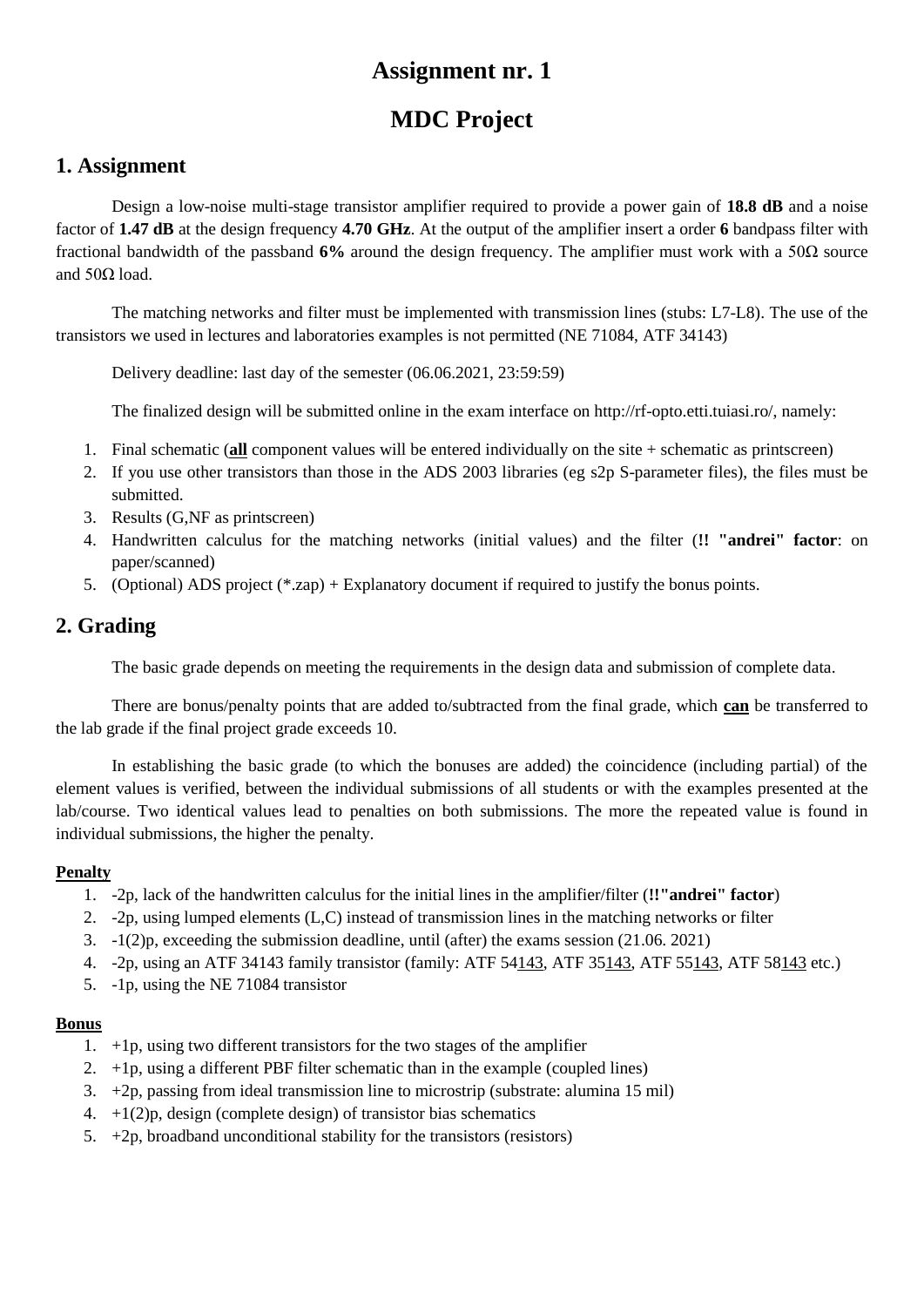# Assignment nr. 1

# MDC Project

## 1. Assignment

Design a low-noise multi-stage transistor amplifier required to provide a power gain of **18.8 dB** and a noise factor of **1.47 dB** at the design frequency **4.70 GHz**. At the output of the amplifier insert a order **6** bandpass filter with fractional bandwidth of the passband **6%** around the design frequency. The amplifier must work with a 50Ω source and 50Ω load.

The matching networks and filter must be implemented with transmission lines (stubs: L7-L8). The use of the transistors we used in lectures and laboratories examples is not permitted (NE 71084, ATF 34143)

Delivery deadline: last day of the semester (06.06.2021, 23:59:59)

The finalized design will be submitted online in the exam interface on http://rf-opto.etti.tuiasi.ro/, namely:

1. Final schematic (**all** component values will be entered individually on the site + schematic as printscreen)
2. If you use other transistors than those in the ADS 2003 libraries (eg s2p S-parameter files), the files must be submitted.
3. Results (G,NF as printscreen)
4. Handwritten calculus for the matching networks (initial values) and the filter (**!! "andrei" factor**: on paper/scanned)
5. (Optional) ADS project (*.zap) + Explanatory document if required to justify the bonus points.

## 2. Grading

The basic grade depends on meeting the requirements in the design data and submission of complete data.

There are bonus/penalty points that are added to/subtracted from the final grade, which **can** be transferred to the lab grade if the final project grade exceeds 10.

In establishing the basic grade (to which the bonuses are added) the coincidence (including partial) of the element values is verified, between the individual submissions of all students or with the examples presented at the lab/course. Two identical values lead to penalties on both submissions. The more the repeated value is found in individual submissions, the higher the penalty.

#### Penalty

1. -2p, lack of the handwritten calculus for the initial lines in the amplifier/filter (**!!"andrei" factor**)
2. -2p, using lumped elements (L,C) instead of transmission lines in the matching networks or filter
3. -1(2)p, exceeding the submission deadline, until (after) the exams session (21.06. 2021)
4. -2p, using an ATF 34143 family transistor (family: ATF 54143, ATF 35143, ATF 55143, ATF 58143 etc.)
5. -1p, using the NE 71084 transistor

#### Bonus

1. +1p, using two different transistors for the two stages of the amplifier
2. +1p, using a different PBF filter schematic than in the example (coupled lines)
3. +2p, passing from ideal transmission line to microstrip (substrate: alumina 15 mil)
4. +1(2)p, design (complete design) of transistor bias schematics
5. +2p, broadband unconditional stability for the transistors (resistors)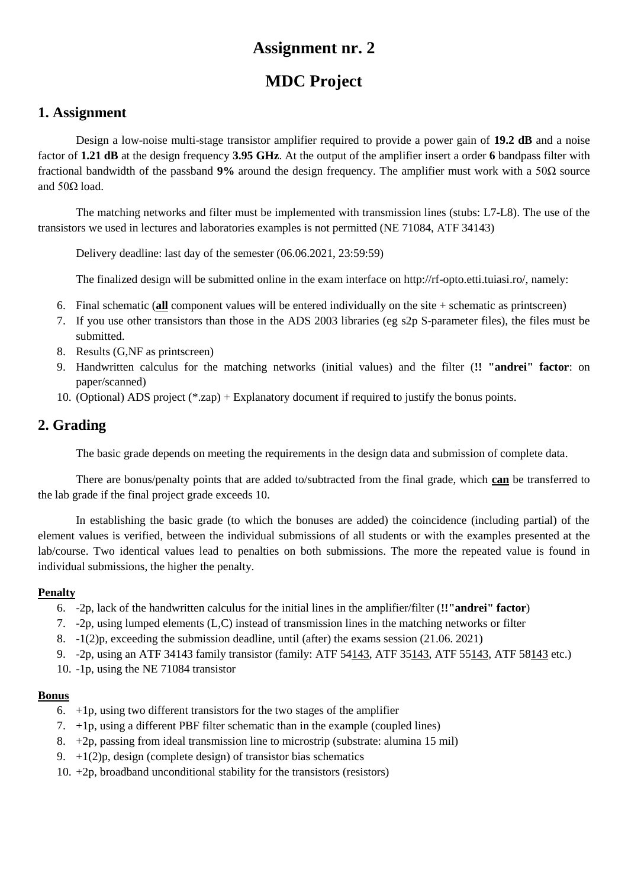# Assignment nr. 2

# MDC Project

## 1. Assignment

Design a low-noise multi-stage transistor amplifier required to provide a power gain of **19.2 dB** and a noise factor of **1.21 dB** at the design frequency **3.95 GHz**. At the output of the amplifier insert a order **6** bandpass filter with fractional bandwidth of the passband **9%** around the design frequency. The amplifier must work with a 50Ω source and 50Ω load.

The matching networks and filter must be implemented with transmission lines (stubs: L7-L8). The use of the transistors we used in lectures and laboratories examples is not permitted (NE 71084, ATF 34143)

Delivery deadline: last day of the semester (06.06.2021, 23:59:59)

The finalized design will be submitted online in the exam interface on http://rf-opto.etti.tuiasi.ro/, namely:

6. Final schematic (**all** component values will be entered individually on the site + schematic as printscreen)
7. If you use other transistors than those in the ADS 2003 libraries (eg s2p S-parameter files), the files must be submitted.
8. Results (G,NF as printscreen)
9. Handwritten calculus for the matching networks (initial values) and the filter (**!! "andrei" factor**: on paper/scanned)
10. (Optional) ADS project (*.zap) + Explanatory document if required to justify the bonus points.

## 2. Grading

The basic grade depends on meeting the requirements in the design data and submission of complete data.

There are bonus/penalty points that are added to/subtracted from the final grade, which **can** be transferred to the lab grade if the final project grade exceeds 10.

In establishing the basic grade (to which the bonuses are added) the coincidence (including partial) of the element values is verified, between the individual submissions of all students or with the examples presented at the lab/course. Two identical values lead to penalties on both submissions. The more the repeated value is found in individual submissions, the higher the penalty.

### Penalty

6. -2p, lack of the handwritten calculus for the initial lines in the amplifier/filter (**!!"andrei" factor**)
7. -2p, using lumped elements (L,C) instead of transmission lines in the matching networks or filter
8. -1(2)p, exceeding the submission deadline, until (after) the exams session (21.06. 2021)
9. -2p, using an ATF 34143 family transistor (family: ATF 54143, ATF 35143, ATF 55143, ATF 58143 etc.)
10. -1p, using the NE 71084 transistor

### Bonus

6. +1p, using two different transistors for the two stages of the amplifier
7. +1p, using a different PBF filter schematic than in the example (coupled lines)
8. +2p, passing from ideal transmission line to microstrip (substrate: alumina 15 mil)
9. +1(2)p, design (complete design) of transistor bias schematics
10. +2p, broadband unconditional stability for the transistors (resistors)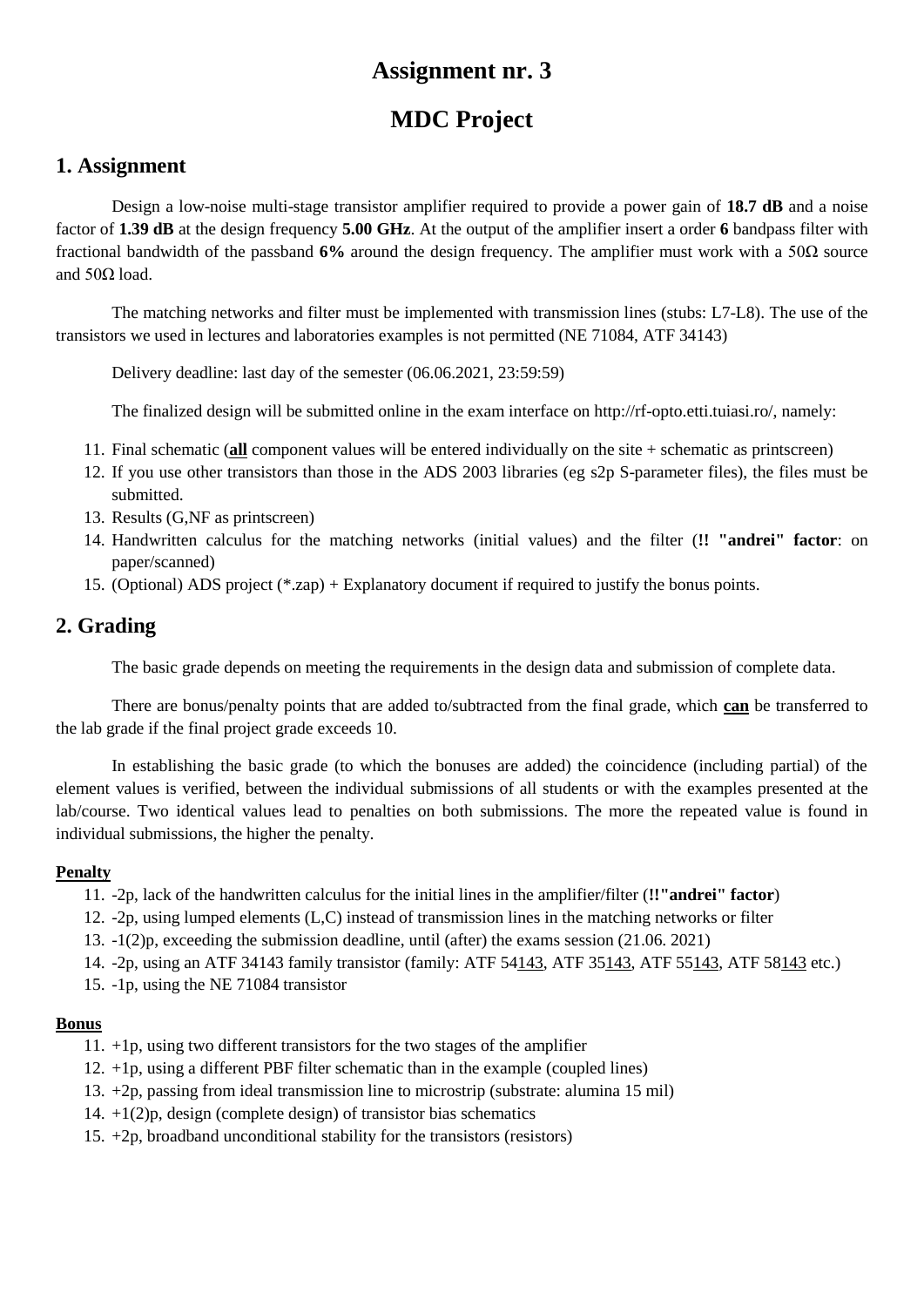# Assignment nr. 3

# MDC Project

## 1. Assignment

Design a low-noise multi-stage transistor amplifier required to provide a power gain of **18.7 dB** and a noise factor of **1.39 dB** at the design frequency **5.00 GHz**. At the output of the amplifier insert a order **6** bandpass filter with fractional bandwidth of the passband **6%** around the design frequency. The amplifier must work with a 50Ω source and 50Ω load.

The matching networks and filter must be implemented with transmission lines (stubs: L7-L8). The use of the transistors we used in lectures and laboratories examples is not permitted (NE 71084, ATF 34143)

Delivery deadline: last day of the semester (06.06.2021, 23:59:59)

The finalized design will be submitted online in the exam interface on http://rf-opto.etti.tuiasi.ro/, namely:

11. Final schematic (**all** component values will be entered individually on the site + schematic as printscreen)
12. If you use other transistors than those in the ADS 2003 libraries (eg s2p S-parameter files), the files must be submitted.
13. Results (G,NF as printscreen)
14. Handwritten calculus for the matching networks (initial values) and the filter (**!! "andrei" factor**: on paper/scanned)
15. (Optional) ADS project (*.zap) + Explanatory document if required to justify the bonus points.

## 2. Grading

The basic grade depends on meeting the requirements in the design data and submission of complete data.

There are bonus/penalty points that are added to/subtracted from the final grade, which **can** be transferred to the lab grade if the final project grade exceeds 10.

In establishing the basic grade (to which the bonuses are added) the coincidence (including partial) of the element values is verified, between the individual submissions of all students or with the examples presented at the lab/course. Two identical values lead to penalties on both submissions. The more the repeated value is found in individual submissions, the higher the penalty.

#### Penalty

11. -2p, lack of the handwritten calculus for the initial lines in the amplifier/filter (**!!"andrei" factor**)
12. -2p, using lumped elements (L,C) instead of transmission lines in the matching networks or filter
13. -1(2)p, exceeding the submission deadline, until (after) the exams session (21.06. 2021)
14. -2p, using an ATF 34143 family transistor (family: ATF 54143, ATF 35143, ATF 55143, ATF 58143 etc.)
15. -1p, using the NE 71084 transistor

#### Bonus

11. +1p, using two different transistors for the two stages of the amplifier
12. +1p, using a different PBF filter schematic than in the example (coupled lines)
13. +2p, passing from ideal transmission line to microstrip (substrate: alumina 15 mil)
14. +1(2)p, design (complete design) of transistor bias schematics
15. +2p, broadband unconditional stability for the transistors (resistors)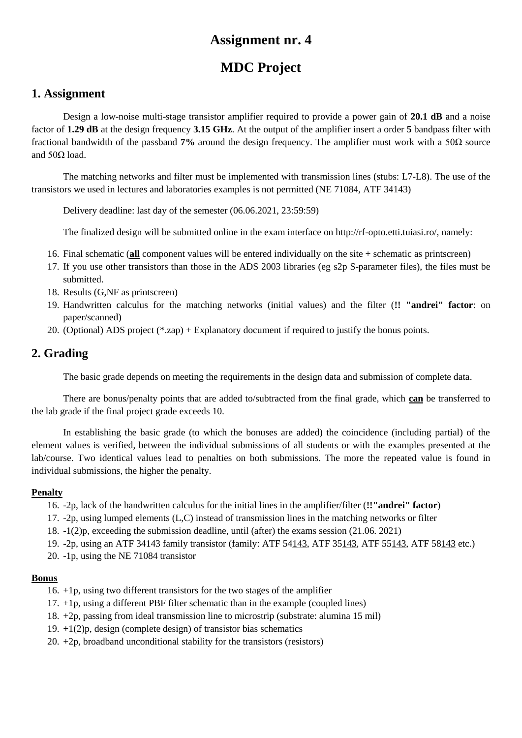# Assignment nr. 4

# MDC Project

## 1. Assignment

Design a low-noise multi-stage transistor amplifier required to provide a power gain of **20.1 dB** and a noise factor of **1.29 dB** at the design frequency **3.15 GHz**. At the output of the amplifier insert a order **5** bandpass filter with fractional bandwidth of the passband **7%** around the design frequency. The amplifier must work with a 50Ω source and 50Ω load.

The matching networks and filter must be implemented with transmission lines (stubs: L7-L8). The use of the transistors we used in lectures and laboratories examples is not permitted (NE 71084, ATF 34143)

Delivery deadline: last day of the semester (06.06.2021, 23:59:59)

The finalized design will be submitted online in the exam interface on http://rf-opto.etti.tuiasi.ro/, namely:

16. Final schematic (**<u>all</u>** component values will be entered individually on the site + schematic as printscreen)
17. If you use other transistors than those in the ADS 2003 libraries (eg s2p S-parameter files), the files must be submitted.
18. Results (G,NF as printscreen)
19. Handwritten calculus for the matching networks (initial values) and the filter (**!! "andrei" factor**: on paper/scanned)
20. (Optional) ADS project (*.zap) + Explanatory document if required to justify the bonus points.

## 2. Grading

The basic grade depends on meeting the requirements in the design data and submission of complete data.

There are bonus/penalty points that are added to/subtracted from the final grade, which **<u>can</u>** be transferred to the lab grade if the final project grade exceeds 10.

In establishing the basic grade (to which the bonuses are added) the coincidence (including partial) of the element values is verified, between the individual submissions of all students or with the examples presented at the lab/course. Two identical values lead to penalties on both submissions. The more the repeated value is found in individual submissions, the higher the penalty.

#### <u>Penalty</u>

16. -2p, lack of the handwritten calculus for the initial lines in the amplifier/filter (**!!"andrei" factor**)
17. -2p, using lumped elements (L,C) instead of transmission lines in the matching networks or filter
18. -1(2)p, exceeding the submission deadline, until (after) the exams session (21.06. 2021)
19. -2p, using an ATF 34143 family transistor (family: ATF 54<u>143</u>, ATF 35<u>143</u>, ATF 55<u>143</u>, ATF 58<u>143</u> etc.)
20. -1p, using the NE 71084 transistor

#### <u>Bonus</u>

16. +1p, using two different transistors for the two stages of the amplifier
17. +1p, using a different PBF filter schematic than in the example (coupled lines)
18. +2p, passing from ideal transmission line to microstrip (substrate: alumina 15 mil)
19. +1(2)p, design (complete design) of transistor bias schematics
20. +2p, broadband unconditional stability for the transistors (resistors)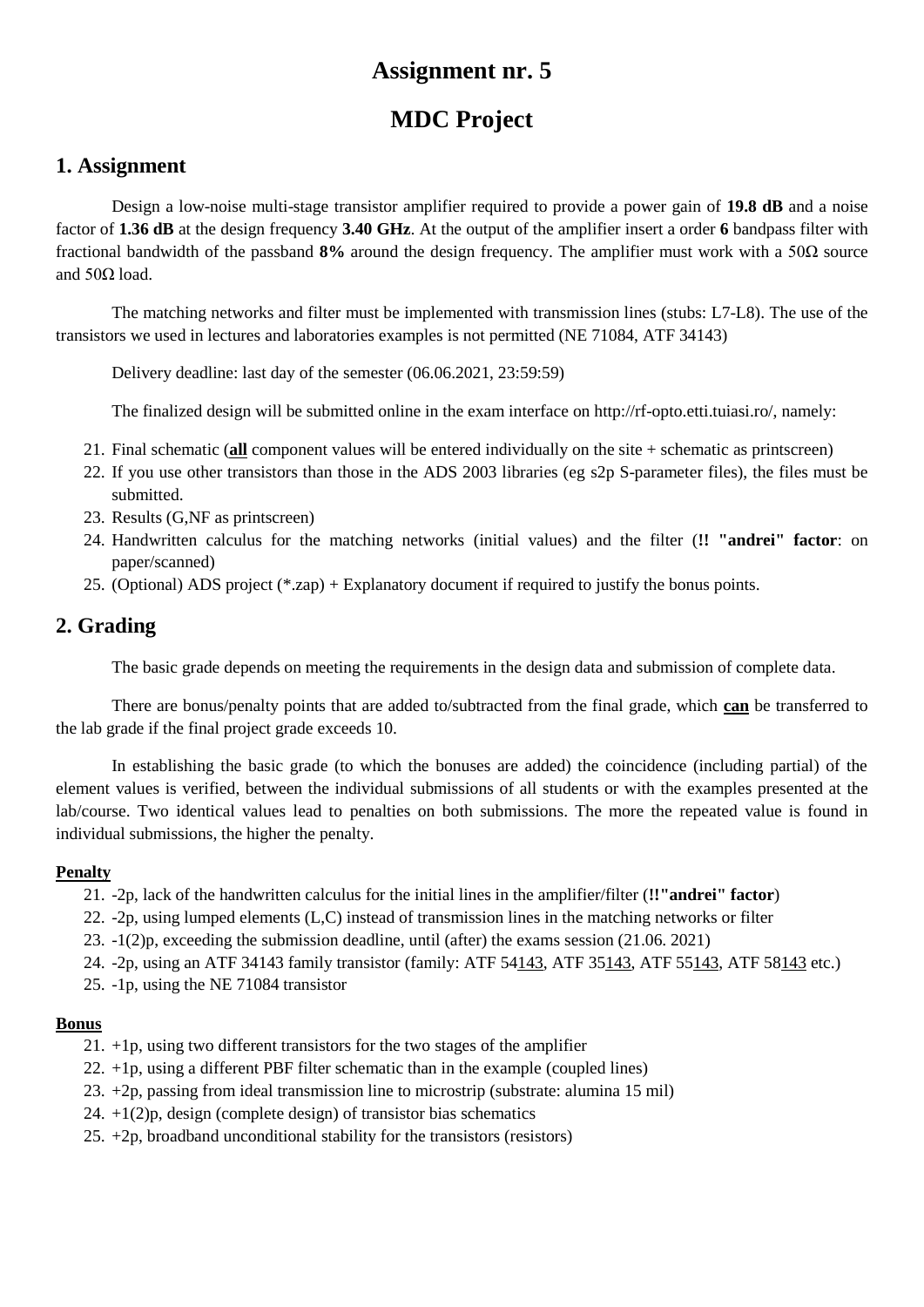# Assignment nr. 5

# MDC Project

## 1. Assignment

Design a low-noise multi-stage transistor amplifier required to provide a power gain of **19.8 dB** and a noise factor of **1.36 dB** at the design frequency **3.40 GHz**. At the output of the amplifier insert a order **6** bandpass filter with fractional bandwidth of the passband **8%** around the design frequency. The amplifier must work with a 50Ω source and 50Ω load.

The matching networks and filter must be implemented with transmission lines (stubs: L7-L8). The use of the transistors we used in lectures and laboratories examples is not permitted (NE 71084, ATF 34143)

Delivery deadline: last day of the semester (06.06.2021, 23:59:59)

The finalized design will be submitted online in the exam interface on http://rf-opto.etti.tuiasi.ro/, namely:

21. Final schematic (**all** component values will be entered individually on the site + schematic as printscreen)
22. If you use other transistors than those in the ADS 2003 libraries (eg s2p S-parameter files), the files must be submitted.
23. Results (G,NF as printscreen)
24. Handwritten calculus for the matching networks (initial values) and the filter (**!! "andrei" factor**: on paper/scanned)
25. (Optional) ADS project (*.zap) + Explanatory document if required to justify the bonus points.

## 2. Grading

The basic grade depends on meeting the requirements in the design data and submission of complete data.

There are bonus/penalty points that are added to/subtracted from the final grade, which **can** be transferred to the lab grade if the final project grade exceeds 10.

In establishing the basic grade (to which the bonuses are added) the coincidence (including partial) of the element values is verified, between the individual submissions of all students or with the examples presented at the lab/course. Two identical values lead to penalties on both submissions. The more the repeated value is found in individual submissions, the higher the penalty.

**Penalty**

21. -2p, lack of the handwritten calculus for the initial lines in the amplifier/filter (**!!"andrei" factor**)
22. -2p, using lumped elements (L,C) instead of transmission lines in the matching networks or filter
23. -1(2)p, exceeding the submission deadline, until (after) the exams session (21.06. 2021)
24. -2p, using an ATF 34143 family transistor (family: ATF 54143, ATF 35143, ATF 55143, ATF 58143 etc.)
25. -1p, using the NE 71084 transistor

**Bonus**

21. +1p, using two different transistors for the two stages of the amplifier
22. +1p, using a different PBF filter schematic than in the example (coupled lines)
23. +2p, passing from ideal transmission line to microstrip (substrate: alumina 15 mil)
24. +1(2)p, design (complete design) of transistor bias schematics
25. +2p, broadband unconditional stability for the transistors (resistors)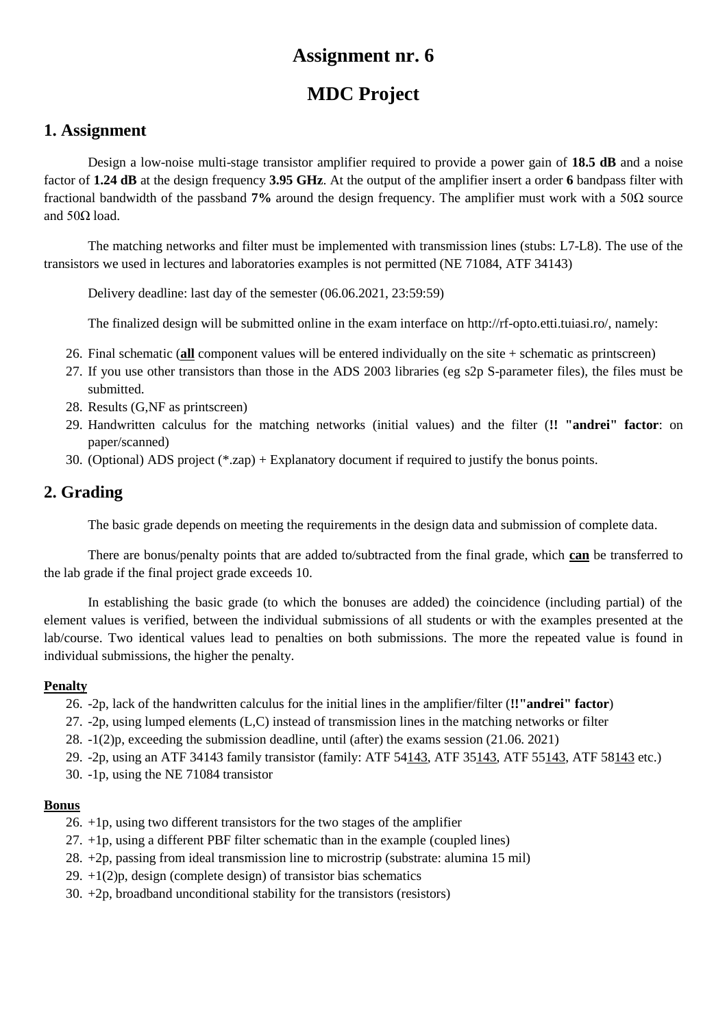// Title: Assignment nr. 6
# Assignment nr. 6

# MDC Project

## 1. Assignment

Design a low-noise multi-stage transistor amplifier required to provide a power gain of **18.5 dB** and a noise factor of **1.24 dB** at the design frequency **3.95 GHz**. At the output of the amplifier insert a order **6** bandpass filter with fractional bandwidth of the passband **7%** around the design frequency. The amplifier must work with a 50Ω source and 50Ω load.

The matching networks and filter must be implemented with transmission lines (stubs: L7-L8). The use of the transistors we used in lectures and laboratories examples is not permitted (NE 71084, ATF 34143)

Delivery deadline: last day of the semester (06.06.2021, 23:59:59)

The finalized design will be submitted online in the exam interface on http://rf-opto.etti.tuiasi.ro/, namely:

26. Final schematic (**all** component values will be entered individually on the site + schematic as printscreen)
27. If you use other transistors than those in the ADS 2003 libraries (eg s2p S-parameter files), the files must be submitted.
28. Results (G,NF as printscreen)
29. Handwritten calculus for the matching networks (initial values) and the filter (**!! "andrei" factor**: on paper/scanned)
30. (Optional) ADS project (*.zap) + Explanatory document if required to justify the bonus points.

## 2. Grading

The basic grade depends on meeting the requirements in the design data and submission of complete data.

There are bonus/penalty points that are added to/subtracted from the final grade, which **can** be transferred to the lab grade if the final project grade exceeds 10.

In establishing the basic grade (to which the bonuses are added) the coincidence (including partial) of the element values is verified, between the individual submissions of all students or with the examples presented at the lab/course. Two identical values lead to penalties on both submissions. The more the repeated value is found in individual submissions, the higher the penalty.

**Penalty**

26. -2p, lack of the handwritten calculus for the initial lines in the amplifier/filter (**!!"andrei" factor**)
27. -2p, using lumped elements (L,C) instead of transmission lines in the matching networks or filter
28. -1(2)p, exceeding the submission deadline, until (after) the exams session (21.06. 2021)
29. -2p, using an ATF 34143 family transistor (family: ATF 54143, ATF 35143, ATF 55143, ATF 58143 etc.)
30. -1p, using the NE 71084 transistor

**Bonus**

26. +1p, using two different transistors for the two stages of the amplifier
27. +1p, using a different PBF filter schematic than in the example (coupled lines)
28. +2p, passing from ideal transmission line to microstrip (substrate: alumina 15 mil)
29. +1(2)p, design (complete design) of transistor bias schematics
30. +2p, broadband unconditional stability for the transistors (resistors)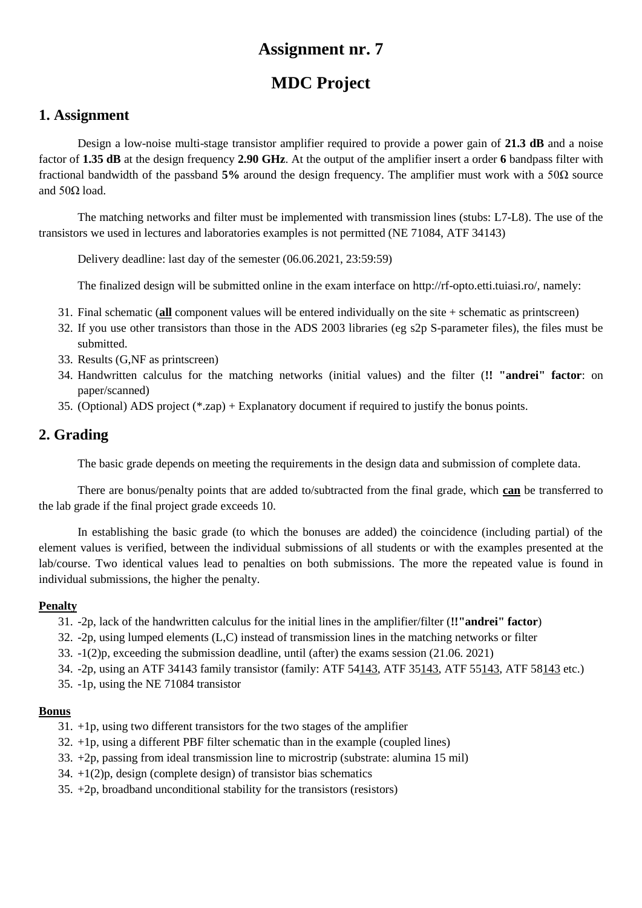# Assignment nr. 7

# MDC Project

## 1. Assignment

Design a low-noise multi-stage transistor amplifier required to provide a power gain of **21.3 dB** and a noise factor of **1.35 dB** at the design frequency **2.90 GHz**. At the output of the amplifier insert a order **6** bandpass filter with fractional bandwidth of the passband **5%** around the design frequency. The amplifier must work with a 50Ω source and 50Ω load.

The matching networks and filter must be implemented with transmission lines (stubs: L7-L8). The use of the transistors we used in lectures and laboratories examples is not permitted (NE 71084, ATF 34143)

Delivery deadline: last day of the semester (06.06.2021, 23:59:59)

The finalized design will be submitted online in the exam interface on http://rf-opto.etti.tuiasi.ro/, namely:

31. Final schematic (**all** component values will be entered individually on the site + schematic as printscreen)
32. If you use other transistors than those in the ADS 2003 libraries (eg s2p S-parameter files), the files must be submitted.
33. Results (G,NF as printscreen)
34. Handwritten calculus for the matching networks (initial values) and the filter (**!! "andrei" factor**: on paper/scanned)
35. (Optional) ADS project (*.zap) + Explanatory document if required to justify the bonus points.

## 2. Grading

The basic grade depends on meeting the requirements in the design data and submission of complete data.

There are bonus/penalty points that are added to/subtracted from the final grade, which **can** be transferred to the lab grade if the final project grade exceeds 10.

In establishing the basic grade (to which the bonuses are added) the coincidence (including partial) of the element values is verified, between the individual submissions of all students or with the examples presented at the lab/course. Two identical values lead to penalties on both submissions. The more the repeated value is found in individual submissions, the higher the penalty.

**Penalty**

31. -2p, lack of the handwritten calculus for the initial lines in the amplifier/filter (**!!"andrei" factor**)
32. -2p, using lumped elements (L,C) instead of transmission lines in the matching networks or filter
33. -1(2)p, exceeding the submission deadline, until (after) the exams session (21.06. 2021)
34. -2p, using an ATF 34143 family transistor (family: ATF 54143, ATF 35143, ATF 55143, ATF 58143 etc.)
35. -1p, using the NE 71084 transistor

**Bonus**

31. +1p, using two different transistors for the two stages of the amplifier
32. +1p, using a different PBF filter schematic than in the example (coupled lines)
33. +2p, passing from ideal transmission line to microstrip (substrate: alumina 15 mil)
34. +1(2)p, design (complete design) of transistor bias schematics
35. +2p, broadband unconditional stability for the transistors (resistors)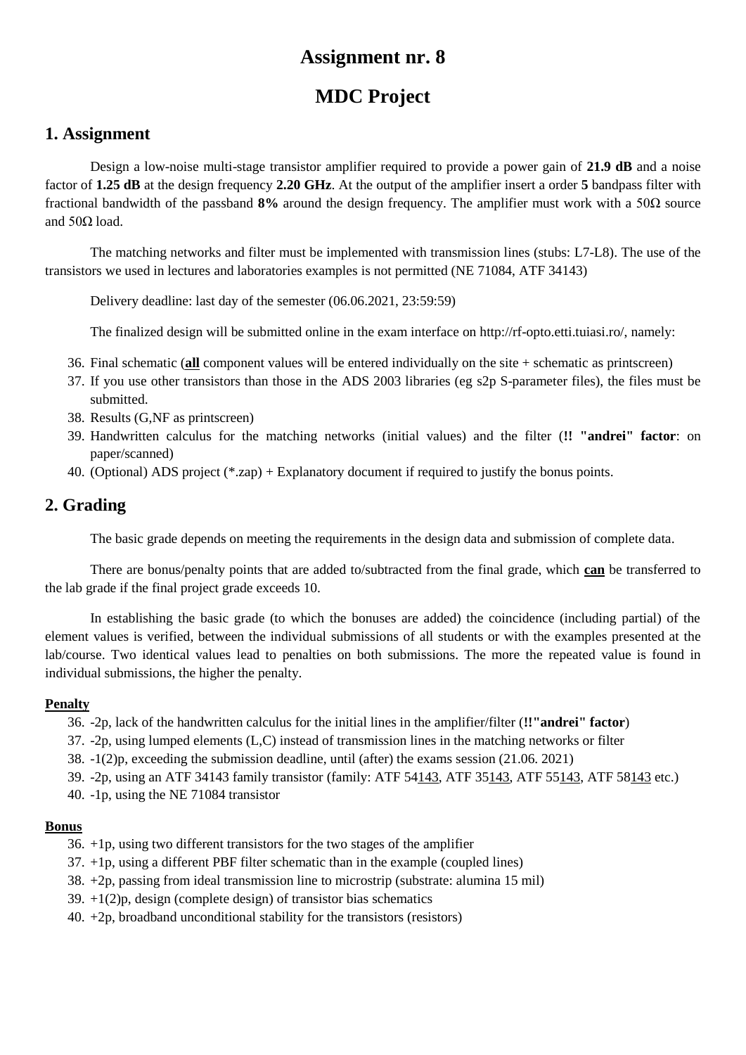# Assignment nr. 8

# MDC Project

## 1. Assignment

Design a low-noise multi-stage transistor amplifier required to provide a power gain of **21.9 dB** and a noise factor of **1.25 dB** at the design frequency **2.20 GHz**. At the output of the amplifier insert a order **5** bandpass filter with fractional bandwidth of the passband **8%** around the design frequency. The amplifier must work with a 50Ω source and 50Ω load.

The matching networks and filter must be implemented with transmission lines (stubs: L7-L8). The use of the transistors we used in lectures and laboratories examples is not permitted (NE 71084, ATF 34143)

Delivery deadline: last day of the semester (06.06.2021, 23:59:59)

The finalized design will be submitted online in the exam interface on http://rf-opto.etti.tuiasi.ro/, namely:

36. Final schematic (**all** component values will be entered individually on the site + schematic as printscreen)
37. If you use other transistors than those in the ADS 2003 libraries (eg s2p S-parameter files), the files must be submitted.
38. Results (G,NF as printscreen)
39. Handwritten calculus for the matching networks (initial values) and the filter (**!! "andrei" factor**: on paper/scanned)
40. (Optional) ADS project (*.zap) + Explanatory document if required to justify the bonus points.

## 2. Grading

The basic grade depends on meeting the requirements in the design data and submission of complete data.

There are bonus/penalty points that are added to/subtracted from the final grade, which **can** be transferred to the lab grade if the final project grade exceeds 10.

In establishing the basic grade (to which the bonuses are added) the coincidence (including partial) of the element values is verified, between the individual submissions of all students or with the examples presented at the lab/course. Two identical values lead to penalties on both submissions. The more the repeated value is found in individual submissions, the higher the penalty.

**Penalty**

36. -2p, lack of the handwritten calculus for the initial lines in the amplifier/filter (**!!"andrei" factor**)
37. -2p, using lumped elements (L,C) instead of transmission lines in the matching networks or filter
38. -1(2)p, exceeding the submission deadline, until (after) the exams session (21.06. 2021)
39. -2p, using an ATF 34143 family transistor (family: ATF 54143, ATF 35143, ATF 55143, ATF 58143 etc.)
40. -1p, using the NE 71084 transistor

**Bonus**

36. +1p, using two different transistors for the two stages of the amplifier
37. +1p, using a different PBF filter schematic than in the example (coupled lines)
38. +2p, passing from ideal transmission line to microstrip (substrate: alumina 15 mil)
39. +1(2)p, design (complete design) of transistor bias schematics
40. +2p, broadband unconditional stability for the transistors (resistors)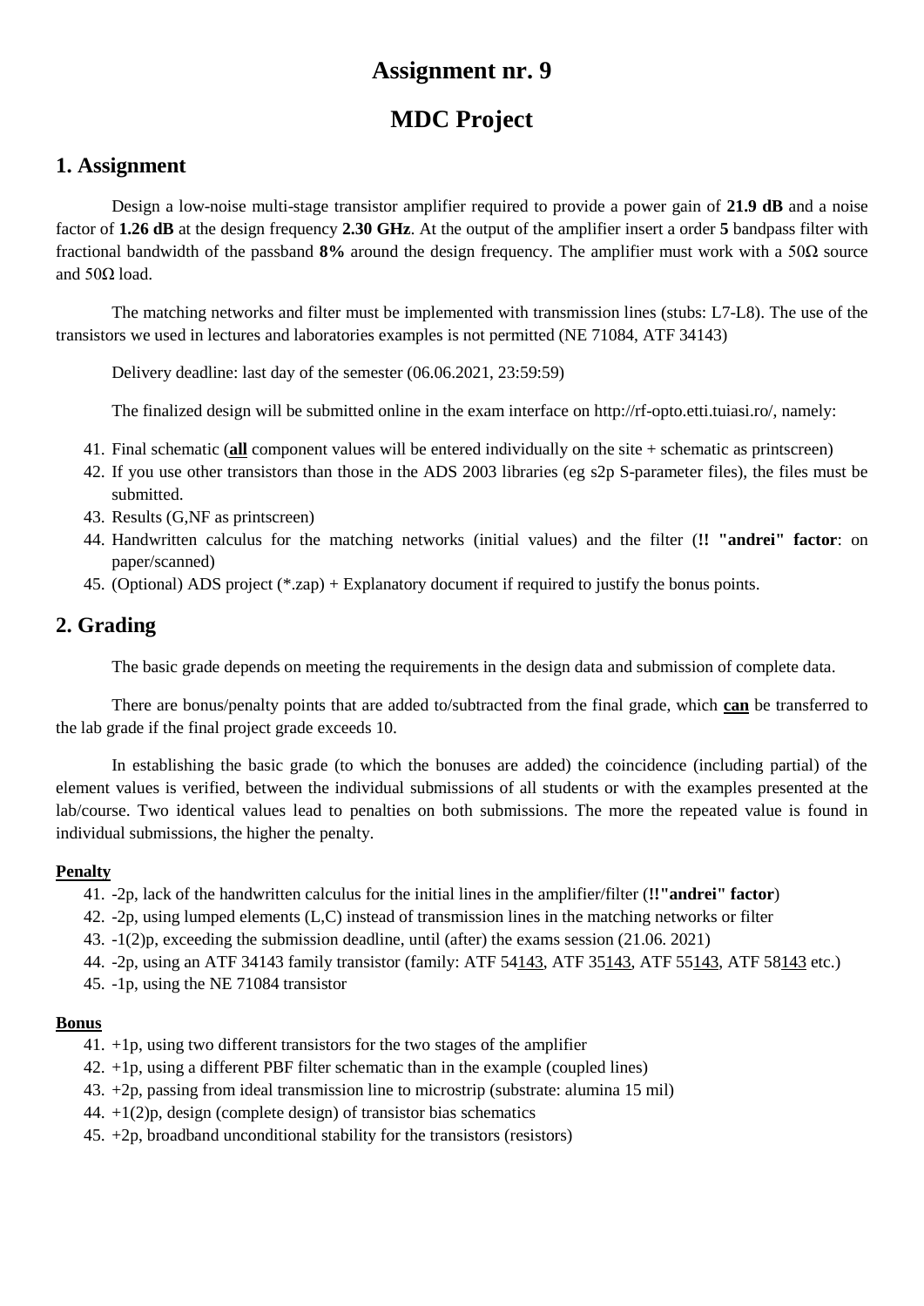# Assignment nr. 9

# MDC Project

## 1. Assignment

Design a low-noise multi-stage transistor amplifier required to provide a power gain of **21.9 dB** and a noise factor of **1.26 dB** at the design frequency **2.30 GHz**. At the output of the amplifier insert a order **5** bandpass filter with fractional bandwidth of the passband **8%** around the design frequency. The amplifier must work with a 50Ω source and 50Ω load.

The matching networks and filter must be implemented with transmission lines (stubs: L7-L8). The use of the transistors we used in lectures and laboratories examples is not permitted (NE 71084, ATF 34143)

Delivery deadline: last day of the semester (06.06.2021, 23:59:59)

The finalized design will be submitted online in the exam interface on http://rf-opto.etti.tuiasi.ro/, namely:

41. Final schematic (**all** component values will be entered individually on the site + schematic as printscreen)
42. If you use other transistors than those in the ADS 2003 libraries (eg s2p S-parameter files), the files must be submitted.
43. Results (G,NF as printscreen)
44. Handwritten calculus for the matching networks (initial values) and the filter (**!! "andrei" factor**: on paper/scanned)
45. (Optional) ADS project (*.zap) + Explanatory document if required to justify the bonus points.

## 2. Grading

The basic grade depends on meeting the requirements in the design data and submission of complete data.

There are bonus/penalty points that are added to/subtracted from the final grade, which **can** be transferred to the lab grade if the final project grade exceeds 10.

In establishing the basic grade (to which the bonuses are added) the coincidence (including partial) of the element values is verified, between the individual submissions of all students or with the examples presented at the lab/course. Two identical values lead to penalties on both submissions. The more the repeated value is found in individual submissions, the higher the penalty.

#### Penalty

41. -2p, lack of the handwritten calculus for the initial lines in the amplifier/filter (**!!"andrei" factor**)
42. -2p, using lumped elements (L,C) instead of transmission lines in the matching networks or filter
43. -1(2)p, exceeding the submission deadline, until (after) the exams session (21.06. 2021)
44. -2p, using an ATF 34143 family transistor (family: ATF 54143, ATF 35143, ATF 55143, ATF 58143 etc.)
45. -1p, using the NE 71084 transistor

#### Bonus

41. +1p, using two different transistors for the two stages of the amplifier
42. +1p, using a different PBF filter schematic than in the example (coupled lines)
43. +2p, passing from ideal transmission line to microstrip (substrate: alumina 15 mil)
44. +1(2)p, design (complete design) of transistor bias schematics
45. +2p, broadband unconditional stability for the transistors (resistors)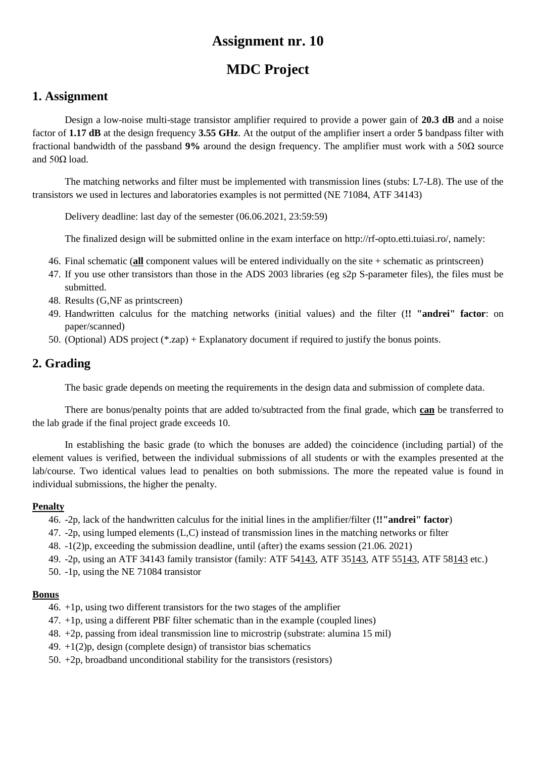# Assignment nr. 10

# MDC Project

## 1. Assignment

Design a low-noise multi-stage transistor amplifier required to provide a power gain of **20.3 dB** and a noise factor of **1.17 dB** at the design frequency **3.55 GHz**. At the output of the amplifier insert a order **5** bandpass filter with fractional bandwidth of the passband **9%** around the design frequency. The amplifier must work with a 50Ω source and 50Ω load.

The matching networks and filter must be implemented with transmission lines (stubs: L7-L8). The use of the transistors we used in lectures and laboratories examples is not permitted (NE 71084, ATF 34143)

Delivery deadline: last day of the semester (06.06.2021, 23:59:59)

The finalized design will be submitted online in the exam interface on http://rf-opto.etti.tuiasi.ro/, namely:

46. Final schematic (**all** component values will be entered individually on the site + schematic as printscreen)
47. If you use other transistors than those in the ADS 2003 libraries (eg s2p S-parameter files), the files must be submitted.
48. Results (G,NF as printscreen)
49. Handwritten calculus for the matching networks (initial values) and the filter (**!! "andrei" factor**: on paper/scanned)
50. (Optional) ADS project (*.zap) + Explanatory document if required to justify the bonus points.

## 2. Grading

The basic grade depends on meeting the requirements in the design data and submission of complete data.

There are bonus/penalty points that are added to/subtracted from the final grade, which **can** be transferred to the lab grade if the final project grade exceeds 10.

In establishing the basic grade (to which the bonuses are added) the coincidence (including partial) of the element values is verified, between the individual submissions of all students or with the examples presented at the lab/course. Two identical values lead to penalties on both submissions. The more the repeated value is found in individual submissions, the higher the penalty.

### Penalty

46. -2p, lack of the handwritten calculus for the initial lines in the amplifier/filter (**!!"andrei" factor**)
47. -2p, using lumped elements (L,C) instead of transmission lines in the matching networks or filter
48. -1(2)p, exceeding the submission deadline, until (after) the exams session (21.06. 2021)
49. -2p, using an ATF 34143 family transistor (family: ATF 54143, ATF 35143, ATF 55143, ATF 58143 etc.)
50. -1p, using the NE 71084 transistor

### Bonus

46. +1p, using two different transistors for the two stages of the amplifier
47. +1p, using a different PBF filter schematic than in the example (coupled lines)
48. +2p, passing from ideal transmission line to microstrip (substrate: alumina 15 mil)
49. +1(2)p, design (complete design) of transistor bias schematics
50. +2p, broadband unconditional stability for the transistors (resistors)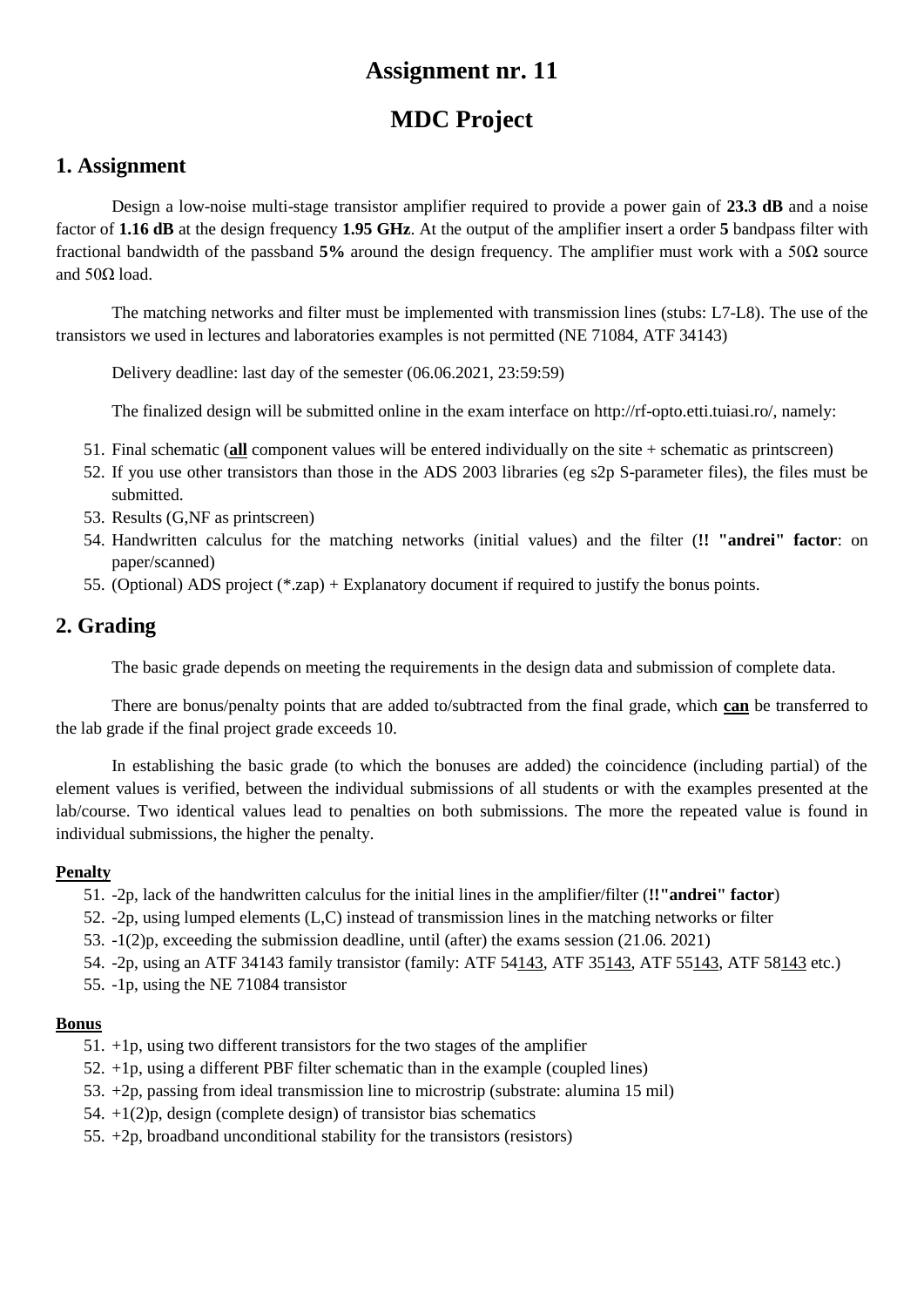# Assignment nr. 11

# MDC Project

## 1. Assignment

Design a low-noise multi-stage transistor amplifier required to provide a power gain of **23.3 dB** and a noise factor of **1.16 dB** at the design frequency **1.95 GHz**. At the output of the amplifier insert a order **5** bandpass filter with fractional bandwidth of the passband **5%** around the design frequency. The amplifier must work with a 50Ω source and 50Ω load.

The matching networks and filter must be implemented with transmission lines (stubs: L7-L8). The use of the transistors we used in lectures and laboratories examples is not permitted (NE 71084, ATF 34143)

Delivery deadline: last day of the semester (06.06.2021, 23:59:59)

The finalized design will be submitted online in the exam interface on http://rf-opto.etti.tuiasi.ro/, namely:

51. Final schematic (**all** component values will be entered individually on the site + schematic as printscreen)
52. If you use other transistors than those in the ADS 2003 libraries (eg s2p S-parameter files), the files must be submitted.
53. Results (G,NF as printscreen)
54. Handwritten calculus for the matching networks (initial values) and the filter (**!! "andrei" factor**: on paper/scanned)
55. (Optional) ADS project (*.zap) + Explanatory document if required to justify the bonus points.

## 2. Grading

The basic grade depends on meeting the requirements in the design data and submission of complete data.

There are bonus/penalty points that are added to/subtracted from the final grade, which **can** be transferred to the lab grade if the final project grade exceeds 10.

In establishing the basic grade (to which the bonuses are added) the coincidence (including partial) of the element values is verified, between the individual submissions of all students or with the examples presented at the lab/course. Two identical values lead to penalties on both submissions. The more the repeated value is found in individual submissions, the higher the penalty.

**Penalty**

51. -2p, lack of the handwritten calculus for the initial lines in the amplifier/filter (**!!"andrei" factor**)
52. -2p, using lumped elements (L,C) instead of transmission lines in the matching networks or filter
53. -1(2)p, exceeding the submission deadline, until (after) the exams session (21.06. 2021)
54. -2p, using an ATF 34143 family transistor (family: ATF 54143, ATF 35143, ATF 55143, ATF 58143 etc.)
55. -1p, using the NE 71084 transistor

**Bonus**

51. +1p, using two different transistors for the two stages of the amplifier
52. +1p, using a different PBF filter schematic than in the example (coupled lines)
53. +2p, passing from ideal transmission line to microstrip (substrate: alumina 15 mil)
54. +1(2)p, design (complete design) of transistor bias schematics
55. +2p, broadband unconditional stability for the transistors (resistors)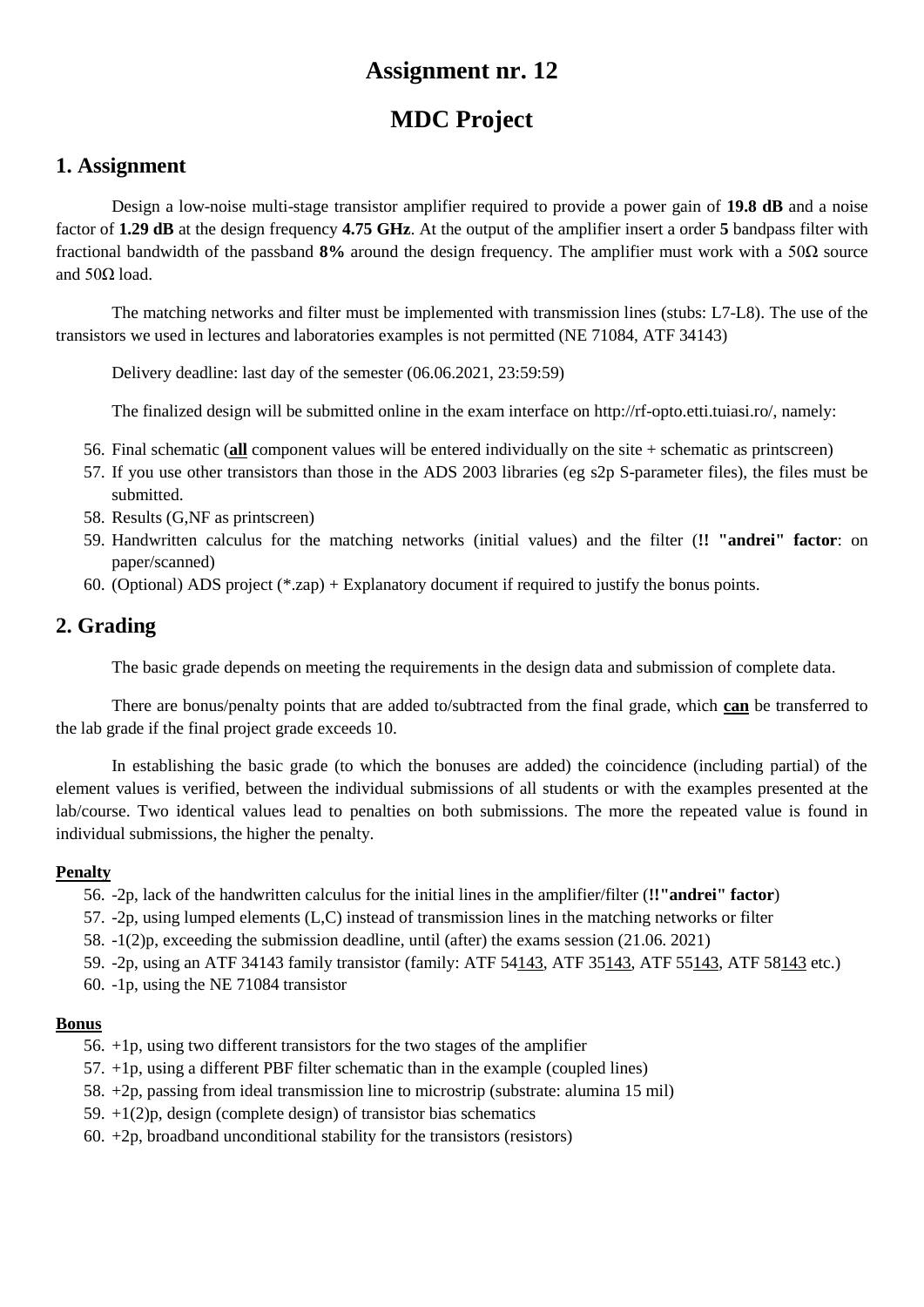# Assignment nr. 12

# MDC Project

## 1. Assignment

Design a low-noise multi-stage transistor amplifier required to provide a power gain of **19.8 dB** and a noise factor of **1.29 dB** at the design frequency **4.75 GHz**. At the output of the amplifier insert a order **5** bandpass filter with fractional bandwidth of the passband **8%** around the design frequency. The amplifier must work with a 50Ω source and 50Ω load.

The matching networks and filter must be implemented with transmission lines (stubs: L7-L8). The use of the transistors we used in lectures and laboratories examples is not permitted (NE 71084, ATF 34143)

Delivery deadline: last day of the semester (06.06.2021, 23:59:59)

The finalized design will be submitted online in the exam interface on http://rf-opto.etti.tuiasi.ro/, namely:

56. Final schematic (**<u>all</u>** component values will be entered individually on the site + schematic as printscreen)
57. If you use other transistors than those in the ADS 2003 libraries (eg s2p S-parameter files), the files must be submitted.
58. Results (G,NF as printscreen)
59. Handwritten calculus for the matching networks (initial values) and the filter (**!! "andrei" factor**: on paper/scanned)
60. (Optional) ADS project (*.zap) + Explanatory document if required to justify the bonus points.

## 2. Grading

The basic grade depends on meeting the requirements in the design data and submission of complete data.

There are bonus/penalty points that are added to/subtracted from the final grade, which **<u>can</u>** be transferred to the lab grade if the final project grade exceeds 10.

In establishing the basic grade (to which the bonuses are added) the coincidence (including partial) of the element values is verified, between the individual submissions of all students or with the examples presented at the lab/course. Two identical values lead to penalties on both submissions. The more the repeated value is found in individual submissions, the higher the penalty.

**<u>Penalty</u>**

56. -2p, lack of the handwritten calculus for the initial lines in the amplifier/filter (**!!"andrei" factor**)
57. -2p, using lumped elements (L,C) instead of transmission lines in the matching networks or filter
58. -1(2)p, exceeding the submission deadline, until (after) the exams session (21.06. 2021)
59. -2p, using an ATF 34143 family transistor (family: ATF 54<u>143</u>, ATF 35<u>143</u>, ATF 55<u>143</u>, ATF 58<u>143</u> etc.)
60. -1p, using the NE 71084 transistor

**<u>Bonus</u>**

56. +1p, using two different transistors for the two stages of the amplifier
57. +1p, using a different PBF filter schematic than in the example (coupled lines)
58. +2p, passing from ideal transmission line to microstrip (substrate: alumina 15 mil)
59. +1(2)p, design (complete design) of transistor bias schematics
60. +2p, broadband unconditional stability for the transistors (resistors)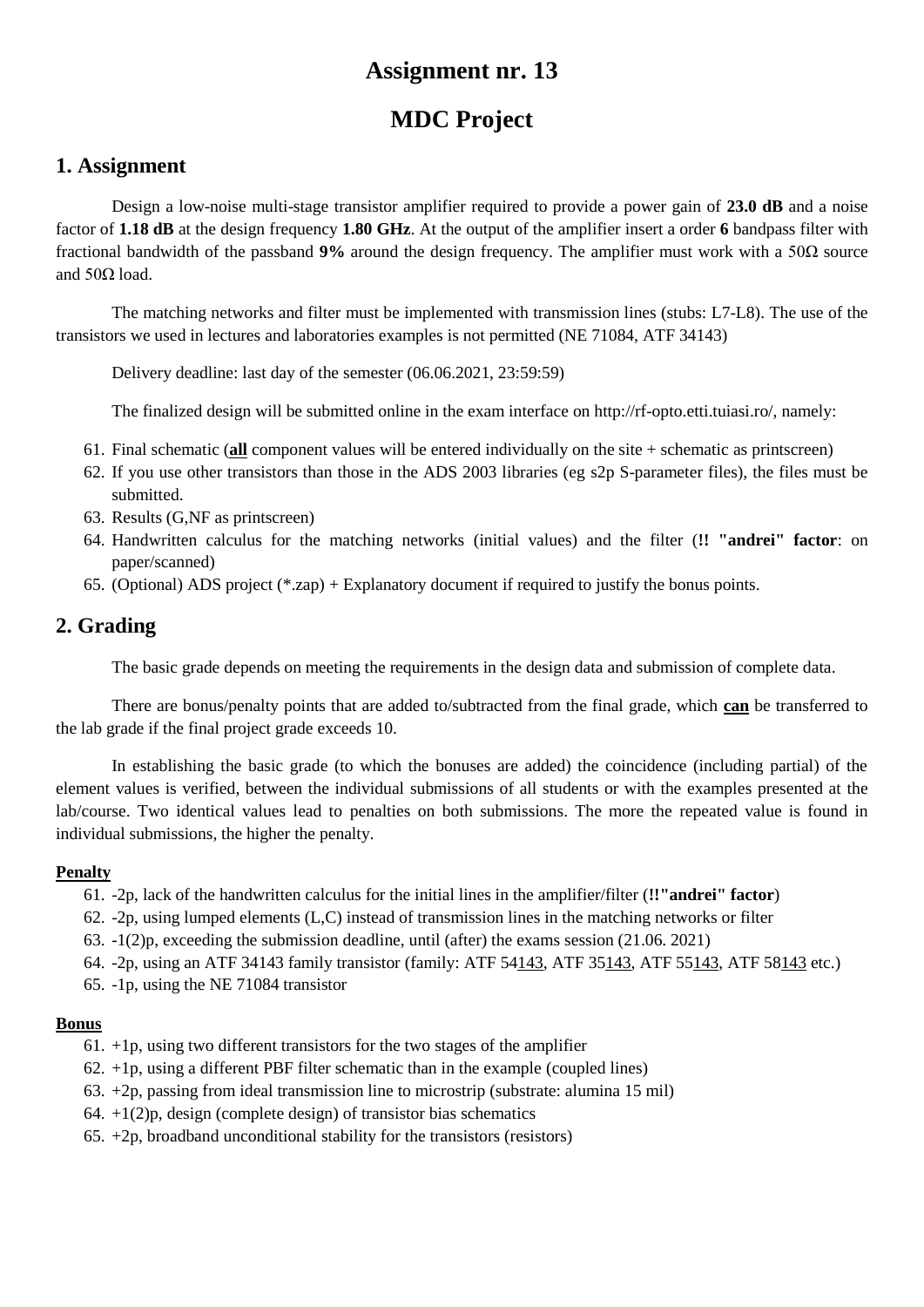# Assignment nr. 13

# MDC Project

## 1. Assignment

Design a low-noise multi-stage transistor amplifier required to provide a power gain of **23.0 dB** and a noise factor of **1.18 dB** at the design frequency **1.80 GHz**. At the output of the amplifier insert a order **6** bandpass filter with fractional bandwidth of the passband **9%** around the design frequency. The amplifier must work with a 50Ω source and 50Ω load.

The matching networks and filter must be implemented with transmission lines (stubs: L7-L8). The use of the transistors we used in lectures and laboratories examples is not permitted (NE 71084, ATF 34143)

Delivery deadline: last day of the semester (06.06.2021, 23:59:59)

The finalized design will be submitted online in the exam interface on http://rf-opto.etti.tuiasi.ro/, namely:

61. Final schematic (**<u>all</u>** component values will be entered individually on the site + schematic as printscreen)
62. If you use other transistors than those in the ADS 2003 libraries (eg s2p S-parameter files), the files must be submitted.
63. Results (G,NF as printscreen)
64. Handwritten calculus for the matching networks (initial values) and the filter (**!! "andrei" factor**: on paper/scanned)
65. (Optional) ADS project (*.zap) + Explanatory document if required to justify the bonus points.

## 2. Grading

The basic grade depends on meeting the requirements in the design data and submission of complete data.

There are bonus/penalty points that are added to/subtracted from the final grade, which **<u>can</u>** be transferred to the lab grade if the final project grade exceeds 10.

In establishing the basic grade (to which the bonuses are added) the coincidence (including partial) of the element values is verified, between the individual submissions of all students or with the examples presented at the lab/course. Two identical values lead to penalties on both submissions. The more the repeated value is found in individual submissions, the higher the penalty.

**<u>Penalty</u>**

61. -2p, lack of the handwritten calculus for the initial lines in the amplifier/filter (**!!"andrei" factor**)
62. -2p, using lumped elements (L,C) instead of transmission lines in the matching networks or filter
63. -1(2)p, exceeding the submission deadline, until (after) the exams session (21.06. 2021)
64. -2p, using an ATF 34143 family transistor (family: ATF 54<u>143</u>, ATF 35<u>143</u>, ATF 55<u>143</u>, ATF 58<u>143</u> etc.)
65. -1p, using the NE 71084 transistor

**<u>Bonus</u>**

61. +1p, using two different transistors for the two stages of the amplifier
62. +1p, using a different PBF filter schematic than in the example (coupled lines)
63. +2p, passing from ideal transmission line to microstrip (substrate: alumina 15 mil)
64. +1(2)p, design (complete design) of transistor bias schematics
65. +2p, broadband unconditional stability for the transistors (resistors)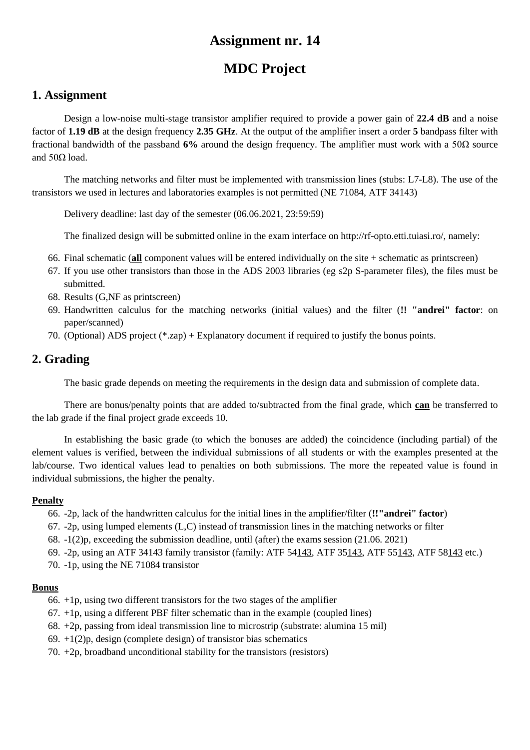# Assignment nr. 14

# MDC Project

## 1. Assignment

Design a low-noise multi-stage transistor amplifier required to provide a power gain of **22.4 dB** and a noise factor of **1.19 dB** at the design frequency **2.35 GHz**. At the output of the amplifier insert a order **5** bandpass filter with fractional bandwidth of the passband **6%** around the design frequency. The amplifier must work with a 50Ω source and 50Ω load.

The matching networks and filter must be implemented with transmission lines (stubs: L7-L8). The use of the transistors we used in lectures and laboratories examples is not permitted (NE 71084, ATF 34143)

Delivery deadline: last day of the semester (06.06.2021, 23:59:59)

The finalized design will be submitted online in the exam interface on http://rf-opto.etti.tuiasi.ro/, namely:

66. Final schematic (**<u>all</u>** component values will be entered individually on the site + schematic as printscreen)
67. If you use other transistors than those in the ADS 2003 libraries (eg s2p S-parameter files), the files must be submitted.
68. Results (G,NF as printscreen)
69. Handwritten calculus for the matching networks (initial values) and the filter (**!! "andrei" factor**: on paper/scanned)
70. (Optional) ADS project (*.zap) + Explanatory document if required to justify the bonus points.

## 2. Grading

The basic grade depends on meeting the requirements in the design data and submission of complete data.

There are bonus/penalty points that are added to/subtracted from the final grade, which **<u>can</u>** be transferred to the lab grade if the final project grade exceeds 10.

In establishing the basic grade (to which the bonuses are added) the coincidence (including partial) of the element values is verified, between the individual submissions of all students or with the examples presented at the lab/course. Two identical values lead to penalties on both submissions. The more the repeated value is found in individual submissions, the higher the penalty.

#### <u>Penalty</u>

66. -2p, lack of the handwritten calculus for the initial lines in the amplifier/filter (**!!"andrei" factor**)
67. -2p, using lumped elements (L,C) instead of transmission lines in the matching networks or filter
68. -1(2)p, exceeding the submission deadline, until (after) the exams session (21.06. 2021)
69. -2p, using an ATF 34143 family transistor (family: ATF 54<u>143</u>, ATF 35<u>143</u>, ATF 55<u>143</u>, ATF 58<u>143</u> etc.)
70. -1p, using the NE 71084 transistor

#### <u>Bonus</u>

66. +1p, using two different transistors for the two stages of the amplifier
67. +1p, using a different PBF filter schematic than in the example (coupled lines)
68. +2p, passing from ideal transmission line to microstrip (substrate: alumina 15 mil)
69. +1(2)p, design (complete design) of transistor bias schematics
70. +2p, broadband unconditional stability for the transistors (resistors)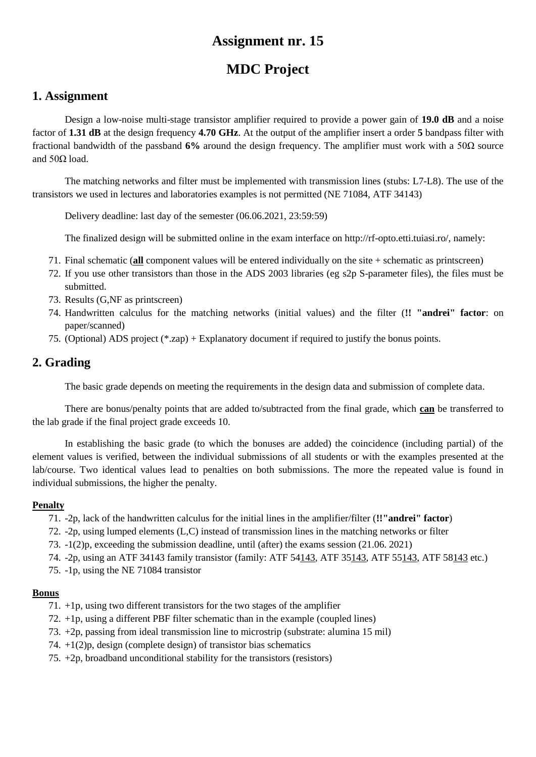# Assignment nr. 15

# MDC Project

## 1. Assignment

Design a low-noise multi-stage transistor amplifier required to provide a power gain of **19.0 dB** and a noise factor of **1.31 dB** at the design frequency **4.70 GHz**. At the output of the amplifier insert a order **5** bandpass filter with fractional bandwidth of the passband **6%** around the design frequency. The amplifier must work with a 50Ω source and 50Ω load.

The matching networks and filter must be implemented with transmission lines (stubs: L7-L8). The use of the transistors we used in lectures and laboratories examples is not permitted (NE 71084, ATF 34143)

Delivery deadline: last day of the semester (06.06.2021, 23:59:59)

The finalized design will be submitted online in the exam interface on http://rf-opto.etti.tuiasi.ro/, namely:

71. Final schematic (**all** component values will be entered individually on the site + schematic as printscreen)
72. If you use other transistors than those in the ADS 2003 libraries (eg s2p S-parameter files), the files must be submitted.
73. Results (G,NF as printscreen)
74. Handwritten calculus for the matching networks (initial values) and the filter (**!! "andrei" factor**: on paper/scanned)
75. (Optional) ADS project (*.zap) + Explanatory document if required to justify the bonus points.

## 2. Grading

The basic grade depends on meeting the requirements in the design data and submission of complete data.

There are bonus/penalty points that are added to/subtracted from the final grade, which **can** be transferred to the lab grade if the final project grade exceeds 10.

In establishing the basic grade (to which the bonuses are added) the coincidence (including partial) of the element values is verified, between the individual submissions of all students or with the examples presented at the lab/course. Two identical values lead to penalties on both submissions. The more the repeated value is found in individual submissions, the higher the penalty.

#### Penalty

71. -2p, lack of the handwritten calculus for the initial lines in the amplifier/filter (**!!"andrei" factor**)
72. -2p, using lumped elements (L,C) instead of transmission lines in the matching networks or filter
73. -1(2)p, exceeding the submission deadline, until (after) the exams session (21.06. 2021)
74. -2p, using an ATF 34143 family transistor (family: ATF 54143, ATF 35143, ATF 55143, ATF 58143 etc.)
75. -1p, using the NE 71084 transistor

#### Bonus

71. +1p, using two different transistors for the two stages of the amplifier
72. +1p, using a different PBF filter schematic than in the example (coupled lines)
73. +2p, passing from ideal transmission line to microstrip (substrate: alumina 15 mil)
74. +1(2)p, design (complete design) of transistor bias schematics
75. +2p, broadband unconditional stability for the transistors (resistors)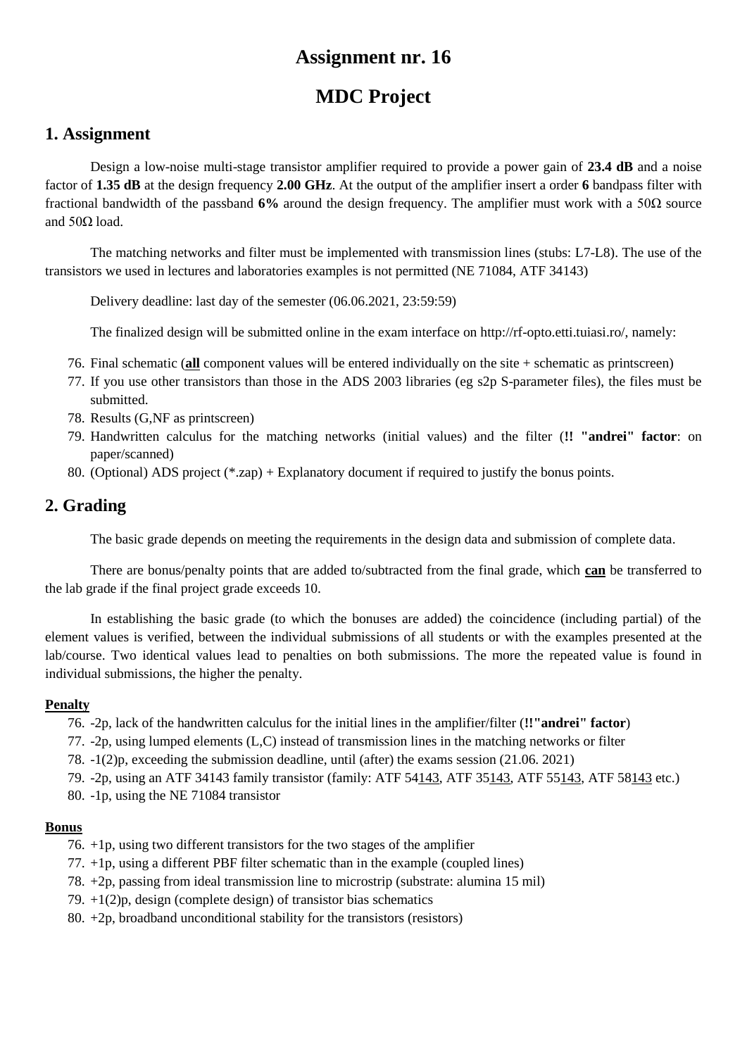# Assignment nr. 16

# MDC Project

## 1. Assignment

Design a low-noise multi-stage transistor amplifier required to provide a power gain of **23.4 dB** and a noise factor of **1.35 dB** at the design frequency **2.00 GHz**. At the output of the amplifier insert a order **6** bandpass filter with fractional bandwidth of the passband **6%** around the design frequency. The amplifier must work with a 50Ω source and 50Ω load.

The matching networks and filter must be implemented with transmission lines (stubs: L7-L8). The use of the transistors we used in lectures and laboratories examples is not permitted (NE 71084, ATF 34143)

Delivery deadline: last day of the semester (06.06.2021, 23:59:59)

The finalized design will be submitted online in the exam interface on http://rf-opto.etti.tuiasi.ro/, namely:

76. Final schematic (**all** component values will be entered individually on the site + schematic as printscreen)
77. If you use other transistors than those in the ADS 2003 libraries (eg s2p S-parameter files), the files must be submitted.
78. Results (G,NF as printscreen)
79. Handwritten calculus for the matching networks (initial values) and the filter (**!! "andrei" factor**: on paper/scanned)
80. (Optional) ADS project (*.zap) + Explanatory document if required to justify the bonus points.

## 2. Grading

The basic grade depends on meeting the requirements in the design data and submission of complete data.

There are bonus/penalty points that are added to/subtracted from the final grade, which **can** be transferred to the lab grade if the final project grade exceeds 10.

In establishing the basic grade (to which the bonuses are added) the coincidence (including partial) of the element values is verified, between the individual submissions of all students or with the examples presented at the lab/course. Two identical values lead to penalties on both submissions. The more the repeated value is found in individual submissions, the higher the penalty.

#### Penalty

76. -2p, lack of the handwritten calculus for the initial lines in the amplifier/filter (**!!"andrei" factor**)
77. -2p, using lumped elements (L,C) instead of transmission lines in the matching networks or filter
78. -1(2)p, exceeding the submission deadline, until (after) the exams session (21.06. 2021)
79. -2p, using an ATF 34143 family transistor (family: ATF 54143, ATF 35143, ATF 55143, ATF 58143 etc.)
80. -1p, using the NE 71084 transistor

#### Bonus

76. +1p, using two different transistors for the two stages of the amplifier
77. +1p, using a different PBF filter schematic than in the example (coupled lines)
78. +2p, passing from ideal transmission line to microstrip (substrate: alumina 15 mil)
79. +1(2)p, design (complete design) of transistor bias schematics
80. +2p, broadband unconditional stability for the transistors (resistors)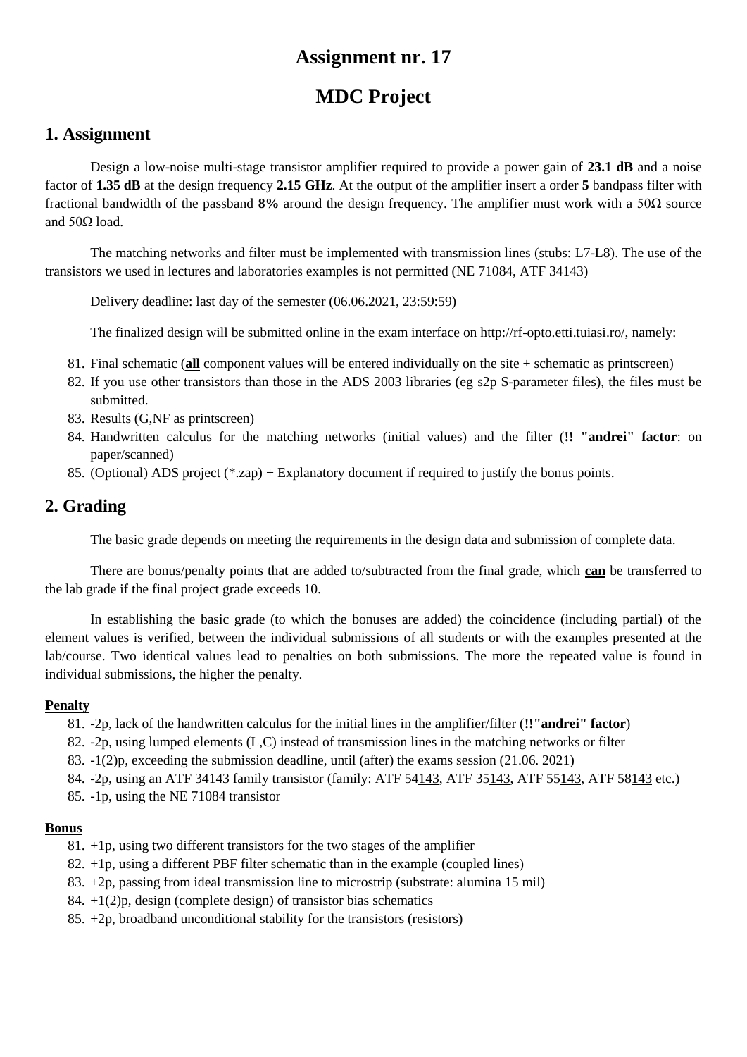# Assignment nr. 17

# MDC Project

## 1. Assignment

Design a low-noise multi-stage transistor amplifier required to provide a power gain of **23.1 dB** and a noise factor of **1.35 dB** at the design frequency **2.15 GHz**. At the output of the amplifier insert a order **5** bandpass filter with fractional bandwidth of the passband **8%** around the design frequency. The amplifier must work with a 50Ω source and 50Ω load.

The matching networks and filter must be implemented with transmission lines (stubs: L7-L8). The use of the transistors we used in lectures and laboratories examples is not permitted (NE 71084, ATF 34143)

Delivery deadline: last day of the semester (06.06.2021, 23:59:59)

The finalized design will be submitted online in the exam interface on http://rf-opto.etti.tuiasi.ro/, namely:

81. Final schematic (**all** component values will be entered individually on the site + schematic as printscreen)
82. If you use other transistors than those in the ADS 2003 libraries (eg s2p S-parameter files), the files must be submitted.
83. Results (G,NF as printscreen)
84. Handwritten calculus for the matching networks (initial values) and the filter (**!! "andrei" factor**: on paper/scanned)
85. (Optional) ADS project (*.zap) + Explanatory document if required to justify the bonus points.

## 2. Grading

The basic grade depends on meeting the requirements in the design data and submission of complete data.

There are bonus/penalty points that are added to/subtracted from the final grade, which **can** be transferred to the lab grade if the final project grade exceeds 10.

In establishing the basic grade (to which the bonuses are added) the coincidence (including partial) of the element values is verified, between the individual submissions of all students or with the examples presented at the lab/course. Two identical values lead to penalties on both submissions. The more the repeated value is found in individual submissions, the higher the penalty.

**Penalty**

81. -2p, lack of the handwritten calculus for the initial lines in the amplifier/filter (**!!"andrei" factor**)
82. -2p, using lumped elements (L,C) instead of transmission lines in the matching networks or filter
83. -1(2)p, exceeding the submission deadline, until (after) the exams session (21.06. 2021)
84. -2p, using an ATF 34143 family transistor (family: ATF 54143, ATF 35143, ATF 55143, ATF 58143 etc.)
85. -1p, using the NE 71084 transistor

**Bonus**

81. +1p, using two different transistors for the two stages of the amplifier
82. +1p, using a different PBF filter schematic than in the example (coupled lines)
83. +2p, passing from ideal transmission line to microstrip (substrate: alumina 15 mil)
84. +1(2)p, design (complete design) of transistor bias schematics
85. +2p, broadband unconditional stability for the transistors (resistors)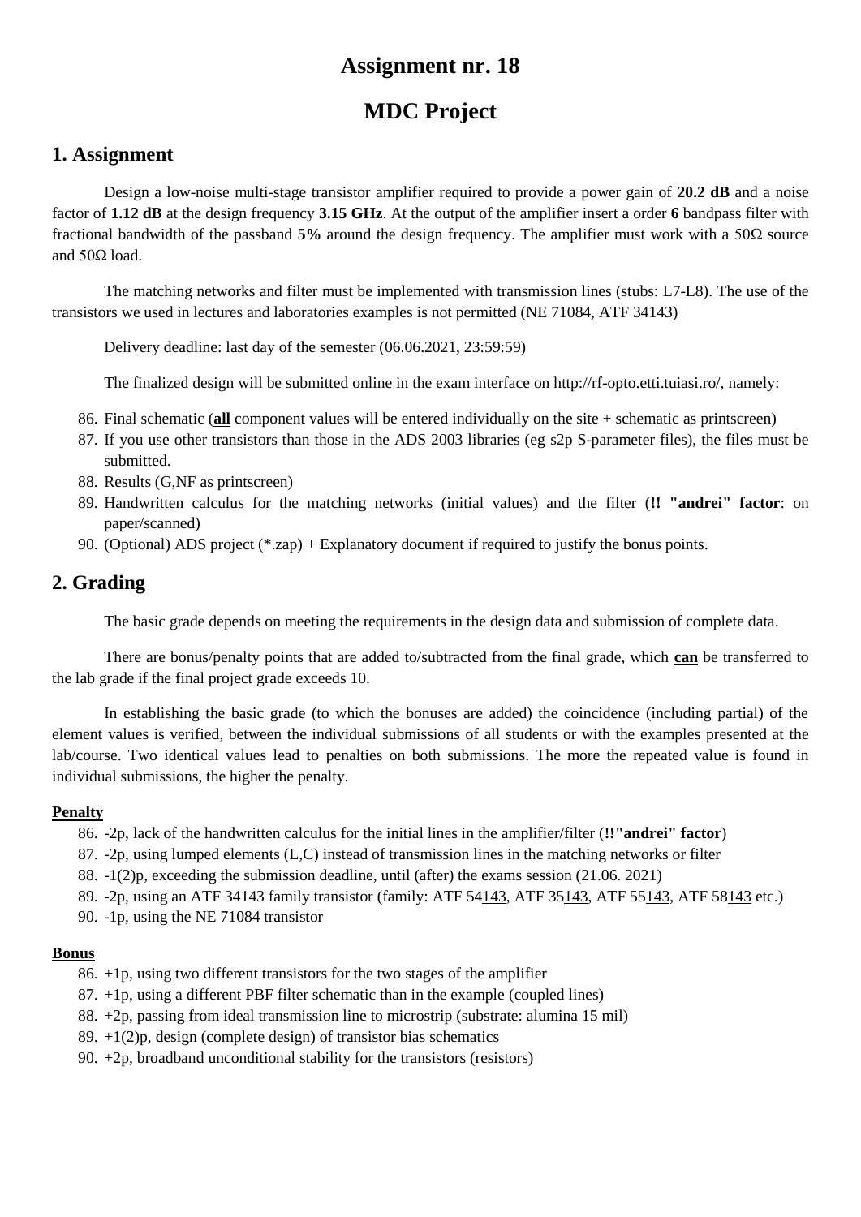# Assignment nr. 18

# MDC Project

## 1. Assignment

Design a low-noise multi-stage transistor amplifier required to provide a power gain of **20.2 dB** and a noise factor of **1.12 dB** at the design frequency **3.15 GHz**. At the output of the amplifier insert a order **6** bandpass filter with fractional bandwidth of the passband **5%** around the design frequency. The amplifier must work with a 50Ω source and 50Ω load.

The matching networks and filter must be implemented with transmission lines (stubs: L7-L8). The use of the transistors we used in lectures and laboratories examples is not permitted (NE 71084, ATF 34143)

Delivery deadline: last day of the semester (06.06.2021, 23:59:59)

The finalized design will be submitted online in the exam interface on http://rf-opto.etti.tuiasi.ro/, namely:

86. Final schematic (**all** component values will be entered individually on the site + schematic as printscreen)
87. If you use other transistors than those in the ADS 2003 libraries (eg s2p S-parameter files), the files must be submitted.
88. Results (G,NF as printscreen)
89. Handwritten calculus for the matching networks (initial values) and the filter (**!! "andrei" factor**: on paper/scanned)
90. (Optional) ADS project (*.zap) + Explanatory document if required to justify the bonus points.

## 2. Grading

The basic grade depends on meeting the requirements in the design data and submission of complete data.

There are bonus/penalty points that are added to/subtracted from the final grade, which **can** be transferred to the lab grade if the final project grade exceeds 10.

In establishing the basic grade (to which the bonuses are added) the coincidence (including partial) of the element values is verified, between the individual submissions of all students or with the examples presented at the lab/course. Two identical values lead to penalties on both submissions. The more the repeated value is found in individual submissions, the higher the penalty.

**Penalty**

86. -2p, lack of the handwritten calculus for the initial lines in the amplifier/filter (**!!"andrei" factor**)
87. -2p, using lumped elements (L,C) instead of transmission lines in the matching networks or filter
88. -1(2)p, exceeding the submission deadline, until (after) the exams session (21.06. 2021)
89. -2p, using an ATF 34143 family transistor (family: ATF 54143, ATF 35143, ATF 55143, ATF 58143 etc.)
90. -1p, using the NE 71084 transistor

**Bonus**

86. +1p, using two different transistors for the two stages of the amplifier
87. +1p, using a different PBF filter schematic than in the example (coupled lines)
88. +2p, passing from ideal transmission line to microstrip (substrate: alumina 15 mil)
89. +1(2)p, design (complete design) of transistor bias schematics
90. +2p, broadband unconditional stability for the transistors (resistors)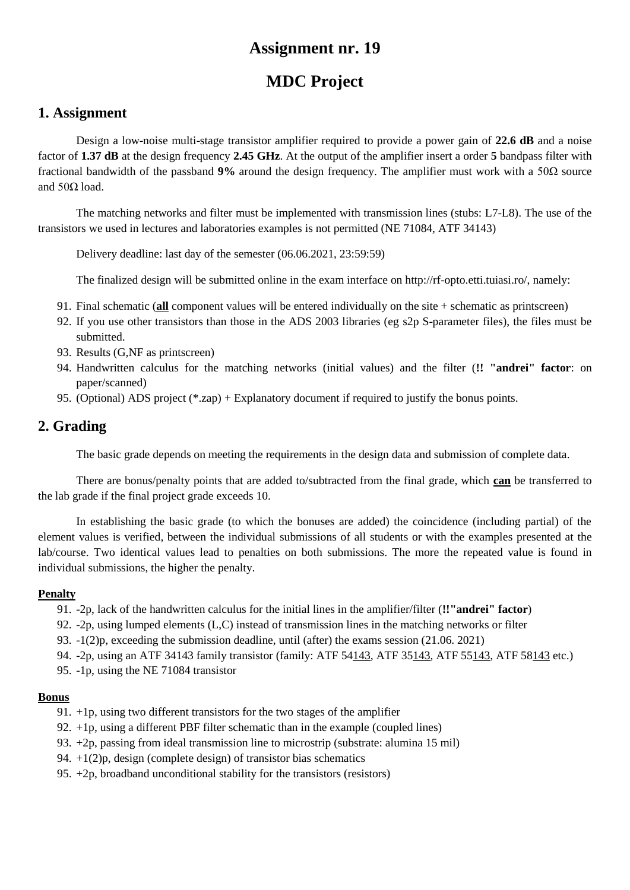# Assignment nr. 19

# MDC Project

## 1. Assignment

Design a low-noise multi-stage transistor amplifier required to provide a power gain of **22.6 dB** and a noise factor of **1.37 dB** at the design frequency **2.45 GHz**. At the output of the amplifier insert a order **5** bandpass filter with fractional bandwidth of the passband **9%** around the design frequency. The amplifier must work with a 50Ω source and 50Ω load.

The matching networks and filter must be implemented with transmission lines (stubs: L7-L8). The use of the transistors we used in lectures and laboratories examples is not permitted (NE 71084, ATF 34143)

Delivery deadline: last day of the semester (06.06.2021, 23:59:59)

The finalized design will be submitted online in the exam interface on http://rf-opto.etti.tuiasi.ro/, namely:

91. Final schematic (**all** component values will be entered individually on the site + schematic as printscreen)
92. If you use other transistors than those in the ADS 2003 libraries (eg s2p S-parameter files), the files must be submitted.
93. Results (G,NF as printscreen)
94. Handwritten calculus for the matching networks (initial values) and the filter (**!! "andrei" factor**: on paper/scanned)
95. (Optional) ADS project (*.zap) + Explanatory document if required to justify the bonus points.

## 2. Grading

The basic grade depends on meeting the requirements in the design data and submission of complete data.

There are bonus/penalty points that are added to/subtracted from the final grade, which **can** be transferred to the lab grade if the final project grade exceeds 10.

In establishing the basic grade (to which the bonuses are added) the coincidence (including partial) of the element values is verified, between the individual submissions of all students or with the examples presented at the lab/course. Two identical values lead to penalties on both submissions. The more the repeated value is found in individual submissions, the higher the penalty.

**Penalty**

91. -2p, lack of the handwritten calculus for the initial lines in the amplifier/filter (**!!"andrei" factor**)
92. -2p, using lumped elements (L,C) instead of transmission lines in the matching networks or filter
93. -1(2)p, exceeding the submission deadline, until (after) the exams session (21.06. 2021)
94. -2p, using an ATF 34143 family transistor (family: ATF 54143, ATF 35143, ATF 55143, ATF 58143 etc.)
95. -1p, using the NE 71084 transistor

**Bonus**

91. +1p, using two different transistors for the two stages of the amplifier
92. +1p, using a different PBF filter schematic than in the example (coupled lines)
93. +2p, passing from ideal transmission line to microstrip (substrate: alumina 15 mil)
94. +1(2)p, design (complete design) of transistor bias schematics
95. +2p, broadband unconditional stability for the transistors (resistors)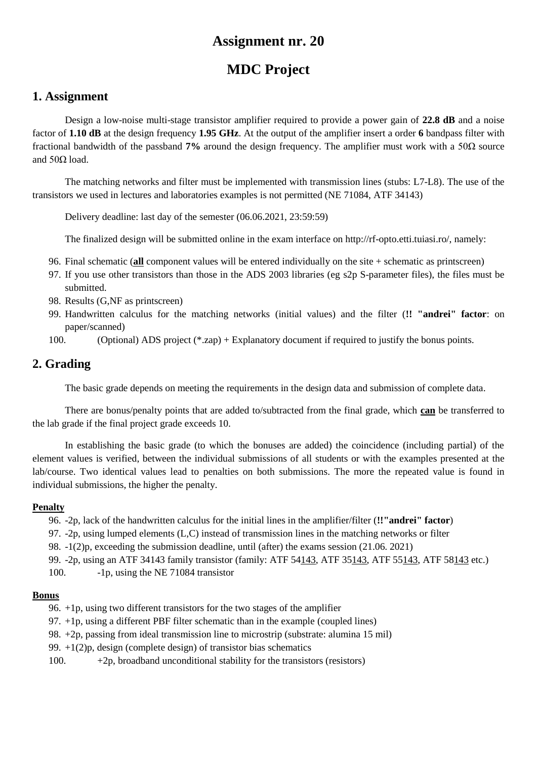# Assignment nr. 20

# MDC Project

## 1. Assignment

Design a low-noise multi-stage transistor amplifier required to provide a power gain of **22.8 dB** and a noise factor of **1.10 dB** at the design frequency **1.95 GHz**. At the output of the amplifier insert a order **6** bandpass filter with fractional bandwidth of the passband **7%** around the design frequency. The amplifier must work with a 50Ω source and 50Ω load.

The matching networks and filter must be implemented with transmission lines (stubs: L7-L8). The use of the transistors we used in lectures and laboratories examples is not permitted (NE 71084, ATF 34143)

Delivery deadline: last day of the semester (06.06.2021, 23:59:59)

The finalized design will be submitted online in the exam interface on http://rf-opto.etti.tuiasi.ro/, namely:

96. Final schematic (**all** component values will be entered individually on the site + schematic as printscreen)
97. If you use other transistors than those in the ADS 2003 libraries (eg s2p S-parameter files), the files must be submitted.
98. Results (G,NF as printscreen)
99. Handwritten calculus for the matching networks (initial values) and the filter (**!! "andrei" factor**: on paper/scanned)
100. (Optional) ADS project (*.zap) + Explanatory document if required to justify the bonus points.

## 2. Grading

The basic grade depends on meeting the requirements in the design data and submission of complete data.

There are bonus/penalty points that are added to/subtracted from the final grade, which **can** be transferred to the lab grade if the final project grade exceeds 10.

In establishing the basic grade (to which the bonuses are added) the coincidence (including partial) of the element values is verified, between the individual submissions of all students or with the examples presented at the lab/course. Two identical values lead to penalties on both submissions. The more the repeated value is found in individual submissions, the higher the penalty.

**Penalty**

96. -2p, lack of the handwritten calculus for the initial lines in the amplifier/filter (**!!"andrei" factor**)
97. -2p, using lumped elements (L,C) instead of transmission lines in the matching networks or filter
98. -1(2)p, exceeding the submission deadline, until (after) the exams session (21.06. 2021)
99. -2p, using an ATF 34143 family transistor (family: ATF 54143, ATF 35143, ATF 55143, ATF 58143 etc.)
100. -1p, using the NE 71084 transistor

**Bonus**

96. +1p, using two different transistors for the two stages of the amplifier
97. +1p, using a different PBF filter schematic than in the example (coupled lines)
98. +2p, passing from ideal transmission line to microstrip (substrate: alumina 15 mil)
99. +1(2)p, design (complete design) of transistor bias schematics
100. +2p, broadband unconditional stability for the transistors (resistors)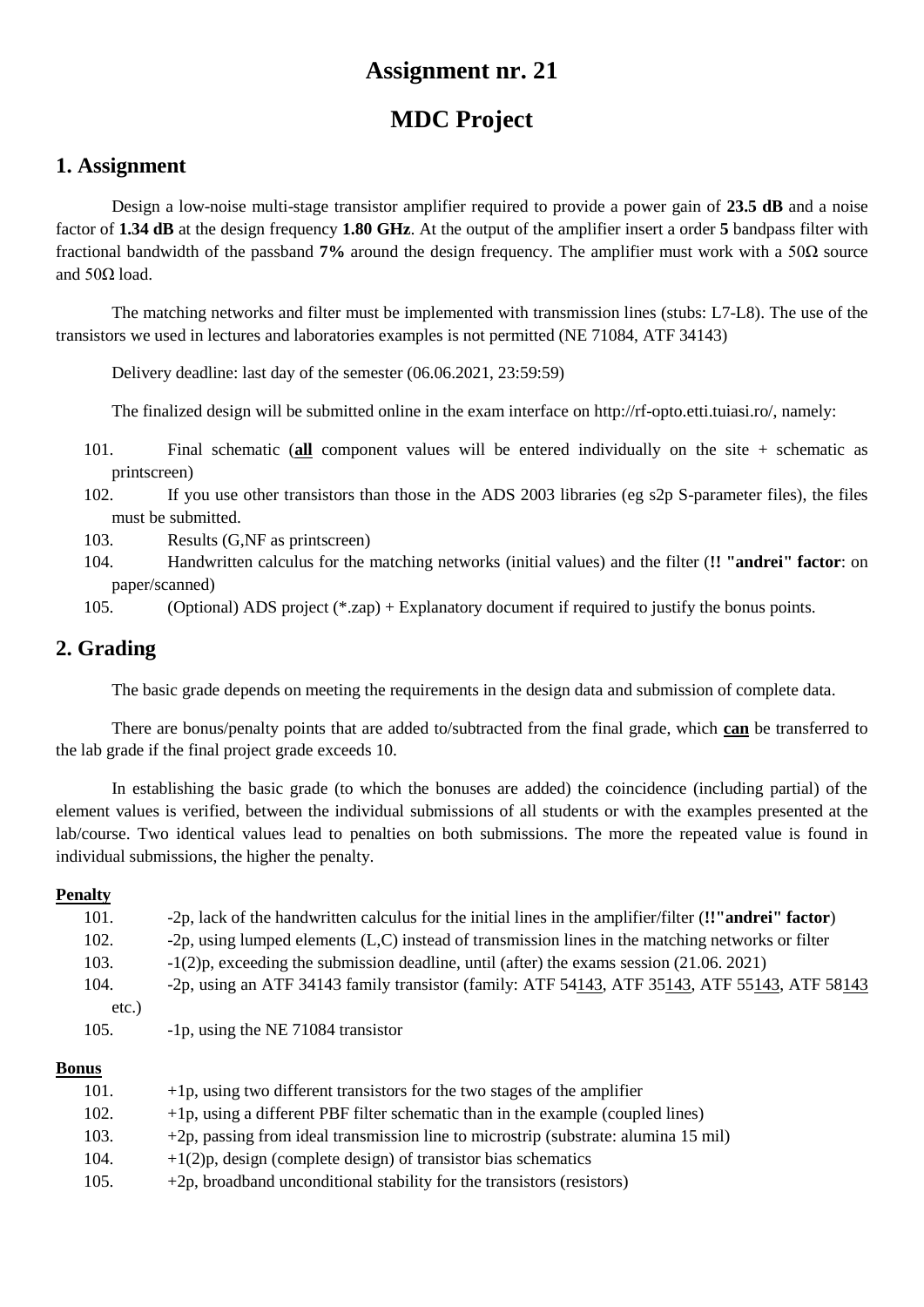# Assignment nr. 21

# MDC Project

## 1. Assignment

Design a low-noise multi-stage transistor amplifier required to provide a power gain of **23.5 dB** and a noise factor of **1.34 dB** at the design frequency **1.80 GHz**. At the output of the amplifier insert a order **5** bandpass filter with fractional bandwidth of the passband **7%** around the design frequency. The amplifier must work with a 50Ω source and 50Ω load.

The matching networks and filter must be implemented with transmission lines (stubs: L7-L8). The use of the transistors we used in lectures and laboratories examples is not permitted (NE 71084, ATF 34143)

Delivery deadline: last day of the semester (06.06.2021, 23:59:59)

The finalized design will be submitted online in the exam interface on http://rf-opto.etti.tuiasi.ro/, namely:

101. Final schematic (**all** component values will be entered individually on the site + schematic as printscreen)
102. If you use other transistors than those in the ADS 2003 libraries (eg s2p S-parameter files), the files must be submitted.
103. Results (G,NF as printscreen)
104. Handwritten calculus for the matching networks (initial values) and the filter (**!! "andrei" factor**: on paper/scanned)
105. (Optional) ADS project (*.zap) + Explanatory document if required to justify the bonus points.

## 2. Grading

The basic grade depends on meeting the requirements in the design data and submission of complete data.

There are bonus/penalty points that are added to/subtracted from the final grade, which **can** be transferred to the lab grade if the final project grade exceeds 10.

In establishing the basic grade (to which the bonuses are added) the coincidence (including partial) of the element values is verified, between the individual submissions of all students or with the examples presented at the lab/course. Two identical values lead to penalties on both submissions. The more the repeated value is found in individual submissions, the higher the penalty.

**Penalty**

101. -2p, lack of the handwritten calculus for the initial lines in the amplifier/filter (**!!"andrei" factor**)
102. -2p, using lumped elements (L,C) instead of transmission lines in the matching networks or filter
103. -1(2)p, exceeding the submission deadline, until (after) the exams session (21.06. 2021)
104. -2p, using an ATF 34143 family transistor (family: ATF 54143, ATF 35143, ATF 55143, ATF 58143 etc.)
105. -1p, using the NE 71084 transistor

**Bonus**

101. +1p, using two different transistors for the two stages of the amplifier
102. +1p, using a different PBF filter schematic than in the example (coupled lines)
103. +2p, passing from ideal transmission line to microstrip (substrate: alumina 15 mil)
104. +1(2)p, design (complete design) of transistor bias schematics
105. +2p, broadband unconditional stability for the transistors (resistors)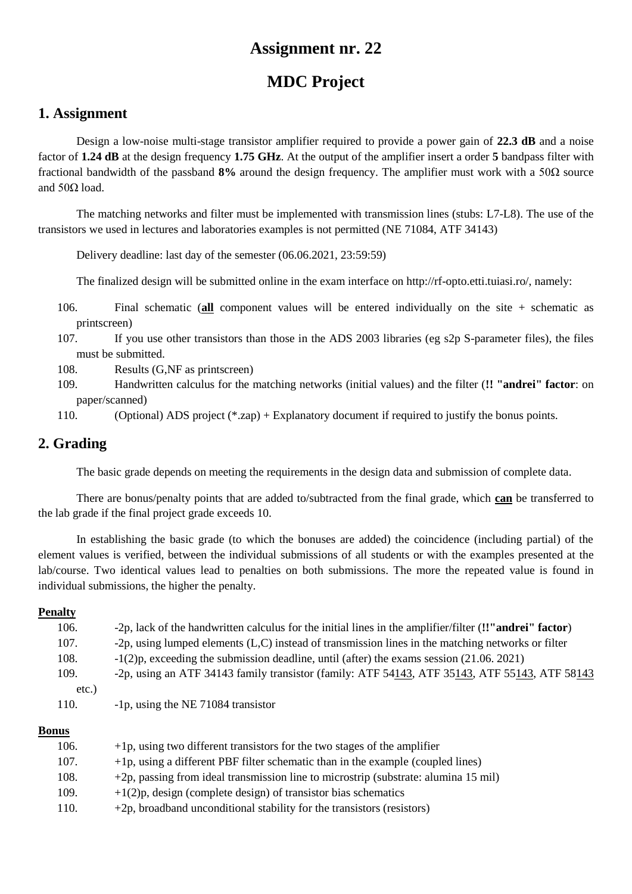# Assignment nr. 22

# MDC Project

## 1. Assignment

Design a low-noise multi-stage transistor amplifier required to provide a power gain of **22.3 dB** and a noise factor of **1.24 dB** at the design frequency **1.75 GHz**. At the output of the amplifier insert a order **5** bandpass filter with fractional bandwidth of the passband **8%** around the design frequency. The amplifier must work with a 50Ω source and 50Ω load.

The matching networks and filter must be implemented with transmission lines (stubs: L7-L8). The use of the transistors we used in lectures and laboratories examples is not permitted (NE 71084, ATF 34143)

Delivery deadline: last day of the semester (06.06.2021, 23:59:59)

The finalized design will be submitted online in the exam interface on http://rf-opto.etti.tuiasi.ro/, namely:

106. Final schematic (**<u>all</u>** component values will be entered individually on the site + schematic as printscreen)
107. If you use other transistors than those in the ADS 2003 libraries (eg s2p S-parameter files), the files must be submitted.
108. Results (G,NF as printscreen)
109. Handwritten calculus for the matching networks (initial values) and the filter (**!! "andrei" factor**: on paper/scanned)
110. (Optional) ADS project (*.zap) + Explanatory document if required to justify the bonus points.

## 2. Grading

The basic grade depends on meeting the requirements in the design data and submission of complete data.

There are bonus/penalty points that are added to/subtracted from the final grade, which **<u>can</u>** be transferred to the lab grade if the final project grade exceeds 10.

In establishing the basic grade (to which the bonuses are added) the coincidence (including partial) of the element values is verified, between the individual submissions of all students or with the examples presented at the lab/course. Two identical values lead to penalties on both submissions. The more the repeated value is found in individual submissions, the higher the penalty.

**<u>Penalty</u>**

106. -2p, lack of the handwritten calculus for the initial lines in the amplifier/filter (**!!"andrei" factor**)
107. -2p, using lumped elements (L,C) instead of transmission lines in the matching networks or filter
108. -1(2)p, exceeding the submission deadline, until (after) the exams session (21.06. 2021)
109. -2p, using an ATF 34143 family transistor (family: ATF 54<u>143</u>, ATF 35<u>143</u>, ATF 55<u>143</u>, ATF 58<u>143</u> etc.)
110. -1p, using the NE 71084 transistor

**<u>Bonus</u>**

106. +1p, using two different transistors for the two stages of the amplifier
107. +1p, using a different PBF filter schematic than in the example (coupled lines)
108. +2p, passing from ideal transmission line to microstrip (substrate: alumina 15 mil)
109. +1(2)p, design (complete design) of transistor bias schematics
110. +2p, broadband unconditional stability for the transistors (resistors)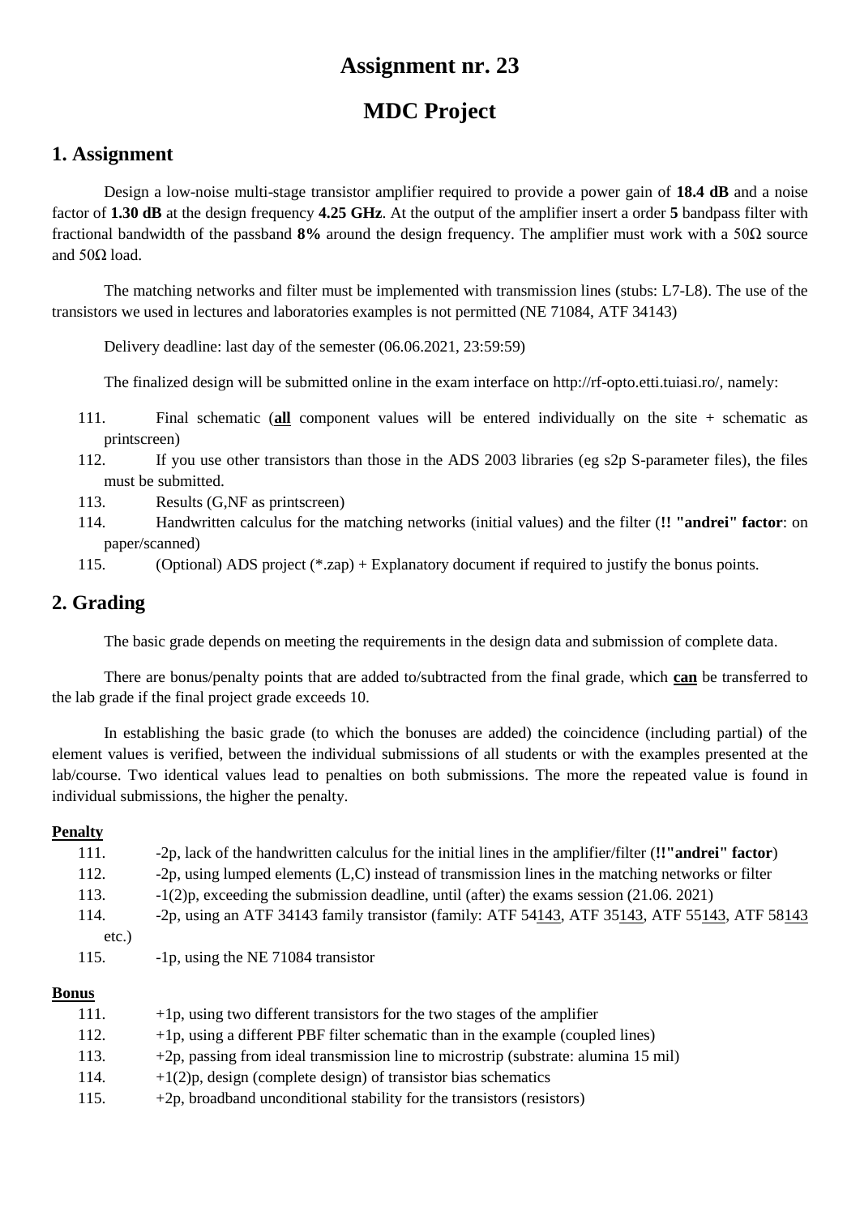# Assignment nr. 23

# MDC Project

## 1. Assignment

Design a low-noise multi-stage transistor amplifier required to provide a power gain of **18.4 dB** and a noise factor of **1.30 dB** at the design frequency **4.25 GHz**. At the output of the amplifier insert a order **5** bandpass filter with fractional bandwidth of the passband **8%** around the design frequency. The amplifier must work with a 50Ω source and 50Ω load.

The matching networks and filter must be implemented with transmission lines (stubs: L7-L8). The use of the transistors we used in lectures and laboratories examples is not permitted (NE 71084, ATF 34143)

Delivery deadline: last day of the semester (06.06.2021, 23:59:59)

The finalized design will be submitted online in the exam interface on http://rf-opto.etti.tuiasi.ro/, namely:

111. Final schematic (**<u>all</u>** component values will be entered individually on the site + schematic as printscreen)
112. If you use other transistors than those in the ADS 2003 libraries (eg s2p S-parameter files), the files must be submitted.
113. Results (G,NF as printscreen)
114. Handwritten calculus for the matching networks (initial values) and the filter (**!! "andrei" factor**: on paper/scanned)
115. (Optional) ADS project (*.zap) + Explanatory document if required to justify the bonus points.

## 2. Grading

The basic grade depends on meeting the requirements in the design data and submission of complete data.

There are bonus/penalty points that are added to/subtracted from the final grade, which **<u>can</u>** be transferred to the lab grade if the final project grade exceeds 10.

In establishing the basic grade (to which the bonuses are added) the coincidence (including partial) of the element values is verified, between the individual submissions of all students or with the examples presented at the lab/course. Two identical values lead to penalties on both submissions. The more the repeated value is found in individual submissions, the higher the penalty.

**<u>Penalty</u>**

111. -2p, lack of the handwritten calculus for the initial lines in the amplifier/filter (**!!"andrei" factor**)
112. -2p, using lumped elements (L,C) instead of transmission lines in the matching networks or filter
113. -1(2)p, exceeding the submission deadline, until (after) the exams session (21.06. 2021)
114. -2p, using an ATF 34143 family transistor (family: ATF 54<u>143</u>, ATF 35<u>143</u>, ATF 55<u>143</u>, ATF 58<u>143</u> etc.)
115. -1p, using the NE 71084 transistor

**<u>Bonus</u>**

111. +1p, using two different transistors for the two stages of the amplifier
112. +1p, using a different PBF filter schematic than in the example (coupled lines)
113. +2p, passing from ideal transmission line to microstrip (substrate: alumina 15 mil)
114. +1(2)p, design (complete design) of transistor bias schematics
115. +2p, broadband unconditional stability for the transistors (resistors)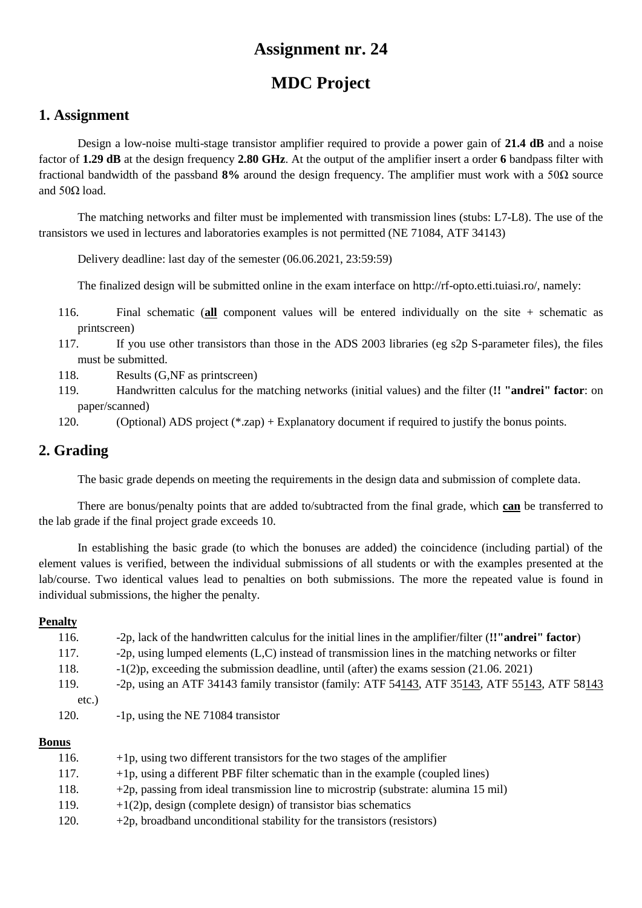// Assignment nr. 24

# MDC Project

## 1. Assignment

Design a low-noise multi-stage transistor amplifier required to provide a power gain of **21.4 dB** and a noise factor of **1.29 dB** at the design frequency **2.80 GHz**. At the output of the amplifier insert a order **6** bandpass filter with fractional bandwidth of the passband **8%** around the design frequency. The amplifier must work with a 50Ω source and 50Ω load.

The matching networks and filter must be implemented with transmission lines (stubs: L7-L8). The use of the transistors we used in lectures and laboratories examples is not permitted (NE 71084, ATF 34143)

Delivery deadline: last day of the semester (06.06.2021, 23:59:59)

The finalized design will be submitted online in the exam interface on http://rf-opto.etti.tuiasi.ro/, namely:

116. Final schematic (**all** component values will be entered individually on the site + schematic as printscreen)
117. If you use other transistors than those in the ADS 2003 libraries (eg s2p S-parameter files), the files must be submitted.
118. Results (G,NF as printscreen)
119. Handwritten calculus for the matching networks (initial values) and the filter (**!! "andrei" factor**: on paper/scanned)
120. (Optional) ADS project (*.zap) + Explanatory document if required to justify the bonus points.

## 2. Grading

The basic grade depends on meeting the requirements in the design data and submission of complete data.

There are bonus/penalty points that are added to/subtracted from the final grade, which **can** be transferred to the lab grade if the final project grade exceeds 10.

In establishing the basic grade (to which the bonuses are added) the coincidence (including partial) of the element values is verified, between the individual submissions of all students or with the examples presented at the lab/course. Two identical values lead to penalties on both submissions. The more the repeated value is found in individual submissions, the higher the penalty.

**Penalty**

116. -2p, lack of the handwritten calculus for the initial lines in the amplifier/filter (**!!"andrei" factor**)
117. -2p, using lumped elements (L,C) instead of transmission lines in the matching networks or filter
118. -1(2)p, exceeding the submission deadline, until (after) the exams session (21.06. 2021)
119. -2p, using an ATF 34143 family transistor (family: ATF 54143, ATF 35143, ATF 55143, ATF 58143 etc.)
120. -1p, using the NE 71084 transistor

**Bonus**

116. +1p, using two different transistors for the two stages of the amplifier
117. +1p, using a different PBF filter schematic than in the example (coupled lines)
118. +2p, passing from ideal transmission line to microstrip (substrate: alumina 15 mil)
119. +1(2)p, design (complete design) of transistor bias schematics
120. +2p, broadband unconditional stability for the transistors (resistors)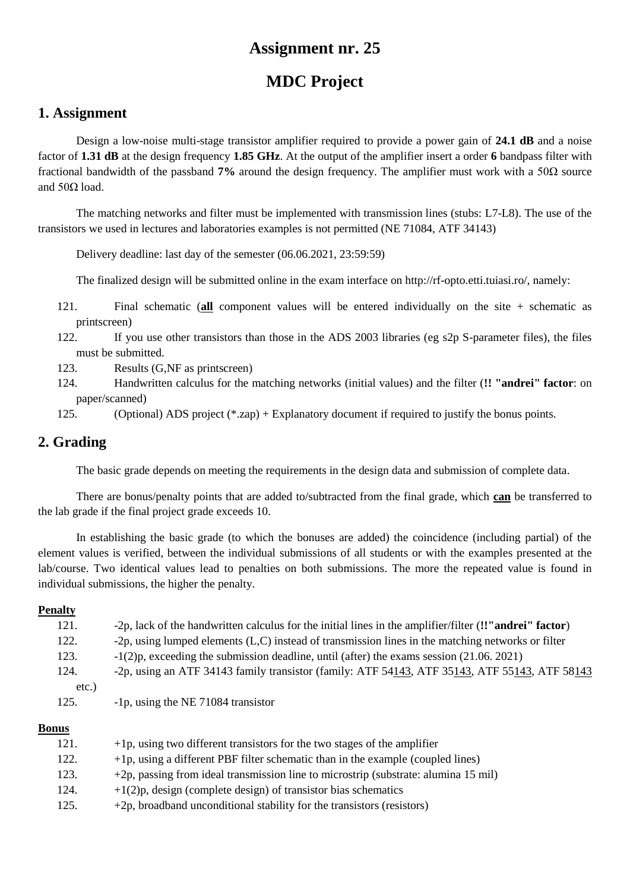# Assignment nr. 25

# MDC Project

## 1. Assignment

Design a low-noise multi-stage transistor amplifier required to provide a power gain of **24.1 dB** and a noise factor of **1.31 dB** at the design frequency **1.85 GHz**. At the output of the amplifier insert a order **6** bandpass filter with fractional bandwidth of the passband **7%** around the design frequency. The amplifier must work with a 50Ω source and 50Ω load.

The matching networks and filter must be implemented with transmission lines (stubs: L7-L8). The use of the transistors we used in lectures and laboratories examples is not permitted (NE 71084, ATF 34143)

Delivery deadline: last day of the semester (06.06.2021, 23:59:59)

The finalized design will be submitted online in the exam interface on http://rf-opto.etti.tuiasi.ro/, namely:

121. Final schematic (**<u>all</u>** component values will be entered individually on the site + schematic as printscreen)
122. If you use other transistors than those in the ADS 2003 libraries (eg s2p S-parameter files), the files must be submitted.
123. Results (G,NF as printscreen)
124. Handwritten calculus for the matching networks (initial values) and the filter (**!! "andrei" factor**: on paper/scanned)
125. (Optional) ADS project (*.zap) + Explanatory document if required to justify the bonus points.

## 2. Grading

The basic grade depends on meeting the requirements in the design data and submission of complete data.

There are bonus/penalty points that are added to/subtracted from the final grade, which **<u>can</u>** be transferred to the lab grade if the final project grade exceeds 10.

In establishing the basic grade (to which the bonuses are added) the coincidence (including partial) of the element values is verified, between the individual submissions of all students or with the examples presented at the lab/course. Two identical values lead to penalties on both submissions. The more the repeated value is found in individual submissions, the higher the penalty.

**<u>Penalty</u>**

121. -2p, lack of the handwritten calculus for the initial lines in the amplifier/filter (**!!"andrei" factor**)
122. -2p, using lumped elements (L,C) instead of transmission lines in the matching networks or filter
123. -1(2)p, exceeding the submission deadline, until (after) the exams session (21.06. 2021)
124. -2p, using an ATF 34143 family transistor (family: ATF 54<u>143</u>, ATF 35<u>143</u>, ATF 55<u>143</u>, ATF 58<u>143</u> etc.)
125. -1p, using the NE 71084 transistor

**<u>Bonus</u>**

121. +1p, using two different transistors for the two stages of the amplifier
122. +1p, using a different PBF filter schematic than in the example (coupled lines)
123. +2p, passing from ideal transmission line to microstrip (substrate: alumina 15 mil)
124. +1(2)p, design (complete design) of transistor bias schematics
125. +2p, broadband unconditional stability for the transistors (resistors)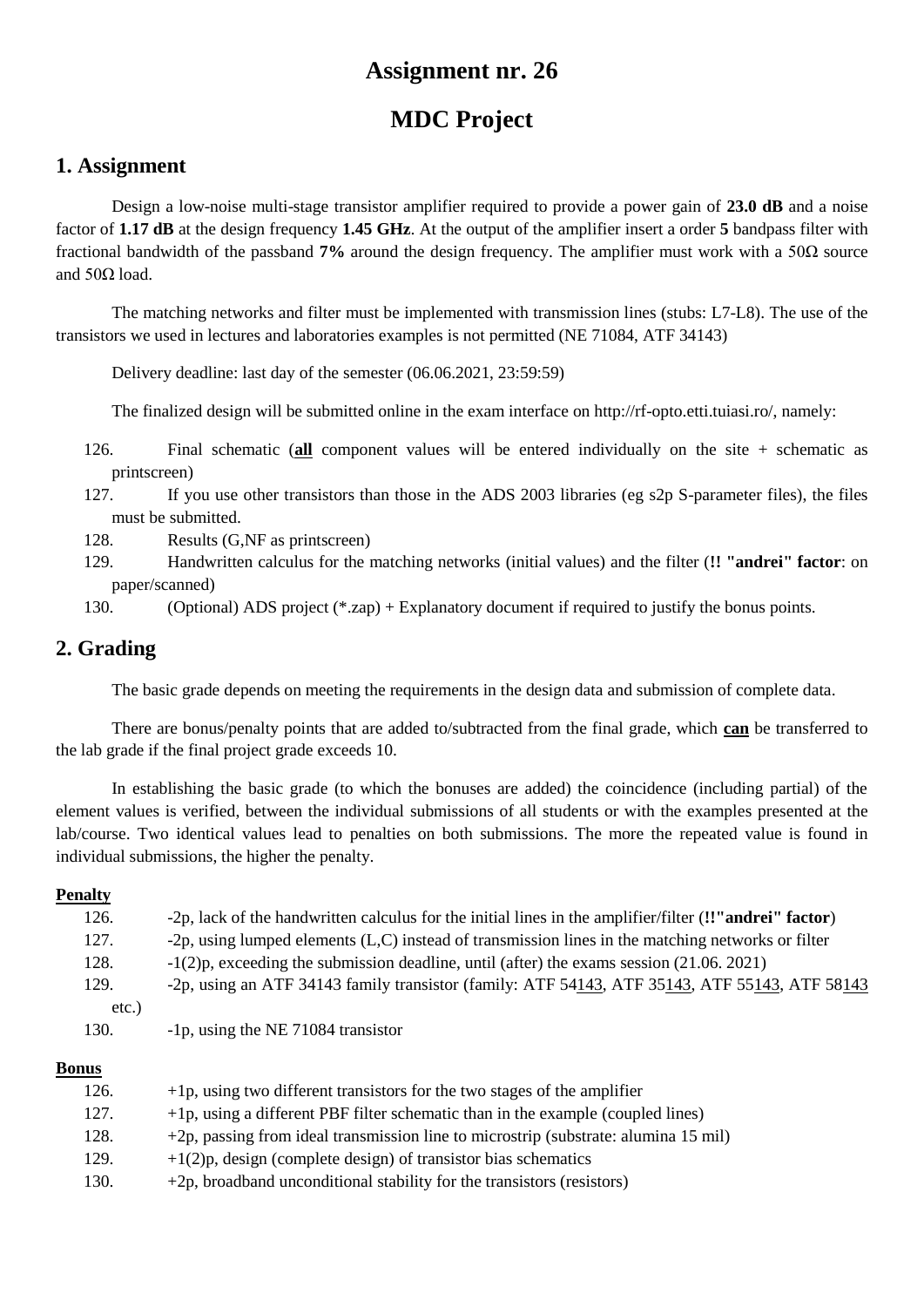# Assignment nr. 26

# MDC Project

## 1. Assignment

Design a low-noise multi-stage transistor amplifier required to provide a power gain of **23.0 dB** and a noise factor of **1.17 dB** at the design frequency **1.45 GHz**. At the output of the amplifier insert a order **5** bandpass filter with fractional bandwidth of the passband **7%** around the design frequency. The amplifier must work with a 50Ω source and 50Ω load.

The matching networks and filter must be implemented with transmission lines (stubs: L7-L8). The use of the transistors we used in lectures and laboratories examples is not permitted (NE 71084, ATF 34143)

Delivery deadline: last day of the semester (06.06.2021, 23:59:59)

The finalized design will be submitted online in the exam interface on http://rf-opto.etti.tuiasi.ro/, namely:

126. Final schematic (**<u>all</u>** component values will be entered individually on the site + schematic as printscreen)
127. If you use other transistors than those in the ADS 2003 libraries (eg s2p S-parameter files), the files must be submitted.
128. Results (G,NF as printscreen)
129. Handwritten calculus for the matching networks (initial values) and the filter (**!! "andrei" factor**: on paper/scanned)
130. (Optional) ADS project (*.zap) + Explanatory document if required to justify the bonus points.

## 2. Grading

The basic grade depends on meeting the requirements in the design data and submission of complete data.

There are bonus/penalty points that are added to/subtracted from the final grade, which **<u>can</u>** be transferred to the lab grade if the final project grade exceeds 10.

In establishing the basic grade (to which the bonuses are added) the coincidence (including partial) of the element values is verified, between the individual submissions of all students or with the examples presented at the lab/course. Two identical values lead to penalties on both submissions. The more the repeated value is found in individual submissions, the higher the penalty.

**<u>Penalty</u>**

126. -2p, lack of the handwritten calculus for the initial lines in the amplifier/filter (**!!"andrei" factor**)
127. -2p, using lumped elements (L,C) instead of transmission lines in the matching networks or filter
128. -1(2)p, exceeding the submission deadline, until (after) the exams session (21.06. 2021)
129. -2p, using an ATF 34143 family transistor (family: ATF 54<u>143</u>, ATF 35<u>143</u>, ATF 55<u>143</u>, ATF 58<u>143</u> etc.)
130. -1p, using the NE 71084 transistor

**<u>Bonus</u>**

126. +1p, using two different transistors for the two stages of the amplifier
127. +1p, using a different PBF filter schematic than in the example (coupled lines)
128. +2p, passing from ideal transmission line to microstrip (substrate: alumina 15 mil)
129. +1(2)p, design (complete design) of transistor bias schematics
130. +2p, broadband unconditional stability for the transistors (resistors)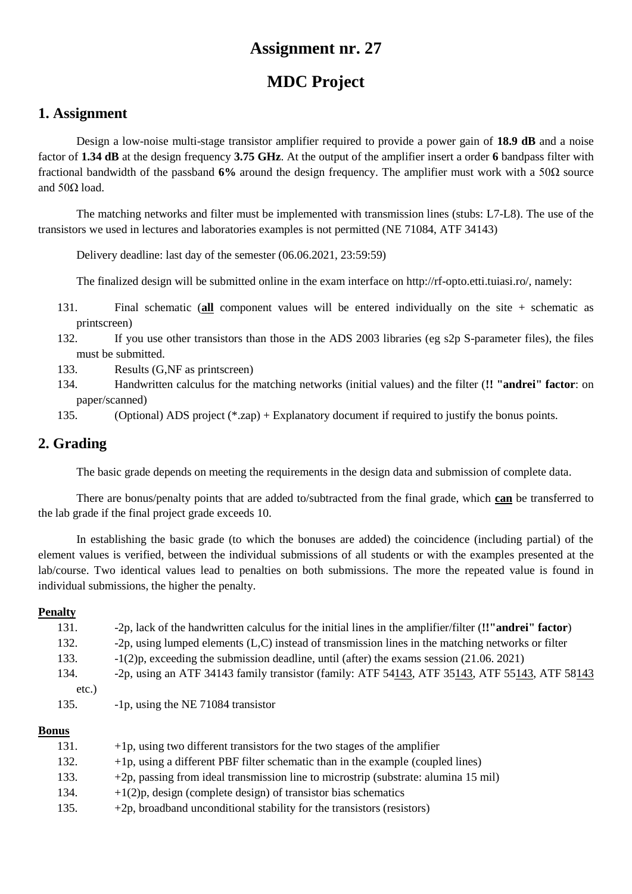# Assignment nr. 27

# MDC Project

## 1. Assignment

Design a low-noise multi-stage transistor amplifier required to provide a power gain of **18.9 dB** and a noise factor of **1.34 dB** at the design frequency **3.75 GHz**. At the output of the amplifier insert a order **6** bandpass filter with fractional bandwidth of the passband **6%** around the design frequency. The amplifier must work with a 50Ω source and 50Ω load.

The matching networks and filter must be implemented with transmission lines (stubs: L7-L8). The use of the transistors we used in lectures and laboratories examples is not permitted (NE 71084, ATF 34143)

Delivery deadline: last day of the semester (06.06.2021, 23:59:59)

The finalized design will be submitted online in the exam interface on http://rf-opto.etti.tuiasi.ro/, namely:

131. Final schematic (<u>**all**</u> component values will be entered individually on the site + schematic as printscreen)
132. If you use other transistors than those in the ADS 2003 libraries (eg s2p S-parameter files), the files must be submitted.
133. Results (G,NF as printscreen)
134. Handwritten calculus for the matching networks (initial values) and the filter (**!! "andrei" factor**: on paper/scanned)
135. (Optional) ADS project (*.zap) + Explanatory document if required to justify the bonus points.

## 2. Grading

The basic grade depends on meeting the requirements in the design data and submission of complete data.

There are bonus/penalty points that are added to/subtracted from the final grade, which <u>**can**</u> be transferred to the lab grade if the final project grade exceeds 10.

In establishing the basic grade (to which the bonuses are added) the coincidence (including partial) of the element values is verified, between the individual submissions of all students or with the examples presented at the lab/course. Two identical values lead to penalties on both submissions. The more the repeated value is found in individual submissions, the higher the penalty.

**<u>Penalty</u>**

131. -2p, lack of the handwritten calculus for the initial lines in the amplifier/filter (**!!"andrei" factor**)
132. -2p, using lumped elements (L,C) instead of transmission lines in the matching networks or filter
133. -1(2)p, exceeding the submission deadline, until (after) the exams session (21.06. 2021)
134. -2p, using an ATF 34143 family transistor (family: ATF 54<u>143</u>, ATF 35<u>143</u>, ATF 55<u>143</u>, ATF 58<u>143</u> etc.)
135. -1p, using the NE 71084 transistor

**<u>Bonus</u>**

131. +1p, using two different transistors for the two stages of the amplifier
132. +1p, using a different PBF filter schematic than in the example (coupled lines)
133. +2p, passing from ideal transmission line to microstrip (substrate: alumina 15 mil)
134. +1(2)p, design (complete design) of transistor bias schematics
135. +2p, broadband unconditional stability for the transistors (resistors)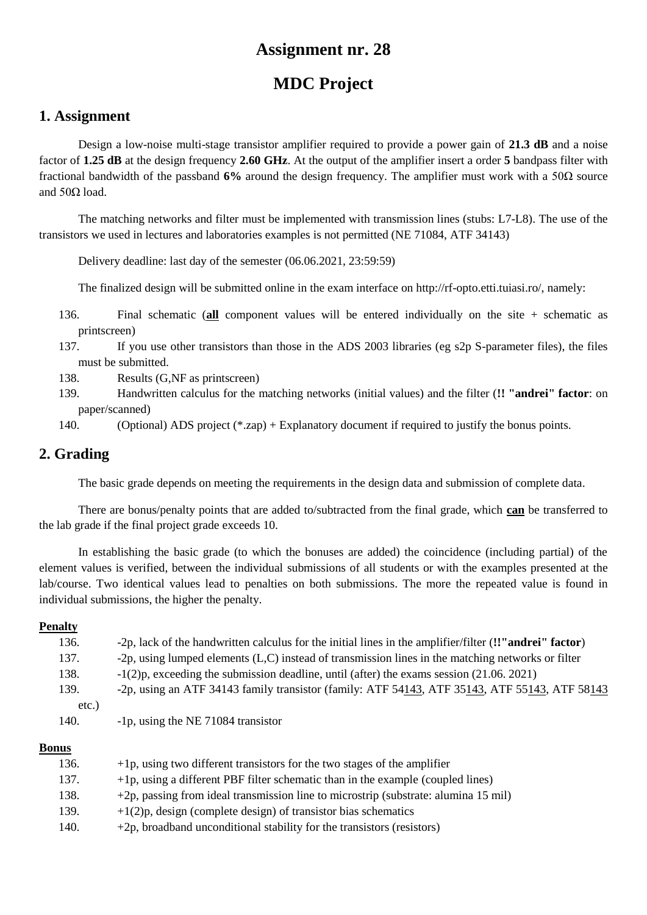# Assignment nr. 28

# MDC Project

## 1. Assignment

Design a low-noise multi-stage transistor amplifier required to provide a power gain of **21.3 dB** and a noise factor of **1.25 dB** at the design frequency **2.60 GHz**. At the output of the amplifier insert a order **5** bandpass filter with fractional bandwidth of the passband **6%** around the design frequency. The amplifier must work with a 50Ω source and 50Ω load.

The matching networks and filter must be implemented with transmission lines (stubs: L7-L8). The use of the transistors we used in lectures and laboratories examples is not permitted (NE 71084, ATF 34143)

Delivery deadline: last day of the semester (06.06.2021, 23:59:59)

The finalized design will be submitted online in the exam interface on http://rf-opto.etti.tuiasi.ro/, namely:

136. Final schematic (**<u>all</u>** component values will be entered individually on the site + schematic as printscreen)
137. If you use other transistors than those in the ADS 2003 libraries (eg s2p S-parameter files), the files must be submitted.
138. Results (G,NF as printscreen)
139. Handwritten calculus for the matching networks (initial values) and the filter (**!! "andrei" factor**: on paper/scanned)
140. (Optional) ADS project (*.zap) + Explanatory document if required to justify the bonus points.

## 2. Grading

The basic grade depends on meeting the requirements in the design data and submission of complete data.

There are bonus/penalty points that are added to/subtracted from the final grade, which **<u>can</u>** be transferred to the lab grade if the final project grade exceeds 10.

In establishing the basic grade (to which the bonuses are added) the coincidence (including partial) of the element values is verified, between the individual submissions of all students or with the examples presented at the lab/course. Two identical values lead to penalties on both submissions. The more the repeated value is found in individual submissions, the higher the penalty.

**<u>Penalty</u>**

136. -2p, lack of the handwritten calculus for the initial lines in the amplifier/filter (**!!"andrei" factor**)
137. -2p, using lumped elements (L,C) instead of transmission lines in the matching networks or filter
138. -1(2)p, exceeding the submission deadline, until (after) the exams session (21.06. 2021)
139. -2p, using an ATF 34143 family transistor (family: ATF 54<u>143</u>, ATF 35<u>143</u>, ATF 55<u>143</u>, ATF 58<u>143</u> etc.)
140. -1p, using the NE 71084 transistor

**<u>Bonus</u>**

136. +1p, using two different transistors for the two stages of the amplifier
137. +1p, using a different PBF filter schematic than in the example (coupled lines)
138. +2p, passing from ideal transmission line to microstrip (substrate: alumina 15 mil)
139. +1(2)p, design (complete design) of transistor bias schematics
140. +2p, broadband unconditional stability for the transistors (resistors)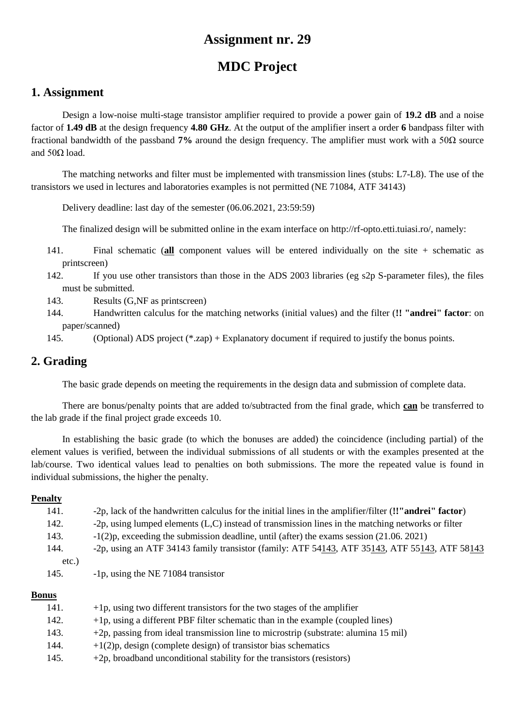# Assignment nr. 29

# MDC Project

## 1. Assignment

Design a low-noise multi-stage transistor amplifier required to provide a power gain of **19.2 dB** and a noise factor of **1.49 dB** at the design frequency **4.80 GHz**. At the output of the amplifier insert a order **6** bandpass filter with fractional bandwidth of the passband **7%** around the design frequency. The amplifier must work with a 50Ω source and 50Ω load.

The matching networks and filter must be implemented with transmission lines (stubs: L7-L8). The use of the transistors we used in lectures and laboratories examples is not permitted (NE 71084, ATF 34143)

Delivery deadline: last day of the semester (06.06.2021, 23:59:59)

The finalized design will be submitted online in the exam interface on http://rf-opto.etti.tuiasi.ro/, namely:

141. Final schematic (**all** component values will be entered individually on the site + schematic as printscreen)
142. If you use other transistors than those in the ADS 2003 libraries (eg s2p S-parameter files), the files must be submitted.
143. Results (G,NF as printscreen)
144. Handwritten calculus for the matching networks (initial values) and the filter (**!! "andrei" factor**: on paper/scanned)
145. (Optional) ADS project (*.zap) + Explanatory document if required to justify the bonus points.

## 2. Grading

The basic grade depends on meeting the requirements in the design data and submission of complete data.

There are bonus/penalty points that are added to/subtracted from the final grade, which **can** be transferred to the lab grade if the final project grade exceeds 10.

In establishing the basic grade (to which the bonuses are added) the coincidence (including partial) of the element values is verified, between the individual submissions of all students or with the examples presented at the lab/course. Two identical values lead to penalties on both submissions. The more the repeated value is found in individual submissions, the higher the penalty.

**Penalty**

141. -2p, lack of the handwritten calculus for the initial lines in the amplifier/filter (**!!"andrei" factor**)
142. -2p, using lumped elements (L,C) instead of transmission lines in the matching networks or filter
143. -1(2)p, exceeding the submission deadline, until (after) the exams session (21.06. 2021)
144. -2p, using an ATF 34143 family transistor (family: ATF 54143, ATF 35143, ATF 55143, ATF 58143 etc.)
145. -1p, using the NE 71084 transistor

**Bonus**

141. +1p, using two different transistors for the two stages of the amplifier
142. +1p, using a different PBF filter schematic than in the example (coupled lines)
143. +2p, passing from ideal transmission line to microstrip (substrate: alumina 15 mil)
144. +1(2)p, design (complete design) of transistor bias schematics
145. +2p, broadband unconditional stability for the transistors (resistors)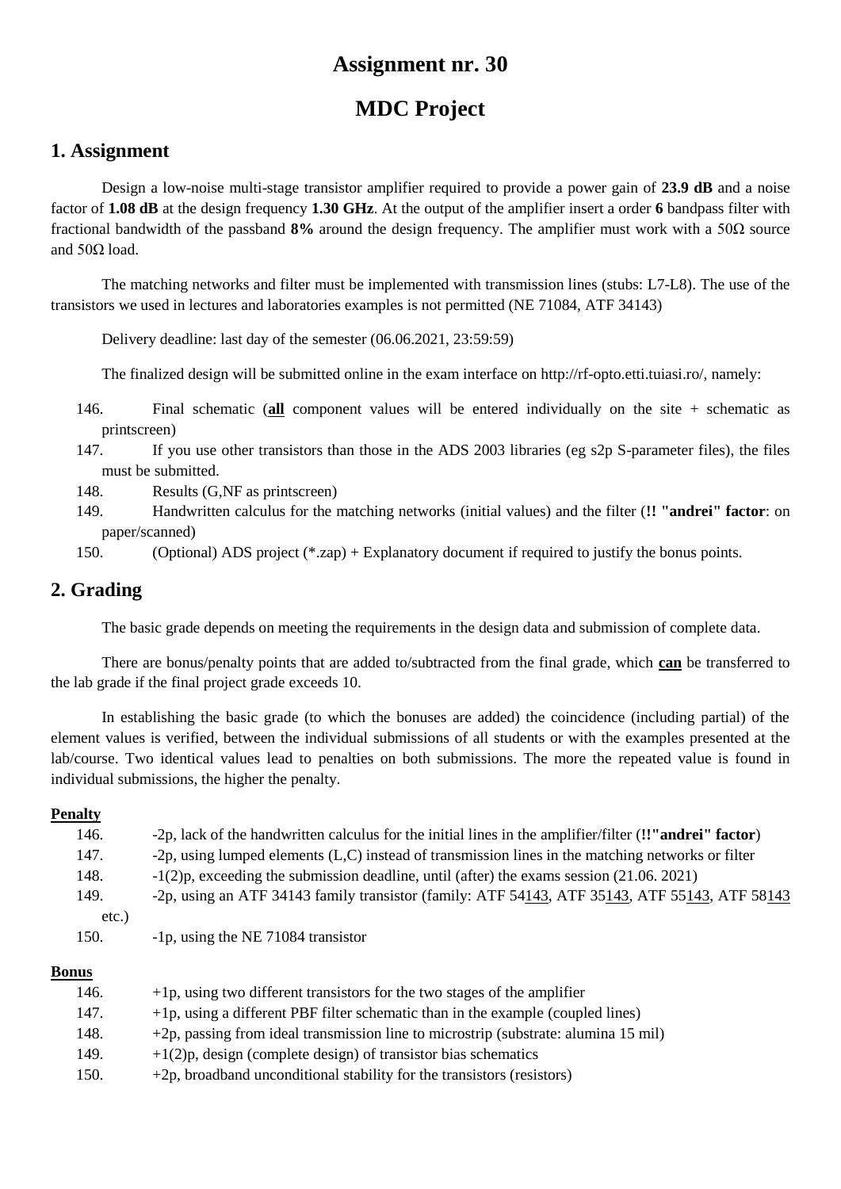# Assignment nr. 30

# MDC Project

## 1. Assignment

Design a low-noise multi-stage transistor amplifier required to provide a power gain of **23.9 dB** and a noise factor of **1.08 dB** at the design frequency **1.30 GHz**. At the output of the amplifier insert a order **6** bandpass filter with fractional bandwidth of the passband **8%** around the design frequency. The amplifier must work with a 50Ω source and 50Ω load.

The matching networks and filter must be implemented with transmission lines (stubs: L7-L8). The use of the transistors we used in lectures and laboratories examples is not permitted (NE 71084, ATF 34143)

Delivery deadline: last day of the semester (06.06.2021, 23:59:59)

The finalized design will be submitted online in the exam interface on http://rf-opto.etti.tuiasi.ro/, namely:

146. Final schematic (**<u>all</u>** component values will be entered individually on the site + schematic as printscreen)
147. If you use other transistors than those in the ADS 2003 libraries (eg s2p S-parameter files), the files must be submitted.
148. Results (G,NF as printscreen)
149. Handwritten calculus for the matching networks (initial values) and the filter (**!! "andrei" factor**: on paper/scanned)
150. (Optional) ADS project (*.zap) + Explanatory document if required to justify the bonus points.

## 2. Grading

The basic grade depends on meeting the requirements in the design data and submission of complete data.

There are bonus/penalty points that are added to/subtracted from the final grade, which **<u>can</u>** be transferred to the lab grade if the final project grade exceeds 10.

In establishing the basic grade (to which the bonuses are added) the coincidence (including partial) of the element values is verified, between the individual submissions of all students or with the examples presented at the lab/course. Two identical values lead to penalties on both submissions. The more the repeated value is found in individual submissions, the higher the penalty.

**<u>Penalty</u>**

146. -2p, lack of the handwritten calculus for the initial lines in the amplifier/filter (**!!"andrei" factor**)
147. -2p, using lumped elements (L,C) instead of transmission lines in the matching networks or filter
148. -1(2)p, exceeding the submission deadline, until (after) the exams session (21.06. 2021)
149. -2p, using an ATF 34143 family transistor (family: ATF 54<u>143</u>, ATF 35<u>143</u>, ATF 55<u>143</u>, ATF 58<u>143</u> etc.)
150. -1p, using the NE 71084 transistor

**<u>Bonus</u>**

146. +1p, using two different transistors for the two stages of the amplifier
147. +1p, using a different PBF filter schematic than in the example (coupled lines)
148. +2p, passing from ideal transmission line to microstrip (substrate: alumina 15 mil)
149. +1(2)p, design (complete design) of transistor bias schematics
150. +2p, broadband unconditional stability for the transistors (resistors)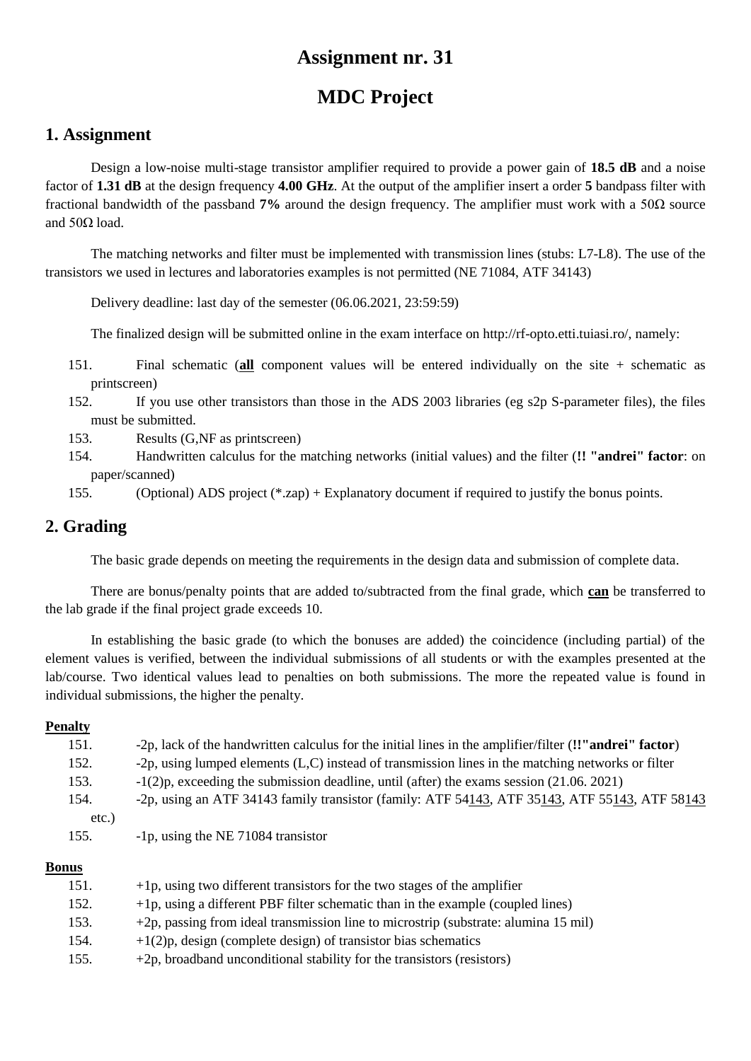# Assignment nr. 31

# MDC Project

## 1. Assignment

Design a low-noise multi-stage transistor amplifier required to provide a power gain of **18.5 dB** and a noise factor of **1.31 dB** at the design frequency **4.00 GHz**. At the output of the amplifier insert a order **5** bandpass filter with fractional bandwidth of the passband **7%** around the design frequency. The amplifier must work with a 50Ω source and 50Ω load.

The matching networks and filter must be implemented with transmission lines (stubs: L7-L8). The use of the transistors we used in lectures and laboratories examples is not permitted (NE 71084, ATF 34143)

Delivery deadline: last day of the semester (06.06.2021, 23:59:59)

The finalized design will be submitted online in the exam interface on http://rf-opto.etti.tuiasi.ro/, namely:

151. Final schematic (**<u>all</u>** component values will be entered individually on the site + schematic as printscreen)
152. If you use other transistors than those in the ADS 2003 libraries (eg s2p S-parameter files), the files must be submitted.
153. Results (G,NF as printscreen)
154. Handwritten calculus for the matching networks (initial values) and the filter (**!! "andrei" factor**: on paper/scanned)
155. (Optional) ADS project (*.zap) + Explanatory document if required to justify the bonus points.

## 2. Grading

The basic grade depends on meeting the requirements in the design data and submission of complete data.

There are bonus/penalty points that are added to/subtracted from the final grade, which **<u>can</u>** be transferred to the lab grade if the final project grade exceeds 10.

In establishing the basic grade (to which the bonuses are added) the coincidence (including partial) of the element values is verified, between the individual submissions of all students or with the examples presented at the lab/course. Two identical values lead to penalties on both submissions. The more the repeated value is found in individual submissions, the higher the penalty.

**<u>Penalty</u>**

151. -2p, lack of the handwritten calculus for the initial lines in the amplifier/filter (**!!"andrei" factor**)
152. -2p, using lumped elements (L,C) instead of transmission lines in the matching networks or filter
153. -1(2)p, exceeding the submission deadline, until (after) the exams session (21.06. 2021)
154. -2p, using an ATF 34143 family transistor (family: ATF 54<u>143</u>, ATF 35<u>143</u>, ATF 55<u>143</u>, ATF 58<u>143</u> etc.)
155. -1p, using the NE 71084 transistor

**<u>Bonus</u>**

151. +1p, using two different transistors for the two stages of the amplifier
152. +1p, using a different PBF filter schematic than in the example (coupled lines)
153. +2p, passing from ideal transmission line to microstrip (substrate: alumina 15 mil)
154. +1(2)p, design (complete design) of transistor bias schematics
155. +2p, broadband unconditional stability for the transistors (resistors)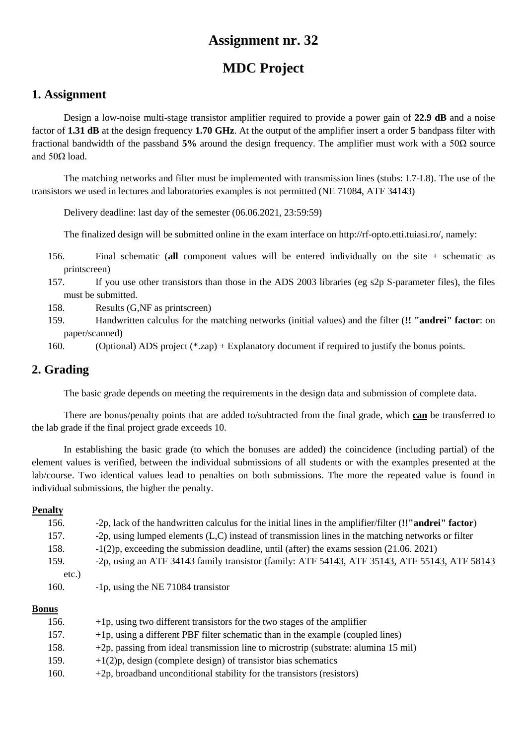# Assignment nr. 32

# MDC Project

## 1. Assignment

Design a low-noise multi-stage transistor amplifier required to provide a power gain of **22.9 dB** and a noise factor of **1.31 dB** at the design frequency **1.70 GHz**. At the output of the amplifier insert a order **5** bandpass filter with fractional bandwidth of the passband **5%** around the design frequency. The amplifier must work with a 50Ω source and 50Ω load.

The matching networks and filter must be implemented with transmission lines (stubs: L7-L8). The use of the transistors we used in lectures and laboratories examples is not permitted (NE 71084, ATF 34143)

Delivery deadline: last day of the semester (06.06.2021, 23:59:59)

The finalized design will be submitted online in the exam interface on http://rf-opto.etti.tuiasi.ro/, namely:

156. Final schematic (<u>**all**</u> component values will be entered individually on the site + schematic as printscreen)
157. If you use other transistors than those in the ADS 2003 libraries (eg s2p S-parameter files), the files must be submitted.
158. Results (G,NF as printscreen)
159. Handwritten calculus for the matching networks (initial values) and the filter (**!! "andrei" factor**: on paper/scanned)
160. (Optional) ADS project (*.zap) + Explanatory document if required to justify the bonus points.

## 2. Grading

The basic grade depends on meeting the requirements in the design data and submission of complete data.

There are bonus/penalty points that are added to/subtracted from the final grade, which <u>**can**</u> be transferred to the lab grade if the final project grade exceeds 10.

In establishing the basic grade (to which the bonuses are added) the coincidence (including partial) of the element values is verified, between the individual submissions of all students or with the examples presented at the lab/course. Two identical values lead to penalties on both submissions. The more the repeated value is found in individual submissions, the higher the penalty.

<u>**Penalty**</u>

156. -2p, lack of the handwritten calculus for the initial lines in the amplifier/filter (**!!"andrei" factor**)
157. -2p, using lumped elements (L,C) instead of transmission lines in the matching networks or filter
158. -1(2)p, exceeding the submission deadline, until (after) the exams session (21.06. 2021)
159. -2p, using an ATF 34143 family transistor (family: ATF 54<u>143</u>, ATF 35<u>143</u>, ATF 55<u>143</u>, ATF 58<u>143</u> etc.)
160. -1p, using the NE 71084 transistor

<u>**Bonus**</u>

156. +1p, using two different transistors for the two stages of the amplifier
157. +1p, using a different PBF filter schematic than in the example (coupled lines)
158. +2p, passing from ideal transmission line to microstrip (substrate: alumina 15 mil)
159. +1(2)p, design (complete design) of transistor bias schematics
160. +2p, broadband unconditional stability for the transistors (resistors)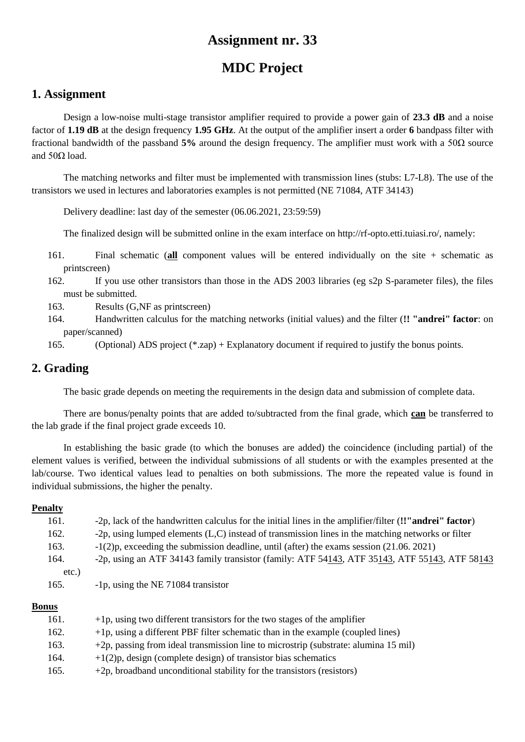# Assignment nr. 33

# MDC Project

## 1. Assignment

Design a low-noise multi-stage transistor amplifier required to provide a power gain of **23.3 dB** and a noise factor of **1.19 dB** at the design frequency **1.95 GHz**. At the output of the amplifier insert a order **6** bandpass filter with fractional bandwidth of the passband **5%** around the design frequency. The amplifier must work with a 50Ω source and 50Ω load.

The matching networks and filter must be implemented with transmission lines (stubs: L7-L8). The use of the transistors we used in lectures and laboratories examples is not permitted (NE 71084, ATF 34143)

Delivery deadline: last day of the semester (06.06.2021, 23:59:59)

The finalized design will be submitted online in the exam interface on http://rf-opto.etti.tuiasi.ro/, namely:

161. Final schematic (<u>**all**</u> component values will be entered individually on the site + schematic as printscreen)
162. If you use other transistors than those in the ADS 2003 libraries (eg s2p S-parameter files), the files must be submitted.
163. Results (G,NF as printscreen)
164. Handwritten calculus for the matching networks (initial values) and the filter (**!! "andrei" factor**: on paper/scanned)
165. (Optional) ADS project (*.zap) + Explanatory document if required to justify the bonus points.

## 2. Grading

The basic grade depends on meeting the requirements in the design data and submission of complete data.

There are bonus/penalty points that are added to/subtracted from the final grade, which <u>**can**</u> be transferred to the lab grade if the final project grade exceeds 10.

In establishing the basic grade (to which the bonuses are added) the coincidence (including partial) of the element values is verified, between the individual submissions of all students or with the examples presented at the lab/course. Two identical values lead to penalties on both submissions. The more the repeated value is found in individual submissions, the higher the penalty.

**Penalty**

161. -2p, lack of the handwritten calculus for the initial lines in the amplifier/filter (**!!"andrei" factor**)
162. -2p, using lumped elements (L,C) instead of transmission lines in the matching networks or filter
163. -1(2)p, exceeding the submission deadline, until (after) the exams session (21.06. 2021)
164. -2p, using an ATF 34143 family transistor (family: ATF 54<u>143</u>, ATF 35<u>143</u>, ATF 55<u>143</u>, ATF 58<u>143</u> etc.)
165. -1p, using the NE 71084 transistor

**Bonus**

161. +1p, using two different transistors for the two stages of the amplifier
162. +1p, using a different PBF filter schematic than in the example (coupled lines)
163. +2p, passing from ideal transmission line to microstrip (substrate: alumina 15 mil)
164. +1(2)p, design (complete design) of transistor bias schematics
165. +2p, broadband unconditional stability for the transistors (resistors)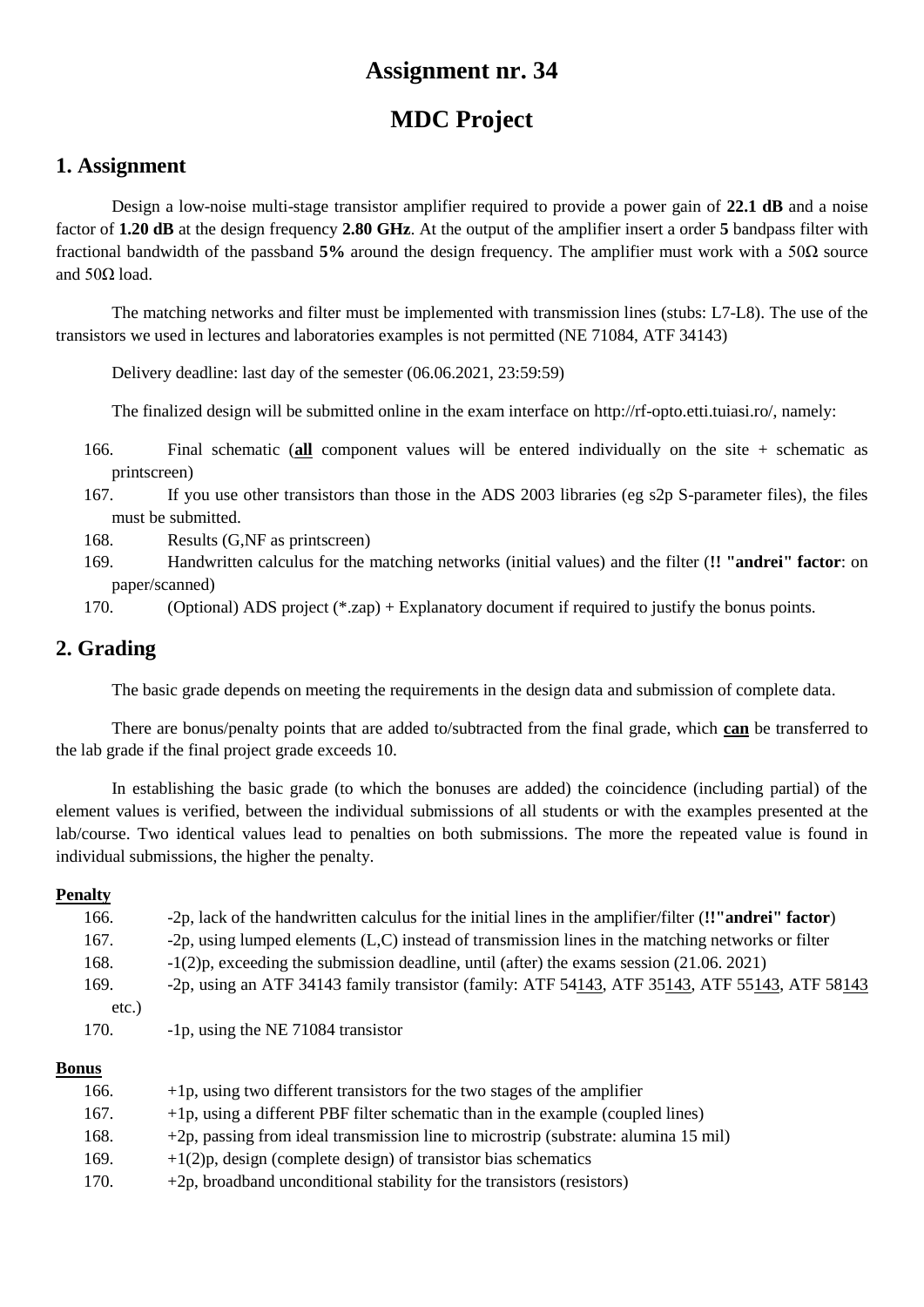# Assignment nr. 34

# MDC Project

## 1. Assignment

Design a low-noise multi-stage transistor amplifier required to provide a power gain of **22.1 dB** and a noise factor of **1.20 dB** at the design frequency **2.80 GHz**. At the output of the amplifier insert a order **5** bandpass filter with fractional bandwidth of the passband **5%** around the design frequency. The amplifier must work with a 50Ω source and 50Ω load.

The matching networks and filter must be implemented with transmission lines (stubs: L7-L8). The use of the transistors we used in lectures and laboratories examples is not permitted (NE 71084, ATF 34143)

Delivery deadline: last day of the semester (06.06.2021, 23:59:59)

The finalized design will be submitted online in the exam interface on http://rf-opto.etti.tuiasi.ro/, namely:

166. Final schematic (**<u>all</u>** component values will be entered individually on the site + schematic as printscreen)
167. If you use other transistors than those in the ADS 2003 libraries (eg s2p S-parameter files), the files must be submitted.
168. Results (G,NF as printscreen)
169. Handwritten calculus for the matching networks (initial values) and the filter (**!! "andrei" factor**: on paper/scanned)
170. (Optional) ADS project (*.zap) + Explanatory document if required to justify the bonus points.

## 2. Grading

The basic grade depends on meeting the requirements in the design data and submission of complete data.

There are bonus/penalty points that are added to/subtracted from the final grade, which **<u>can</u>** be transferred to the lab grade if the final project grade exceeds 10.

In establishing the basic grade (to which the bonuses are added) the coincidence (including partial) of the element values is verified, between the individual submissions of all students or with the examples presented at the lab/course. Two identical values lead to penalties on both submissions. The more the repeated value is found in individual submissions, the higher the penalty.

**<u>Penalty</u>**

166. -2p, lack of the handwritten calculus for the initial lines in the amplifier/filter (**!!"andrei" factor**)
167. -2p, using lumped elements (L,C) instead of transmission lines in the matching networks or filter
168. -1(2)p, exceeding the submission deadline, until (after) the exams session (21.06. 2021)
169. -2p, using an ATF 34143 family transistor (family: ATF 54<u>143</u>, ATF 35<u>143</u>, ATF 55<u>143</u>, ATF 58<u>143</u> etc.)
170. -1p, using the NE 71084 transistor

**<u>Bonus</u>**

166. +1p, using two different transistors for the two stages of the amplifier
167. +1p, using a different PBF filter schematic than in the example (coupled lines)
168. +2p, passing from ideal transmission line to microstrip (substrate: alumina 15 mil)
169. +1(2)p, design (complete design) of transistor bias schematics
170. +2p, broadband unconditional stability for the transistors (resistors)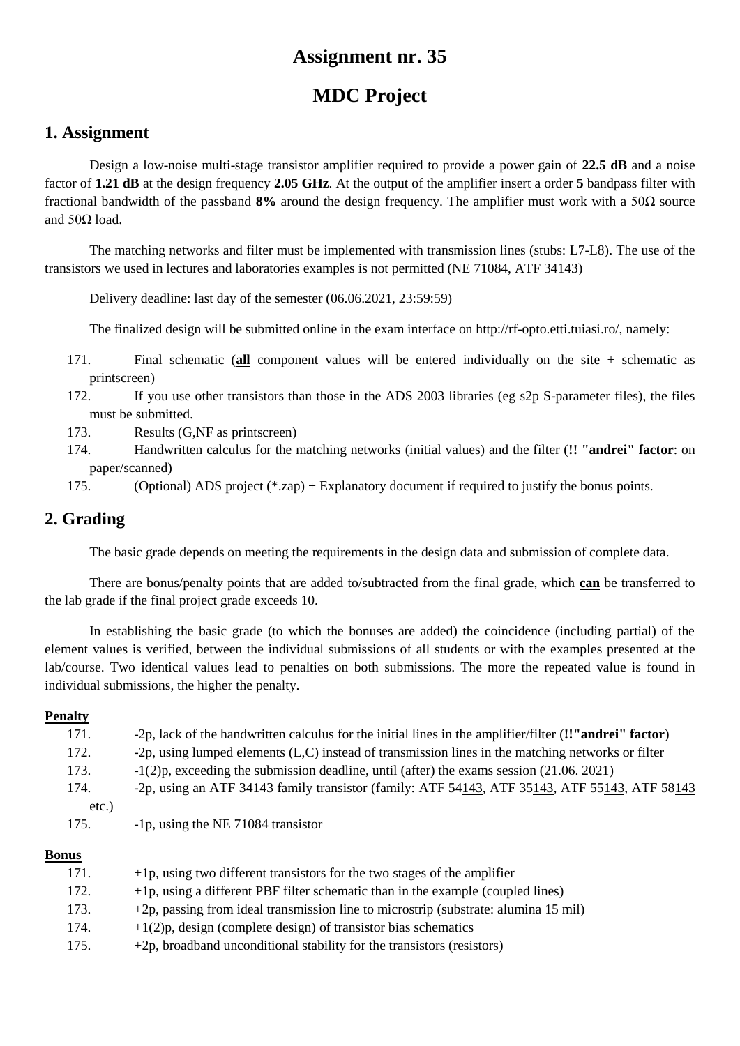# Assignment nr. 35

# MDC Project

## 1. Assignment

Design a low-noise multi-stage transistor amplifier required to provide a power gain of **22.5 dB** and a noise factor of **1.21 dB** at the design frequency **2.05 GHz**. At the output of the amplifier insert a order **5** bandpass filter with fractional bandwidth of the passband **8%** around the design frequency. The amplifier must work with a 50Ω source and 50Ω load.

The matching networks and filter must be implemented with transmission lines (stubs: L7-L8). The use of the transistors we used in lectures and laboratories examples is not permitted (NE 71084, ATF 34143)

Delivery deadline: last day of the semester (06.06.2021, 23:59:59)

The finalized design will be submitted online in the exam interface on http://rf-opto.etti.tuiasi.ro/, namely:

171. Final schematic (**all** component values will be entered individually on the site + schematic as printscreen)
172. If you use other transistors than those in the ADS 2003 libraries (eg s2p S-parameter files), the files must be submitted.
173. Results (G,NF as printscreen)
174. Handwritten calculus for the matching networks (initial values) and the filter (**!! "andrei" factor**: on paper/scanned)
175. (Optional) ADS project (*.zap) + Explanatory document if required to justify the bonus points.

## 2. Grading

The basic grade depends on meeting the requirements in the design data and submission of complete data.

There are bonus/penalty points that are added to/subtracted from the final grade, which **can** be transferred to the lab grade if the final project grade exceeds 10.

In establishing the basic grade (to which the bonuses are added) the coincidence (including partial) of the element values is verified, between the individual submissions of all students or with the examples presented at the lab/course. Two identical values lead to penalties on both submissions. The more the repeated value is found in individual submissions, the higher the penalty.

**Penalty**

171. -2p, lack of the handwritten calculus for the initial lines in the amplifier/filter (**!!"andrei" factor**)
172. -2p, using lumped elements (L,C) instead of transmission lines in the matching networks or filter
173. -1(2)p, exceeding the submission deadline, until (after) the exams session (21.06. 2021)
174. -2p, using an ATF 34143 family transistor (family: ATF 54143, ATF 35143, ATF 55143, ATF 58143 etc.)
175. -1p, using the NE 71084 transistor

**Bonus**

171. +1p, using two different transistors for the two stages of the amplifier
172. +1p, using a different PBF filter schematic than in the example (coupled lines)
173. +2p, passing from ideal transmission line to microstrip (substrate: alumina 15 mil)
174. +1(2)p, design (complete design) of transistor bias schematics
175. +2p, broadband unconditional stability for the transistors (resistors)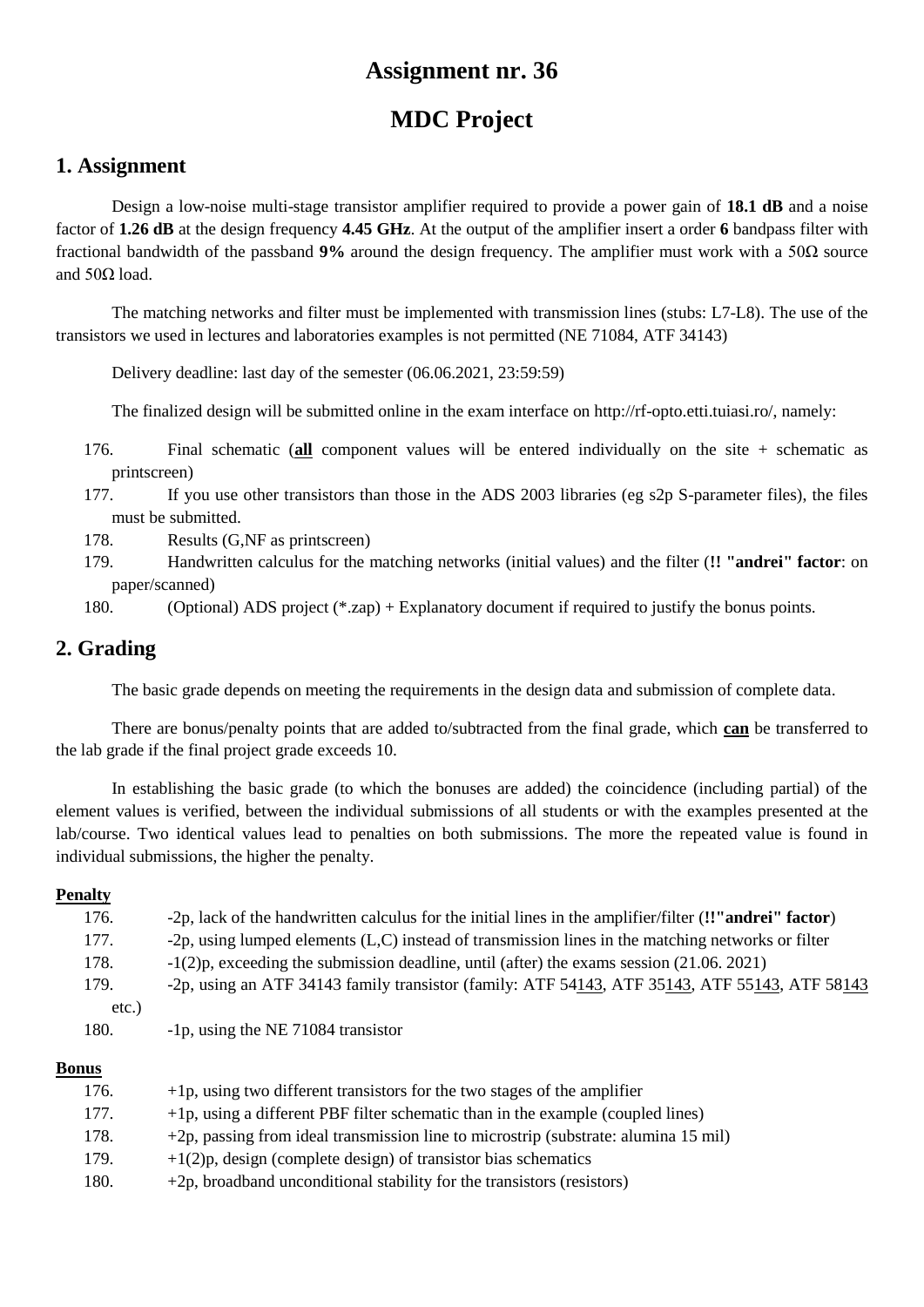# Assignment nr. 36

# MDC Project

## 1. Assignment

Design a low-noise multi-stage transistor amplifier required to provide a power gain of **18.1 dB** and a noise factor of **1.26 dB** at the design frequency **4.45 GHz**. At the output of the amplifier insert a order **6** bandpass filter with fractional bandwidth of the passband **9%** around the design frequency. The amplifier must work with a 50Ω source and 50Ω load.

The matching networks and filter must be implemented with transmission lines (stubs: L7-L8). The use of the transistors we used in lectures and laboratories examples is not permitted (NE 71084, ATF 34143)

Delivery deadline: last day of the semester (06.06.2021, 23:59:59)

The finalized design will be submitted online in the exam interface on http://rf-opto.etti.tuiasi.ro/, namely:

176. Final schematic (**all** component values will be entered individually on the site + schematic as printscreen)
177. If you use other transistors than those in the ADS 2003 libraries (eg s2p S-parameter files), the files must be submitted.
178. Results (G,NF as printscreen)
179. Handwritten calculus for the matching networks (initial values) and the filter (**!! "andrei" factor**: on paper/scanned)
180. (Optional) ADS project (*.zap) + Explanatory document if required to justify the bonus points.

## 2. Grading

The basic grade depends on meeting the requirements in the design data and submission of complete data.

There are bonus/penalty points that are added to/subtracted from the final grade, which **can** be transferred to the lab grade if the final project grade exceeds 10.

In establishing the basic grade (to which the bonuses are added) the coincidence (including partial) of the element values is verified, between the individual submissions of all students or with the examples presented at the lab/course. Two identical values lead to penalties on both submissions. The more the repeated value is found in individual submissions, the higher the penalty.

**Penalty**

176. -2p, lack of the handwritten calculus for the initial lines in the amplifier/filter (**!!"andrei" factor**)
177. -2p, using lumped elements (L,C) instead of transmission lines in the matching networks or filter
178. -1(2)p, exceeding the submission deadline, until (after) the exams session (21.06. 2021)
179. -2p, using an ATF 34143 family transistor (family: ATF 54143, ATF 35143, ATF 55143, ATF 58143 etc.)
180. -1p, using the NE 71084 transistor

**Bonus**

176. +1p, using two different transistors for the two stages of the amplifier
177. +1p, using a different PBF filter schematic than in the example (coupled lines)
178. +2p, passing from ideal transmission line to microstrip (substrate: alumina 15 mil)
179. +1(2)p, design (complete design) of transistor bias schematics
180. +2p, broadband unconditional stability for the transistors (resistors)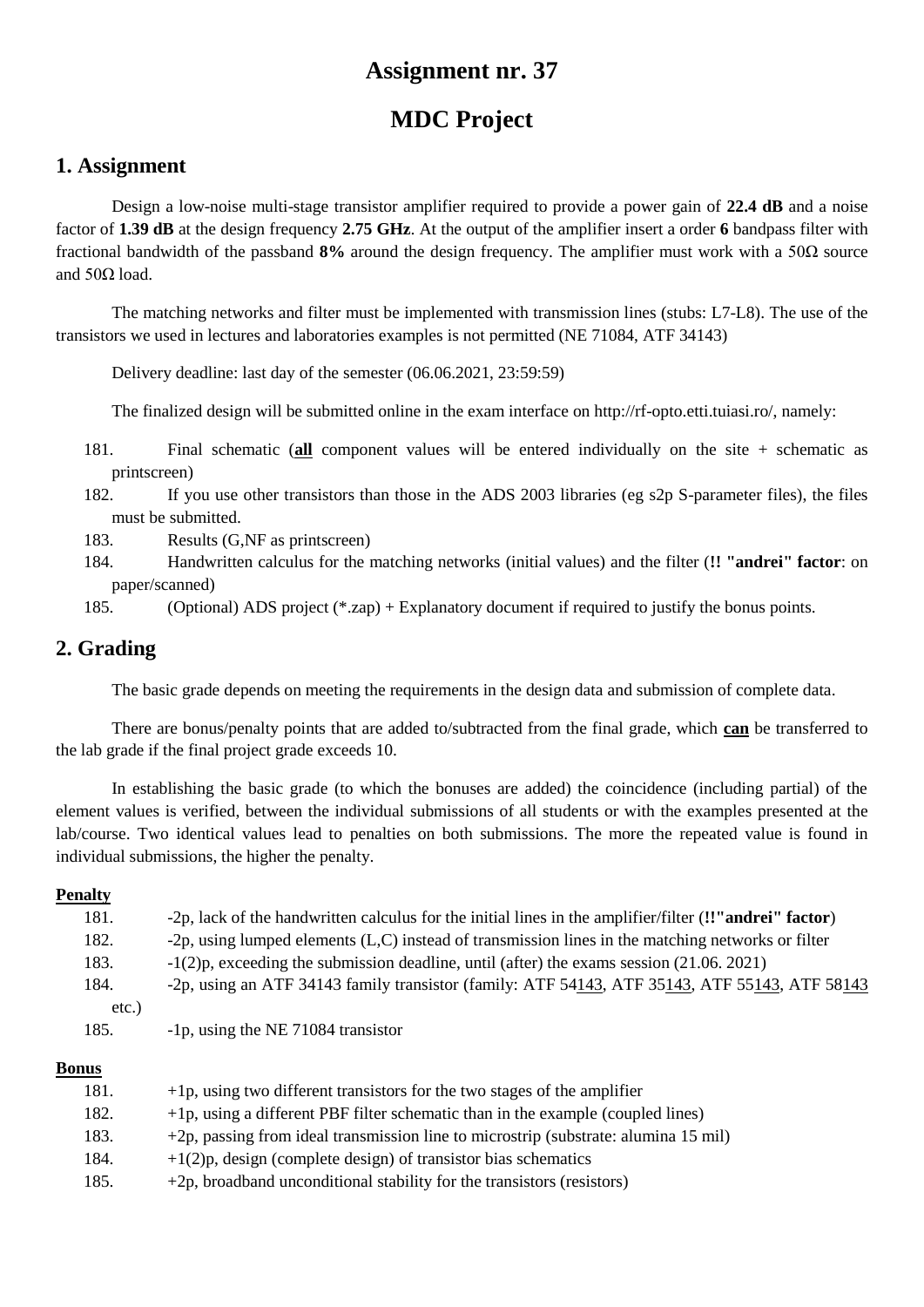# Assignment nr. 37

# MDC Project

## 1. Assignment

Design a low-noise multi-stage transistor amplifier required to provide a power gain of **22.4 dB** and a noise factor of **1.39 dB** at the design frequency **2.75 GHz**. At the output of the amplifier insert a order **6** bandpass filter with fractional bandwidth of the passband **8%** around the design frequency. The amplifier must work with a 50Ω source and 50Ω load.

The matching networks and filter must be implemented with transmission lines (stubs: L7-L8). The use of the transistors we used in lectures and laboratories examples is not permitted (NE 71084, ATF 34143)

Delivery deadline: last day of the semester (06.06.2021, 23:59:59)

The finalized design will be submitted online in the exam interface on http://rf-opto.etti.tuiasi.ro/, namely:

181. Final schematic (<u>**all**</u> component values will be entered individually on the site + schematic as printscreen)
182. If you use other transistors than those in the ADS 2003 libraries (eg s2p S-parameter files), the files must be submitted.
183. Results (G,NF as printscreen)
184. Handwritten calculus for the matching networks (initial values) and the filter (**!! "andrei" factor**: on paper/scanned)
185. (Optional) ADS project (*.zap) + Explanatory document if required to justify the bonus points.

## 2. Grading

The basic grade depends on meeting the requirements in the design data and submission of complete data.

There are bonus/penalty points that are added to/subtracted from the final grade, which <u>**can**</u> be transferred to the lab grade if the final project grade exceeds 10.

In establishing the basic grade (to which the bonuses are added) the coincidence (including partial) of the element values is verified, between the individual submissions of all students or with the examples presented at the lab/course. Two identical values lead to penalties on both submissions. The more the repeated value is found in individual submissions, the higher the penalty.

**Penalty**

181. -2p, lack of the handwritten calculus for the initial lines in the amplifier/filter (**!!"andrei" factor**)
182. -2p, using lumped elements (L,C) instead of transmission lines in the matching networks or filter
183. -1(2)p, exceeding the submission deadline, until (after) the exams session (21.06. 2021)
184. -2p, using an ATF 34143 family transistor (family: ATF 54<u>143</u>, ATF 35<u>143</u>, ATF 55<u>143</u>, ATF 58<u>143</u> etc.)
185. -1p, using the NE 71084 transistor

**Bonus**

181. +1p, using two different transistors for the two stages of the amplifier
182. +1p, using a different PBF filter schematic than in the example (coupled lines)
183. +2p, passing from ideal transmission line to microstrip (substrate: alumina 15 mil)
184. +1(2)p, design (complete design) of transistor bias schematics
185. +2p, broadband unconditional stability for the transistors (resistors)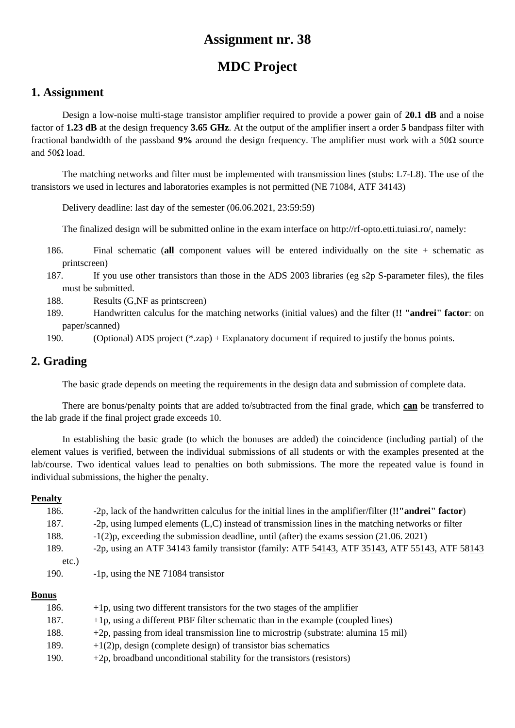# Assignment nr. 38

# MDC Project

## 1. Assignment

Design a low-noise multi-stage transistor amplifier required to provide a power gain of **20.1 dB** and a noise factor of **1.23 dB** at the design frequency **3.65 GHz**. At the output of the amplifier insert a order **5** bandpass filter with fractional bandwidth of the passband **9%** around the design frequency. The amplifier must work with a 50Ω source and 50Ω load.

The matching networks and filter must be implemented with transmission lines (stubs: L7-L8). The use of the transistors we used in lectures and laboratories examples is not permitted (NE 71084, ATF 34143)

Delivery deadline: last day of the semester (06.06.2021, 23:59:59)

The finalized design will be submitted online in the exam interface on http://rf-opto.etti.tuiasi.ro/, namely:

186. Final schematic (**all** component values will be entered individually on the site + schematic as printscreen)
187. If you use other transistors than those in the ADS 2003 libraries (eg s2p S-parameter files), the files must be submitted.
188. Results (G,NF as printscreen)
189. Handwritten calculus for the matching networks (initial values) and the filter (**!! "andrei" factor**: on paper/scanned)
190. (Optional) ADS project (*.zap) + Explanatory document if required to justify the bonus points.

## 2. Grading

The basic grade depends on meeting the requirements in the design data and submission of complete data.

There are bonus/penalty points that are added to/subtracted from the final grade, which **can** be transferred to the lab grade if the final project grade exceeds 10.

In establishing the basic grade (to which the bonuses are added) the coincidence (including partial) of the element values is verified, between the individual submissions of all students or with the examples presented at the lab/course. Two identical values lead to penalties on both submissions. The more the repeated value is found in individual submissions, the higher the penalty.

**Penalty**

186. -2p, lack of the handwritten calculus for the initial lines in the amplifier/filter (**!!"andrei" factor**)
187. -2p, using lumped elements (L,C) instead of transmission lines in the matching networks or filter
188. -1(2)p, exceeding the submission deadline, until (after) the exams session (21.06. 2021)
189. -2p, using an ATF 34143 family transistor (family: ATF 54143, ATF 35143, ATF 55143, ATF 58143 etc.)
190. -1p, using the NE 71084 transistor

**Bonus**

186. +1p, using two different transistors for the two stages of the amplifier
187. +1p, using a different PBF filter schematic than in the example (coupled lines)
188. +2p, passing from ideal transmission line to microstrip (substrate: alumina 15 mil)
189. +1(2)p, design (complete design) of transistor bias schematics
190. +2p, broadband unconditional stability for the transistors (resistors)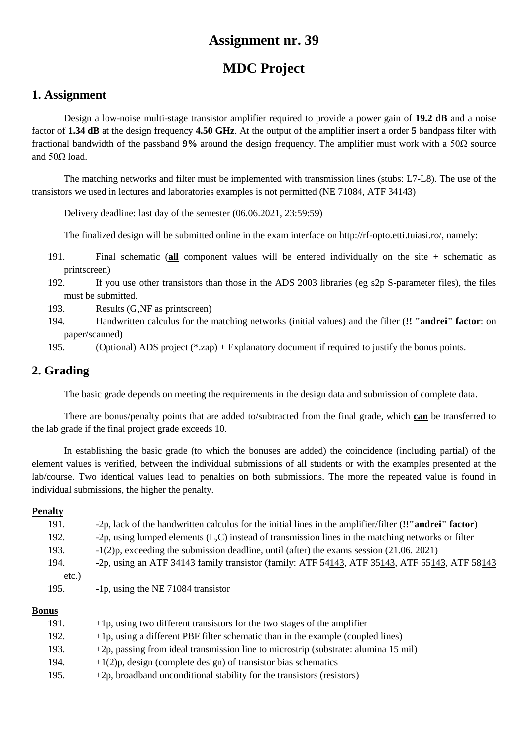# Assignment nr. 39

# MDC Project

## 1. Assignment

Design a low-noise multi-stage transistor amplifier required to provide a power gain of **19.2 dB** and a noise factor of **1.34 dB** at the design frequency **4.50 GHz**. At the output of the amplifier insert a order **5** bandpass filter with fractional bandwidth of the passband **9%** around the design frequency. The amplifier must work with a 50Ω source and 50Ω load.

The matching networks and filter must be implemented with transmission lines (stubs: L7-L8). The use of the transistors we used in lectures and laboratories examples is not permitted (NE 71084, ATF 34143)

Delivery deadline: last day of the semester (06.06.2021, 23:59:59)

The finalized design will be submitted online in the exam interface on http://rf-opto.etti.tuiasi.ro/, namely:

191. Final schematic (<u>**all**</u> component values will be entered individually on the site + schematic as printscreen)
192. If you use other transistors than those in the ADS 2003 libraries (eg s2p S-parameter files), the files must be submitted.
193. Results (G,NF as printscreen)
194. Handwritten calculus for the matching networks (initial values) and the filter (**!! "andrei" factor**: on paper/scanned)
195. (Optional) ADS project (*.zap) + Explanatory document if required to justify the bonus points.

## 2. Grading

The basic grade depends on meeting the requirements in the design data and submission of complete data.

There are bonus/penalty points that are added to/subtracted from the final grade, which <u>**can**</u> be transferred to the lab grade if the final project grade exceeds 10.

In establishing the basic grade (to which the bonuses are added) the coincidence (including partial) of the element values is verified, between the individual submissions of all students or with the examples presented at the lab/course. Two identical values lead to penalties on both submissions. The more the repeated value is found in individual submissions, the higher the penalty.

**<u>Penalty</u>**

191. -2p, lack of the handwritten calculus for the initial lines in the amplifier/filter (**!!"andrei" factor**)
192. -2p, using lumped elements (L,C) instead of transmission lines in the matching networks or filter
193. -1(2)p, exceeding the submission deadline, until (after) the exams session (21.06. 2021)
194. -2p, using an ATF 34143 family transistor (family: ATF 54<u>143</u>, ATF 35<u>143</u>, ATF 55<u>143</u>, ATF 58<u>143</u> etc.)
195. -1p, using the NE 71084 transistor

**<u>Bonus</u>**

191. +1p, using two different transistors for the two stages of the amplifier
192. +1p, using a different PBF filter schematic than in the example (coupled lines)
193. +2p, passing from ideal transmission line to microstrip (substrate: alumina 15 mil)
194. +1(2)p, design (complete design) of transistor bias schematics
195. +2p, broadband unconditional stability for the transistors (resistors)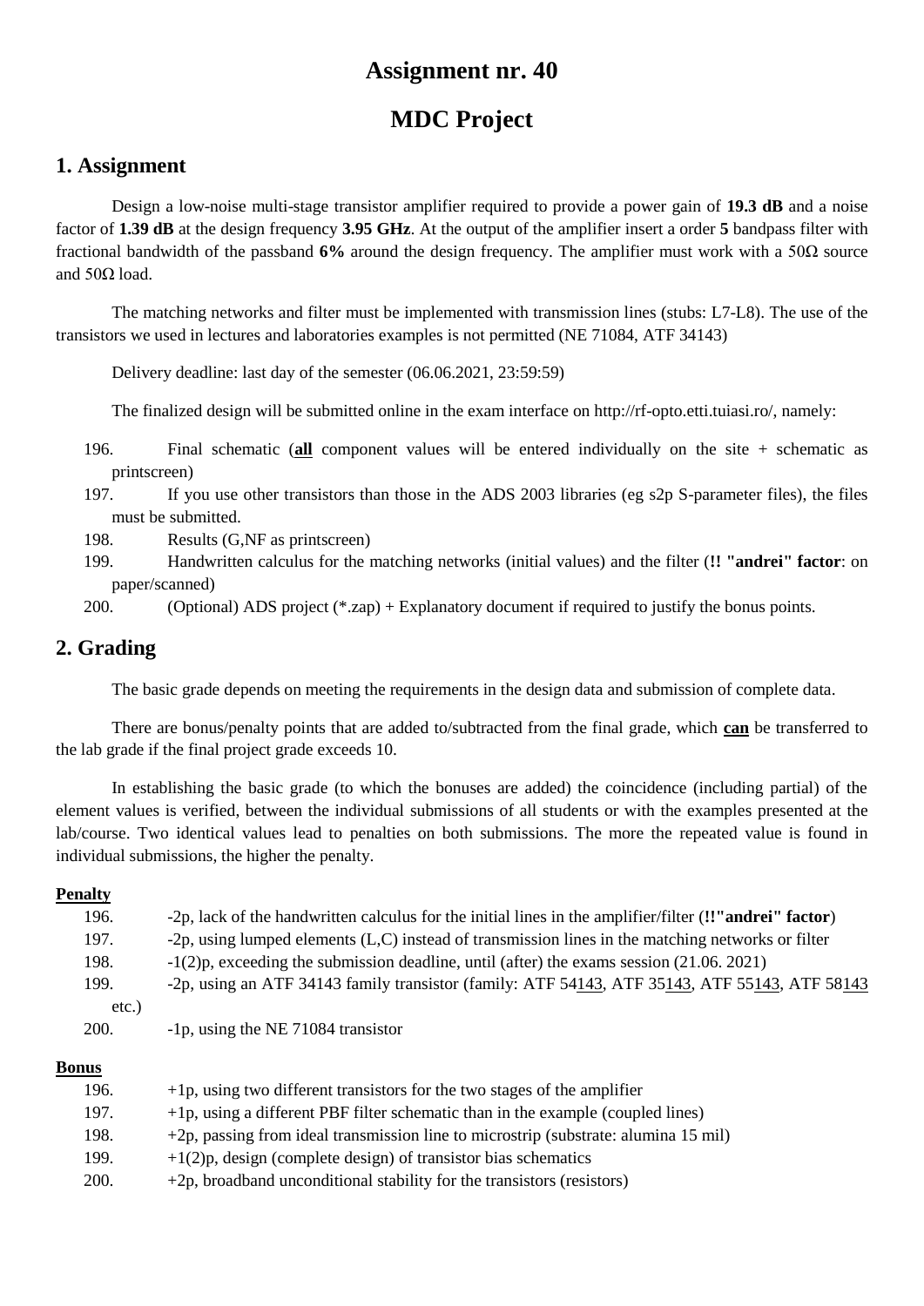# Assignment nr. 40

# MDC Project

## 1. Assignment

Design a low-noise multi-stage transistor amplifier required to provide a power gain of **19.3 dB** and a noise factor of **1.39 dB** at the design frequency **3.95 GHz**. At the output of the amplifier insert a order **5** bandpass filter with fractional bandwidth of the passband **6%** around the design frequency. The amplifier must work with a 50Ω source and 50Ω load.

The matching networks and filter must be implemented with transmission lines (stubs: L7-L8). The use of the transistors we used in lectures and laboratories examples is not permitted (NE 71084, ATF 34143)

Delivery deadline: last day of the semester (06.06.2021, 23:59:59)

The finalized design will be submitted online in the exam interface on http://rf-opto.etti.tuiasi.ro/, namely:

196. Final schematic (**<u>all</u>** component values will be entered individually on the site + schematic as printscreen)
197. If you use other transistors than those in the ADS 2003 libraries (eg s2p S-parameter files), the files must be submitted.
198. Results (G,NF as printscreen)
199. Handwritten calculus for the matching networks (initial values) and the filter (**!! "andrei" factor**: on paper/scanned)
200. (Optional) ADS project (*.zap) + Explanatory document if required to justify the bonus points.

## 2. Grading

The basic grade depends on meeting the requirements in the design data and submission of complete data.

There are bonus/penalty points that are added to/subtracted from the final grade, which **<u>can</u>** be transferred to the lab grade if the final project grade exceeds 10.

In establishing the basic grade (to which the bonuses are added) the coincidence (including partial) of the element values is verified, between the individual submissions of all students or with the examples presented at the lab/course. Two identical values lead to penalties on both submissions. The more the repeated value is found in individual submissions, the higher the penalty.

**<u>Penalty</u>**

196. -2p, lack of the handwritten calculus for the initial lines in the amplifier/filter (**!!"andrei" factor**)
197. -2p, using lumped elements (L,C) instead of transmission lines in the matching networks or filter
198. -1(2)p, exceeding the submission deadline, until (after) the exams session (21.06. 2021)
199. -2p, using an ATF 34143 family transistor (family: ATF 54<u>143</u>, ATF 35<u>143</u>, ATF 55<u>143</u>, ATF 58<u>143</u> etc.)
200. -1p, using the NE 71084 transistor

**<u>Bonus</u>**

196. +1p, using two different transistors for the two stages of the amplifier
197. +1p, using a different PBF filter schematic than in the example (coupled lines)
198. +2p, passing from ideal transmission line to microstrip (substrate: alumina 15 mil)
199. +1(2)p, design (complete design) of transistor bias schematics
200. +2p, broadband unconditional stability for the transistors (resistors)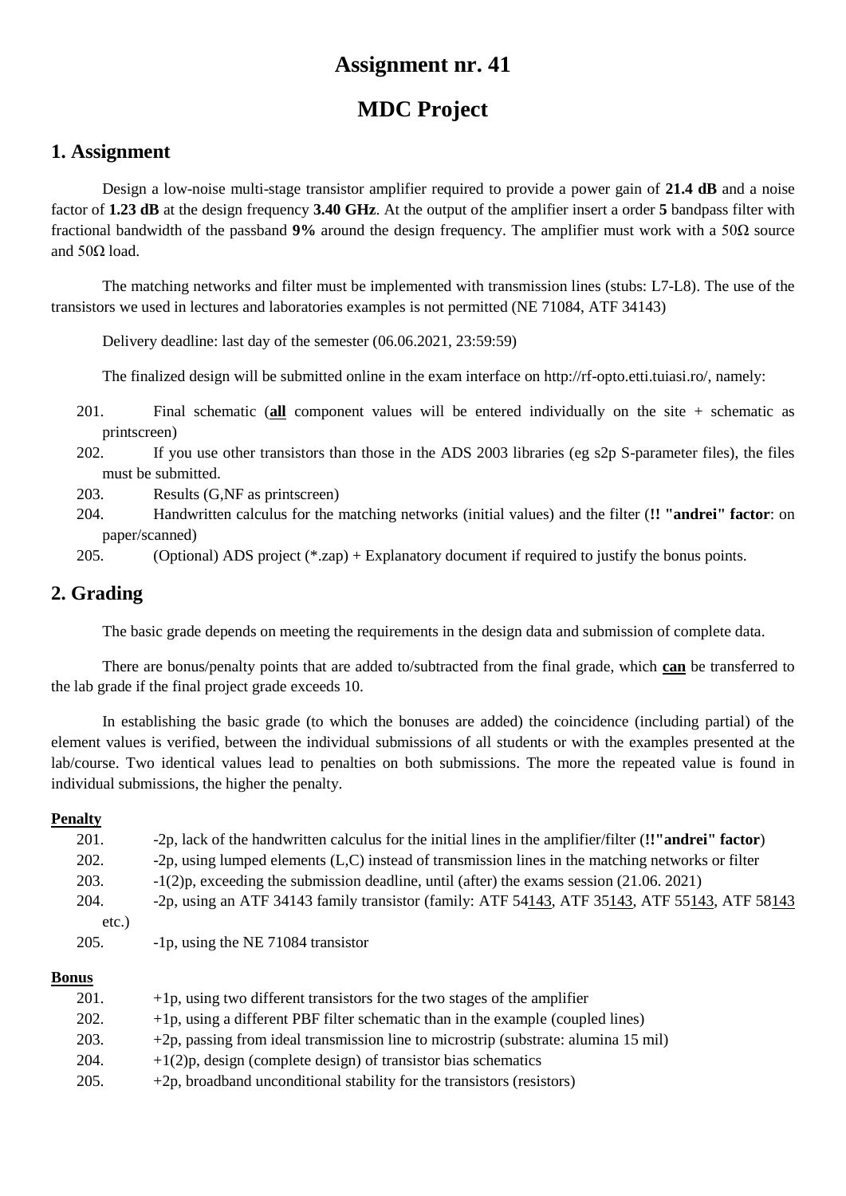# Assignment nr. 41

# MDC Project

## 1. Assignment

Design a low-noise multi-stage transistor amplifier required to provide a power gain of **21.4 dB** and a noise factor of **1.23 dB** at the design frequency **3.40 GHz**. At the output of the amplifier insert a order **5** bandpass filter with fractional bandwidth of the passband **9%** around the design frequency. The amplifier must work with a 50Ω source and 50Ω load.

The matching networks and filter must be implemented with transmission lines (stubs: L7-L8). The use of the transistors we used in lectures and laboratories examples is not permitted (NE 71084, ATF 34143)

Delivery deadline: last day of the semester (06.06.2021, 23:59:59)

The finalized design will be submitted online in the exam interface on http://rf-opto.etti.tuiasi.ro/, namely:

201. Final schematic (**<u>all</u>** component values will be entered individually on the site + schematic as printscreen)
202. If you use other transistors than those in the ADS 2003 libraries (eg s2p S-parameter files), the files must be submitted.
203. Results (G,NF as printscreen)
204. Handwritten calculus for the matching networks (initial values) and the filter (**!! "andrei" factor**: on paper/scanned)
205. (Optional) ADS project (*.zap) + Explanatory document if required to justify the bonus points.

## 2. Grading

The basic grade depends on meeting the requirements in the design data and submission of complete data.

There are bonus/penalty points that are added to/subtracted from the final grade, which **<u>can</u>** be transferred to the lab grade if the final project grade exceeds 10.

In establishing the basic grade (to which the bonuses are added) the coincidence (including partial) of the element values is verified, between the individual submissions of all students or with the examples presented at the lab/course. Two identical values lead to penalties on both submissions. The more the repeated value is found in individual submissions, the higher the penalty.

**<u>Penalty</u>**

201. -2p, lack of the handwritten calculus for the initial lines in the amplifier/filter (**!!"andrei" factor**)
202. -2p, using lumped elements (L,C) instead of transmission lines in the matching networks or filter
203. -1(2)p, exceeding the submission deadline, until (after) the exams session (21.06. 2021)
204. -2p, using an ATF 34143 family transistor (family: ATF 54<u>143</u>, ATF 35<u>143</u>, ATF 55<u>143</u>, ATF 58<u>143</u> etc.)
205. -1p, using the NE 71084 transistor

**<u>Bonus</u>**

201. +1p, using two different transistors for the two stages of the amplifier
202. +1p, using a different PBF filter schematic than in the example (coupled lines)
203. +2p, passing from ideal transmission line to microstrip (substrate: alumina 15 mil)
204. +1(2)p, design (complete design) of transistor bias schematics
205. +2p, broadband unconditional stability for the transistors (resistors)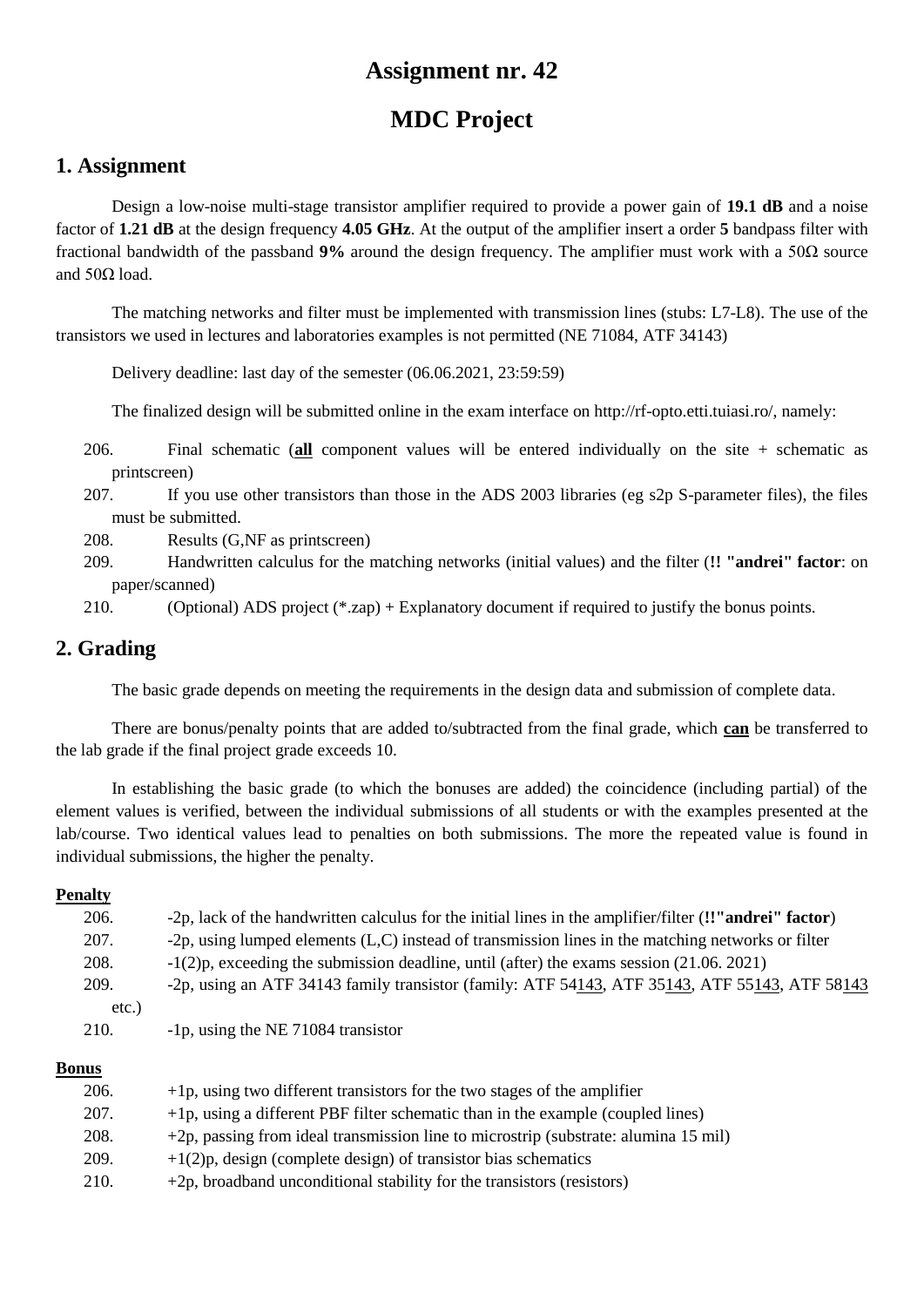# Assignment nr. 42

# MDC Project

## 1. Assignment

Design a low-noise multi-stage transistor amplifier required to provide a power gain of **19.1 dB** and a noise factor of **1.21 dB** at the design frequency **4.05 GHz**. At the output of the amplifier insert a order **5** bandpass filter with fractional bandwidth of the passband **9%** around the design frequency. The amplifier must work with a 50Ω source and 50Ω load.

The matching networks and filter must be implemented with transmission lines (stubs: L7-L8). The use of the transistors we used in lectures and laboratories examples is not permitted (NE 71084, ATF 34143)

Delivery deadline: last day of the semester (06.06.2021, 23:59:59)

The finalized design will be submitted online in the exam interface on http://rf-opto.etti.tuiasi.ro/, namely:

206. Final schematic (**all** component values will be entered individually on the site + schematic as printscreen)
207. If you use other transistors than those in the ADS 2003 libraries (eg s2p S-parameter files), the files must be submitted.
208. Results (G,NF as printscreen)
209. Handwritten calculus for the matching networks (initial values) and the filter (**!! "andrei" factor**: on paper/scanned)
210. (Optional) ADS project (*.zap) + Explanatory document if required to justify the bonus points.

## 2. Grading

The basic grade depends on meeting the requirements in the design data and submission of complete data.

There are bonus/penalty points that are added to/subtracted from the final grade, which **can** be transferred to the lab grade if the final project grade exceeds 10.

In establishing the basic grade (to which the bonuses are added) the coincidence (including partial) of the element values is verified, between the individual submissions of all students or with the examples presented at the lab/course. Two identical values lead to penalties on both submissions. The more the repeated value is found in individual submissions, the higher the penalty.

**Penalty**

206. -2p, lack of the handwritten calculus for the initial lines in the amplifier/filter (**!!"andrei" factor**)
207. -2p, using lumped elements (L,C) instead of transmission lines in the matching networks or filter
208. -1(2)p, exceeding the submission deadline, until (after) the exams session (21.06. 2021)
209. -2p, using an ATF 34143 family transistor (family: ATF 54143, ATF 35143, ATF 55143, ATF 58143 etc.)
210. -1p, using the NE 71084 transistor

**Bonus**

206. +1p, using two different transistors for the two stages of the amplifier
207. +1p, using a different PBF filter schematic than in the example (coupled lines)
208. +2p, passing from ideal transmission line to microstrip (substrate: alumina 15 mil)
209. +1(2)p, design (complete design) of transistor bias schematics
210. +2p, broadband unconditional stability for the transistors (resistors)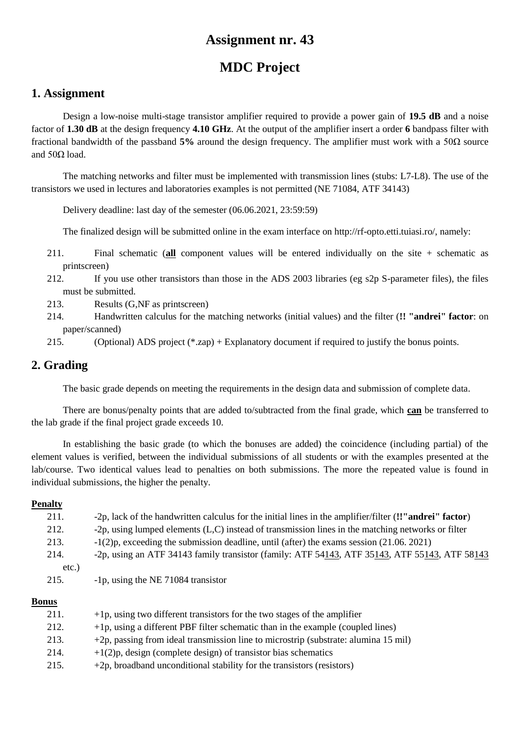# Assignment nr. 43

# MDC Project

## 1. Assignment

Design a low-noise multi-stage transistor amplifier required to provide a power gain of **19.5 dB** and a noise factor of **1.30 dB** at the design frequency **4.10 GHz**. At the output of the amplifier insert a order **6** bandpass filter with fractional bandwidth of the passband **5%** around the design frequency. The amplifier must work with a 50Ω source and 50Ω load.

The matching networks and filter must be implemented with transmission lines (stubs: L7-L8). The use of the transistors we used in lectures and laboratories examples is not permitted (NE 71084, ATF 34143)

Delivery deadline: last day of the semester (06.06.2021, 23:59:59)

The finalized design will be submitted online in the exam interface on http://rf-opto.etti.tuiasi.ro/, namely:

211. Final schematic (**<u>all</u>** component values will be entered individually on the site + schematic as printscreen)
212. If you use other transistors than those in the ADS 2003 libraries (eg s2p S-parameter files), the files must be submitted.
213. Results (G,NF as printscreen)
214. Handwritten calculus for the matching networks (initial values) and the filter (**!! "andrei" factor**: on paper/scanned)
215. (Optional) ADS project (*.zap) + Explanatory document if required to justify the bonus points.

## 2. Grading

The basic grade depends on meeting the requirements in the design data and submission of complete data.

There are bonus/penalty points that are added to/subtracted from the final grade, which **<u>can</u>** be transferred to the lab grade if the final project grade exceeds 10.

In establishing the basic grade (to which the bonuses are added) the coincidence (including partial) of the element values is verified, between the individual submissions of all students or with the examples presented at the lab/course. Two identical values lead to penalties on both submissions. The more the repeated value is found in individual submissions, the higher the penalty.

**<u>Penalty</u>**

211. -2p, lack of the handwritten calculus for the initial lines in the amplifier/filter (**!!"andrei" factor**)
212. -2p, using lumped elements (L,C) instead of transmission lines in the matching networks or filter
213. -1(2)p, exceeding the submission deadline, until (after) the exams session (21.06. 2021)
214. -2p, using an ATF 34143 family transistor (family: ATF 54<u>143</u>, ATF 35<u>143</u>, ATF 55<u>143</u>, ATF 58<u>143</u> etc.)
215. -1p, using the NE 71084 transistor

**<u>Bonus</u>**

211. +1p, using two different transistors for the two stages of the amplifier
212. +1p, using a different PBF filter schematic than in the example (coupled lines)
213. +2p, passing from ideal transmission line to microstrip (substrate: alumina 15 mil)
214. +1(2)p, design (complete design) of transistor bias schematics
215. +2p, broadband unconditional stability for the transistors (resistors)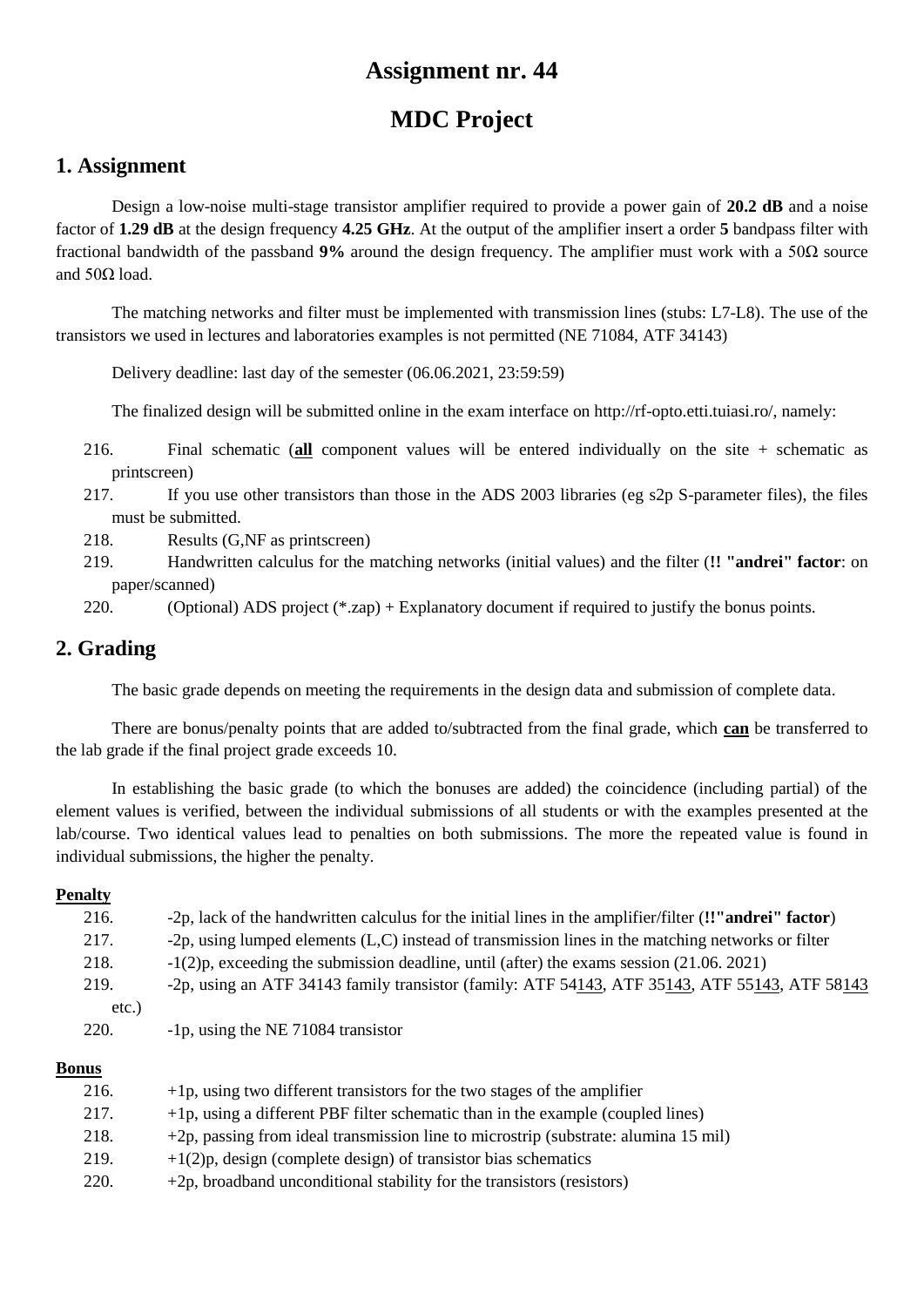# Assignment nr. 44

# MDC Project

## 1. Assignment

Design a low-noise multi-stage transistor amplifier required to provide a power gain of **20.2 dB** and a noise factor of **1.29 dB** at the design frequency **4.25 GHz**. At the output of the amplifier insert a order **5** bandpass filter with fractional bandwidth of the passband **9%** around the design frequency. The amplifier must work with a 50Ω source and 50Ω load.

The matching networks and filter must be implemented with transmission lines (stubs: L7-L8). The use of the transistors we used in lectures and laboratories examples is not permitted (NE 71084, ATF 34143)

Delivery deadline: last day of the semester (06.06.2021, 23:59:59)

The finalized design will be submitted online in the exam interface on http://rf-opto.etti.tuiasi.ro/, namely:

216. Final schematic (**<u>all</u>** component values will be entered individually on the site + schematic as printscreen)
217. If you use other transistors than those in the ADS 2003 libraries (eg s2p S-parameter files), the files must be submitted.
218. Results (G,NF as printscreen)
219. Handwritten calculus for the matching networks (initial values) and the filter (**!! "andrei" factor**: on paper/scanned)
220. (Optional) ADS project (*.zap) + Explanatory document if required to justify the bonus points.

## 2. Grading

The basic grade depends on meeting the requirements in the design data and submission of complete data.

There are bonus/penalty points that are added to/subtracted from the final grade, which **<u>can</u>** be transferred to the lab grade if the final project grade exceeds 10.

In establishing the basic grade (to which the bonuses are added) the coincidence (including partial) of the element values is verified, between the individual submissions of all students or with the examples presented at the lab/course. Two identical values lead to penalties on both submissions. The more the repeated value is found in individual submissions, the higher the penalty.

**<u>Penalty</u>**

216. -2p, lack of the handwritten calculus for the initial lines in the amplifier/filter (**!!"andrei" factor**)
217. -2p, using lumped elements (L,C) instead of transmission lines in the matching networks or filter
218. -1(2)p, exceeding the submission deadline, until (after) the exams session (21.06. 2021)
219. -2p, using an ATF 34143 family transistor (family: ATF 54<u>143</u>, ATF 35<u>143</u>, ATF 55<u>143</u>, ATF 58<u>143</u> etc.)
220. -1p, using the NE 71084 transistor

**<u>Bonus</u>**

216. +1p, using two different transistors for the two stages of the amplifier
217. +1p, using a different PBF filter schematic than in the example (coupled lines)
218. +2p, passing from ideal transmission line to microstrip (substrate: alumina 15 mil)
219. +1(2)p, design (complete design) of transistor bias schematics
220. +2p, broadband unconditional stability for the transistors (resistors)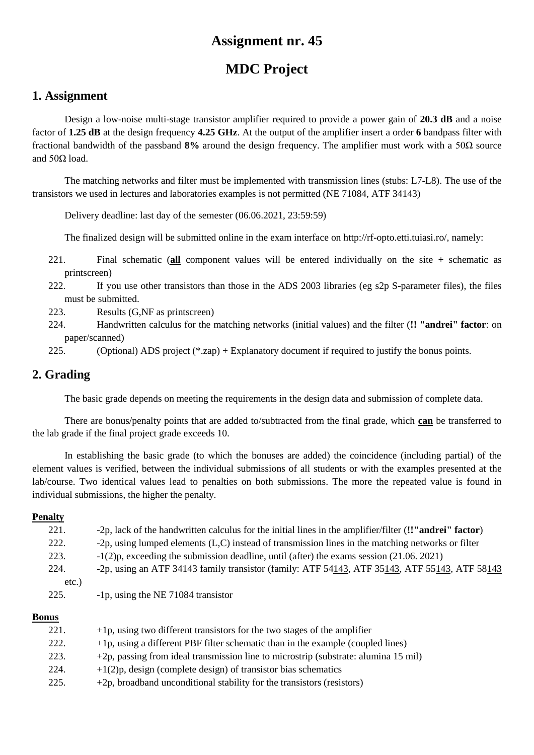# Assignment nr. 45

# MDC Project

## 1. Assignment

Design a low-noise multi-stage transistor amplifier required to provide a power gain of **20.3 dB** and a noise factor of **1.25 dB** at the design frequency **4.25 GHz**. At the output of the amplifier insert a order **6** bandpass filter with fractional bandwidth of the passband **8%** around the design frequency. The amplifier must work with a 50Ω source and 50Ω load.

The matching networks and filter must be implemented with transmission lines (stubs: L7-L8). The use of the transistors we used in lectures and laboratories examples is not permitted (NE 71084, ATF 34143)

Delivery deadline: last day of the semester (06.06.2021, 23:59:59)

The finalized design will be submitted online in the exam interface on http://rf-opto.etti.tuiasi.ro/, namely:

221. Final schematic (**<u>all</u>** component values will be entered individually on the site + schematic as printscreen)
222. If you use other transistors than those in the ADS 2003 libraries (eg s2p S-parameter files), the files must be submitted.
223. Results (G,NF as printscreen)
224. Handwritten calculus for the matching networks (initial values) and the filter (**!! "andrei" factor**: on paper/scanned)
225. (Optional) ADS project (*.zap) + Explanatory document if required to justify the bonus points.

## 2. Grading

The basic grade depends on meeting the requirements in the design data and submission of complete data.

There are bonus/penalty points that are added to/subtracted from the final grade, which **<u>can</u>** be transferred to the lab grade if the final project grade exceeds 10.

In establishing the basic grade (to which the bonuses are added) the coincidence (including partial) of the element values is verified, between the individual submissions of all students or with the examples presented at the lab/course. Two identical values lead to penalties on both submissions. The more the repeated value is found in individual submissions, the higher the penalty.

**<u>Penalty</u>**

221. -2p, lack of the handwritten calculus for the initial lines in the amplifier/filter (**!!"andrei" factor**)
222. -2p, using lumped elements (L,C) instead of transmission lines in the matching networks or filter
223. -1(2)p, exceeding the submission deadline, until (after) the exams session (21.06. 2021)
224. -2p, using an ATF 34143 family transistor (family: ATF 54<u>143</u>, ATF 35<u>143</u>, ATF 55<u>143</u>, ATF 58<u>143</u> etc.)
225. -1p, using the NE 71084 transistor

**<u>Bonus</u>**

221. +1p, using two different transistors for the two stages of the amplifier
222. +1p, using a different PBF filter schematic than in the example (coupled lines)
223. +2p, passing from ideal transmission line to microstrip (substrate: alumina 15 mil)
224. +1(2)p, design (complete design) of transistor bias schematics
225. +2p, broadband unconditional stability for the transistors (resistors)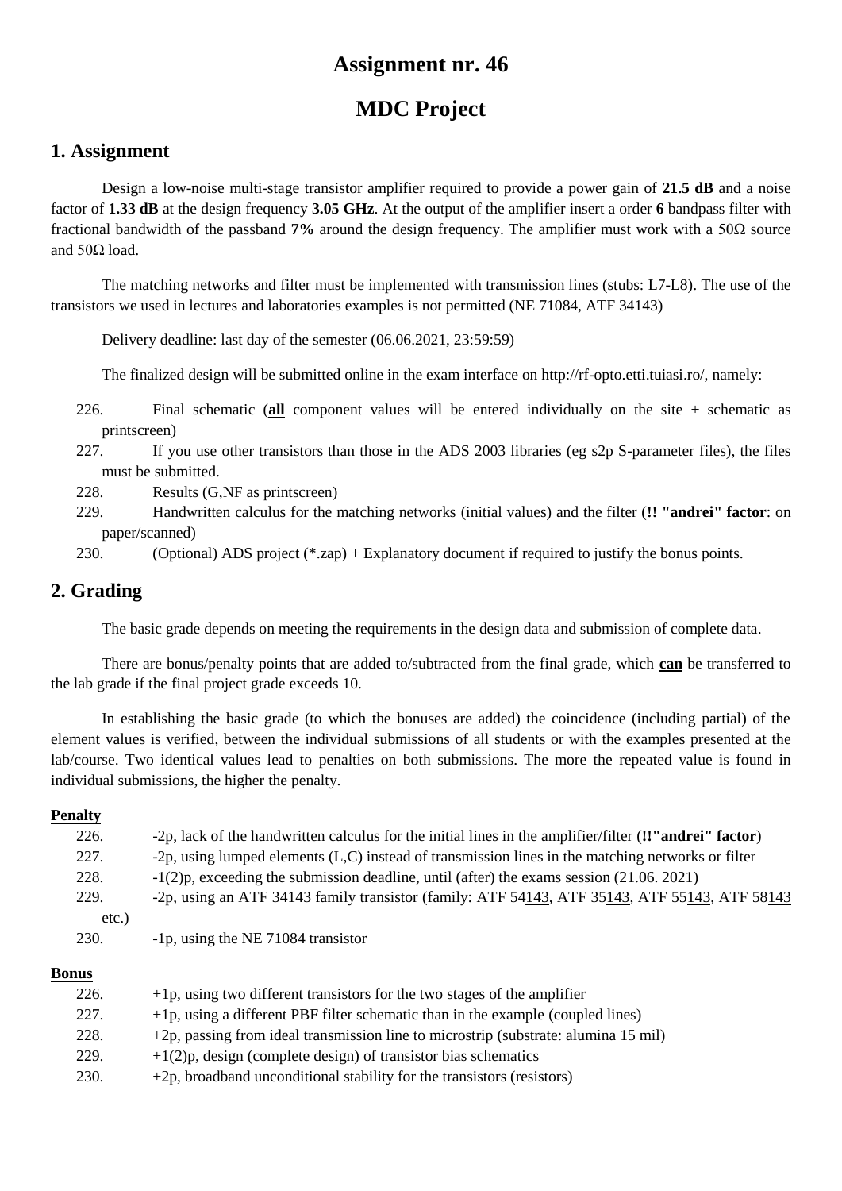# Assignment nr. 46

# MDC Project

## 1. Assignment

Design a low-noise multi-stage transistor amplifier required to provide a power gain of **21.5 dB** and a noise factor of **1.33 dB** at the design frequency **3.05 GHz**. At the output of the amplifier insert a order **6** bandpass filter with fractional bandwidth of the passband **7%** around the design frequency. The amplifier must work with a 50Ω source and 50Ω load.

The matching networks and filter must be implemented with transmission lines (stubs: L7-L8). The use of the transistors we used in lectures and laboratories examples is not permitted (NE 71084, ATF 34143)

Delivery deadline: last day of the semester (06.06.2021, 23:59:59)

The finalized design will be submitted online in the exam interface on http://rf-opto.etti.tuiasi.ro/, namely:

226. Final schematic (<u>**all**</u> component values will be entered individually on the site + schematic as printscreen)
227. If you use other transistors than those in the ADS 2003 libraries (eg s2p S-parameter files), the files must be submitted.
228. Results (G,NF as printscreen)
229. Handwritten calculus for the matching networks (initial values) and the filter (**!! "andrei" factor**: on paper/scanned)
230. (Optional) ADS project (*.zap) + Explanatory document if required to justify the bonus points.

## 2. Grading

The basic grade depends on meeting the requirements in the design data and submission of complete data.

There are bonus/penalty points that are added to/subtracted from the final grade, which <u>**can**</u> be transferred to the lab grade if the final project grade exceeds 10.

In establishing the basic grade (to which the bonuses are added) the coincidence (including partial) of the element values is verified, between the individual submissions of all students or with the examples presented at the lab/course. Two identical values lead to penalties on both submissions. The more the repeated value is found in individual submissions, the higher the penalty.

**<u>Penalty</u>**

226. -2p, lack of the handwritten calculus for the initial lines in the amplifier/filter (**!!"andrei" factor**)
227. -2p, using lumped elements (L,C) instead of transmission lines in the matching networks or filter
228. -1(2)p, exceeding the submission deadline, until (after) the exams session (21.06. 2021)
229. -2p, using an ATF 34143 family transistor (family: ATF 54<u>143</u>, ATF 35<u>143</u>, ATF 55<u>143</u>, ATF 58<u>143</u> etc.)
230. -1p, using the NE 71084 transistor

**<u>Bonus</u>**

226. +1p, using two different transistors for the two stages of the amplifier
227. +1p, using a different PBF filter schematic than in the example (coupled lines)
228. +2p, passing from ideal transmission line to microstrip (substrate: alumina 15 mil)
229. +1(2)p, design (complete design) of transistor bias schematics
230. +2p, broadband unconditional stability for the transistors (resistors)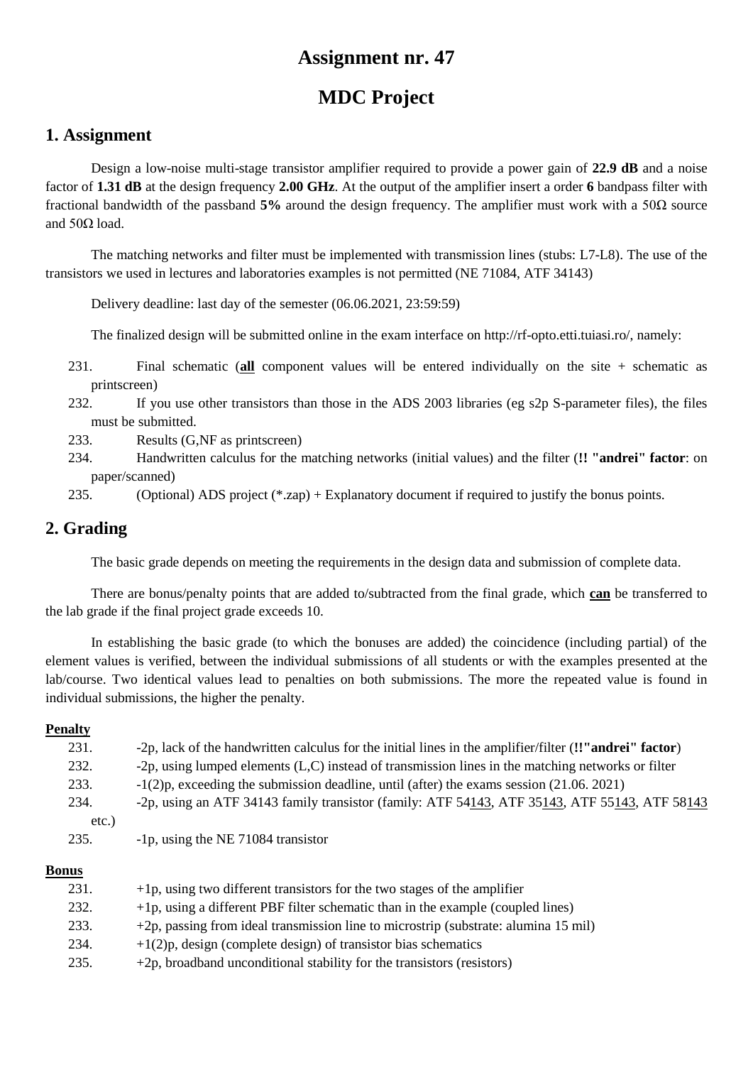# Assignment nr. 47

# MDC Project

## 1. Assignment

Design a low-noise multi-stage transistor amplifier required to provide a power gain of **22.9 dB** and a noise factor of **1.31 dB** at the design frequency **2.00 GHz**. At the output of the amplifier insert a order **6** bandpass filter with fractional bandwidth of the passband **5%** around the design frequency. The amplifier must work with a 50Ω source and 50Ω load.

The matching networks and filter must be implemented with transmission lines (stubs: L7-L8). The use of the transistors we used in lectures and laboratories examples is not permitted (NE 71084, ATF 34143)

Delivery deadline: last day of the semester (06.06.2021, 23:59:59)

The finalized design will be submitted online in the exam interface on http://rf-opto.etti.tuiasi.ro/, namely:

231. Final schematic (**<u>all</u>** component values will be entered individually on the site + schematic as printscreen)
232. If you use other transistors than those in the ADS 2003 libraries (eg s2p S-parameter files), the files must be submitted.
233. Results (G,NF as printscreen)
234. Handwritten calculus for the matching networks (initial values) and the filter (**!! "andrei" factor**: on paper/scanned)
235. (Optional) ADS project (*.zap) + Explanatory document if required to justify the bonus points.

## 2. Grading

The basic grade depends on meeting the requirements in the design data and submission of complete data.

There are bonus/penalty points that are added to/subtracted from the final grade, which **<u>can</u>** be transferred to the lab grade if the final project grade exceeds 10.

In establishing the basic grade (to which the bonuses are added) the coincidence (including partial) of the element values is verified, between the individual submissions of all students or with the examples presented at the lab/course. Two identical values lead to penalties on both submissions. The more the repeated value is found in individual submissions, the higher the penalty.

**<u>Penalty</u>**

231. -2p, lack of the handwritten calculus for the initial lines in the amplifier/filter (**!!"andrei" factor**)
232. -2p, using lumped elements (L,C) instead of transmission lines in the matching networks or filter
233. -1(2)p, exceeding the submission deadline, until (after) the exams session (21.06. 2021)
234. -2p, using an ATF 34143 family transistor (family: ATF 54<u>143</u>, ATF 35<u>143</u>, ATF 55<u>143</u>, ATF 58<u>143</u> etc.)
235. -1p, using the NE 71084 transistor

**<u>Bonus</u>**

231. +1p, using two different transistors for the two stages of the amplifier
232. +1p, using a different PBF filter schematic than in the example (coupled lines)
233. +2p, passing from ideal transmission line to microstrip (substrate: alumina 15 mil)
234. +1(2)p, design (complete design) of transistor bias schematics
235. +2p, broadband unconditional stability for the transistors (resistors)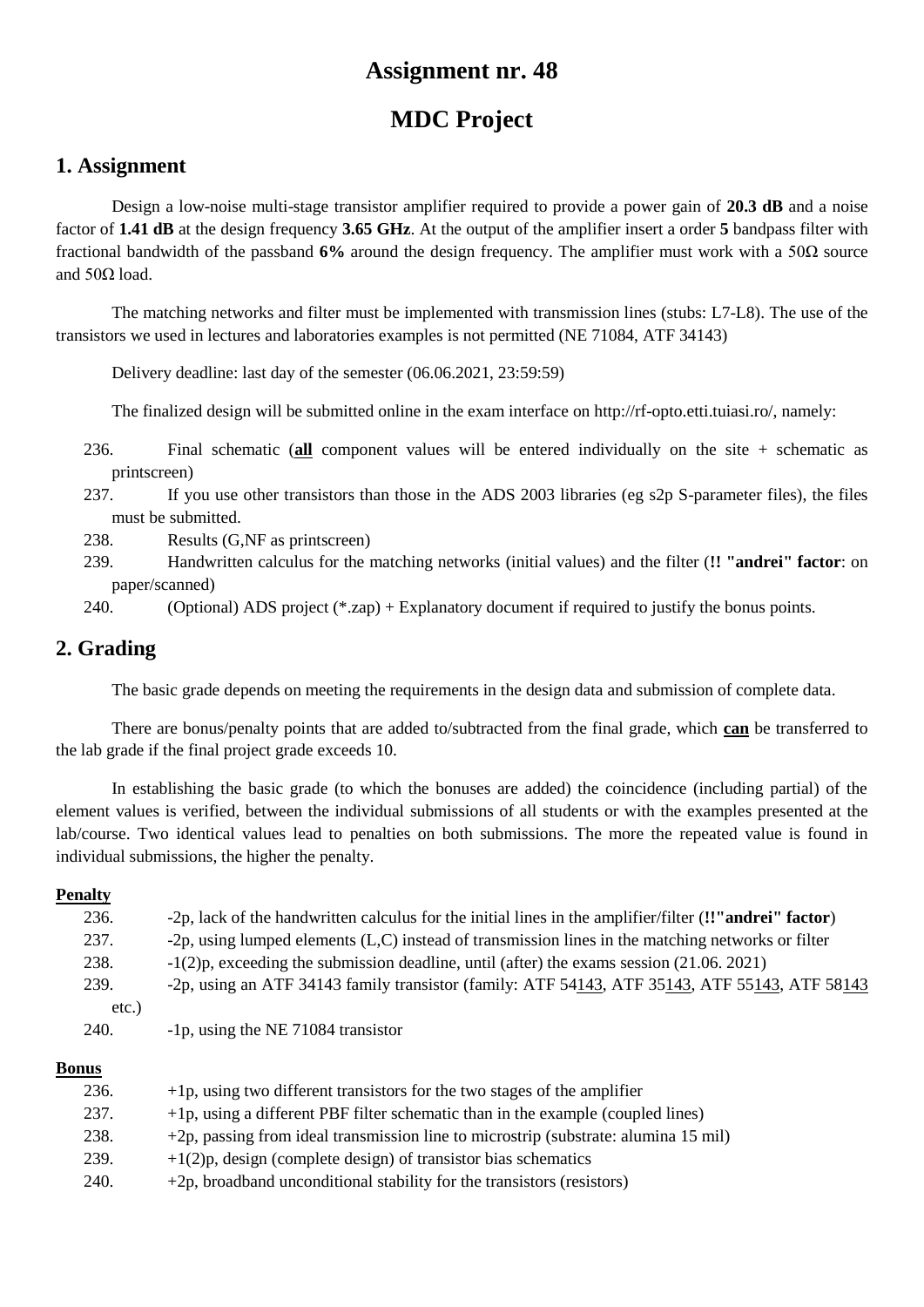# Assignment nr. 48

# MDC Project

## 1. Assignment

Design a low-noise multi-stage transistor amplifier required to provide a power gain of **20.3 dB** and a noise factor of **1.41 dB** at the design frequency **3.65 GHz**. At the output of the amplifier insert a order **5** bandpass filter with fractional bandwidth of the passband **6%** around the design frequency. The amplifier must work with a 50Ω source and 50Ω load.

The matching networks and filter must be implemented with transmission lines (stubs: L7-L8). The use of the transistors we used in lectures and laboratories examples is not permitted (NE 71084, ATF 34143)

Delivery deadline: last day of the semester (06.06.2021, 23:59:59)

The finalized design will be submitted online in the exam interface on http://rf-opto.etti.tuiasi.ro/, namely:

236. Final schematic (**all** component values will be entered individually on the site + schematic as printscreen)
237. If you use other transistors than those in the ADS 2003 libraries (eg s2p S-parameter files), the files must be submitted.
238. Results (G,NF as printscreen)
239. Handwritten calculus for the matching networks (initial values) and the filter (**!! "andrei" factor**: on paper/scanned)
240. (Optional) ADS project (*.zap) + Explanatory document if required to justify the bonus points.

## 2. Grading

The basic grade depends on meeting the requirements in the design data and submission of complete data.

There are bonus/penalty points that are added to/subtracted from the final grade, which **can** be transferred to the lab grade if the final project grade exceeds 10.

In establishing the basic grade (to which the bonuses are added) the coincidence (including partial) of the element values is verified, between the individual submissions of all students or with the examples presented at the lab/course. Two identical values lead to penalties on both submissions. The more the repeated value is found in individual submissions, the higher the penalty.

**Penalty**

236. -2p, lack of the handwritten calculus for the initial lines in the amplifier/filter (**!!"andrei" factor**)
237. -2p, using lumped elements (L,C) instead of transmission lines in the matching networks or filter
238. -1(2)p, exceeding the submission deadline, until (after) the exams session (21.06. 2021)
239. -2p, using an ATF 34143 family transistor (family: ATF 54143, ATF 35143, ATF 55143, ATF 58143 etc.)
240. -1p, using the NE 71084 transistor

**Bonus**

236. +1p, using two different transistors for the two stages of the amplifier
237. +1p, using a different PBF filter schematic than in the example (coupled lines)
238. +2p, passing from ideal transmission line to microstrip (substrate: alumina 15 mil)
239. +1(2)p, design (complete design) of transistor bias schematics
240. +2p, broadband unconditional stability for the transistors (resistors)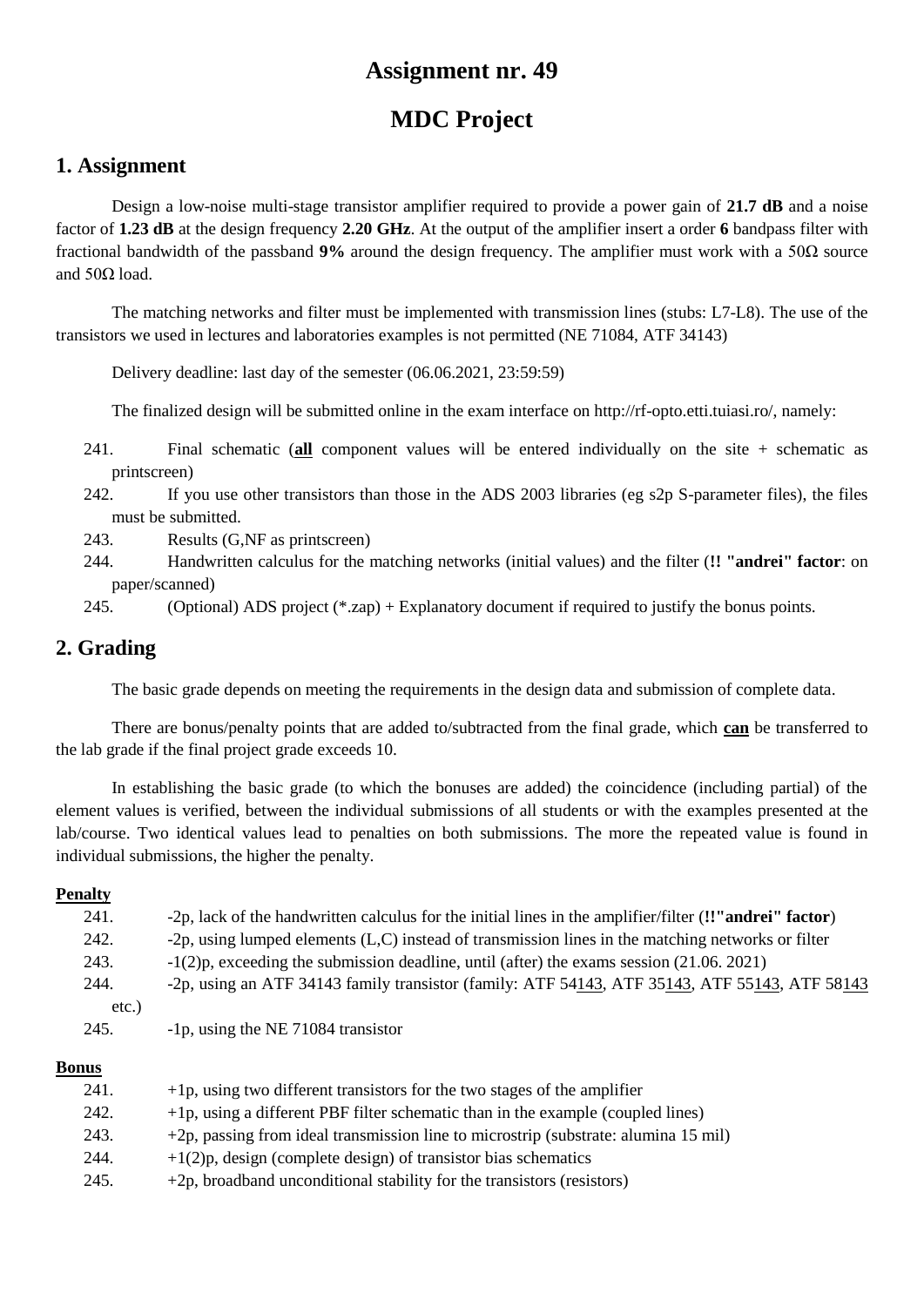# Assignment nr. 49

# MDC Project

## 1. Assignment

Design a low-noise multi-stage transistor amplifier required to provide a power gain of **21.7 dB** and a noise factor of **1.23 dB** at the design frequency **2.20 GHz**. At the output of the amplifier insert a order **6** bandpass filter with fractional bandwidth of the passband **9%** around the design frequency. The amplifier must work with a 50Ω source and 50Ω load.

The matching networks and filter must be implemented with transmission lines (stubs: L7-L8). The use of the transistors we used in lectures and laboratories examples is not permitted (NE 71084, ATF 34143)

Delivery deadline: last day of the semester (06.06.2021, 23:59:59)

The finalized design will be submitted online in the exam interface on http://rf-opto.etti.tuiasi.ro/, namely:

241. Final schematic (**all** component values will be entered individually on the site + schematic as printscreen)
242. If you use other transistors than those in the ADS 2003 libraries (eg s2p S-parameter files), the files must be submitted.
243. Results (G,NF as printscreen)
244. Handwritten calculus for the matching networks (initial values) and the filter (**!! "andrei" factor**: on paper/scanned)
245. (Optional) ADS project (*.zap) + Explanatory document if required to justify the bonus points.

## 2. Grading

The basic grade depends on meeting the requirements in the design data and submission of complete data.

There are bonus/penalty points that are added to/subtracted from the final grade, which **can** be transferred to the lab grade if the final project grade exceeds 10.

In establishing the basic grade (to which the bonuses are added) the coincidence (including partial) of the element values is verified, between the individual submissions of all students or with the examples presented at the lab/course. Two identical values lead to penalties on both submissions. The more the repeated value is found in individual submissions, the higher the penalty.

**Penalty**

241. -2p, lack of the handwritten calculus for the initial lines in the amplifier/filter (**!!"andrei" factor**)
242. -2p, using lumped elements (L,C) instead of transmission lines in the matching networks or filter
243. -1(2)p, exceeding the submission deadline, until (after) the exams session (21.06. 2021)
244. -2p, using an ATF 34143 family transistor (family: ATF 54143, ATF 35143, ATF 55143, ATF 58143 etc.)
245. -1p, using the NE 71084 transistor

**Bonus**

241. +1p, using two different transistors for the two stages of the amplifier
242. +1p, using a different PBF filter schematic than in the example (coupled lines)
243. +2p, passing from ideal transmission line to microstrip (substrate: alumina 15 mil)
244. +1(2)p, design (complete design) of transistor bias schematics
245. +2p, broadband unconditional stability for the transistors (resistors)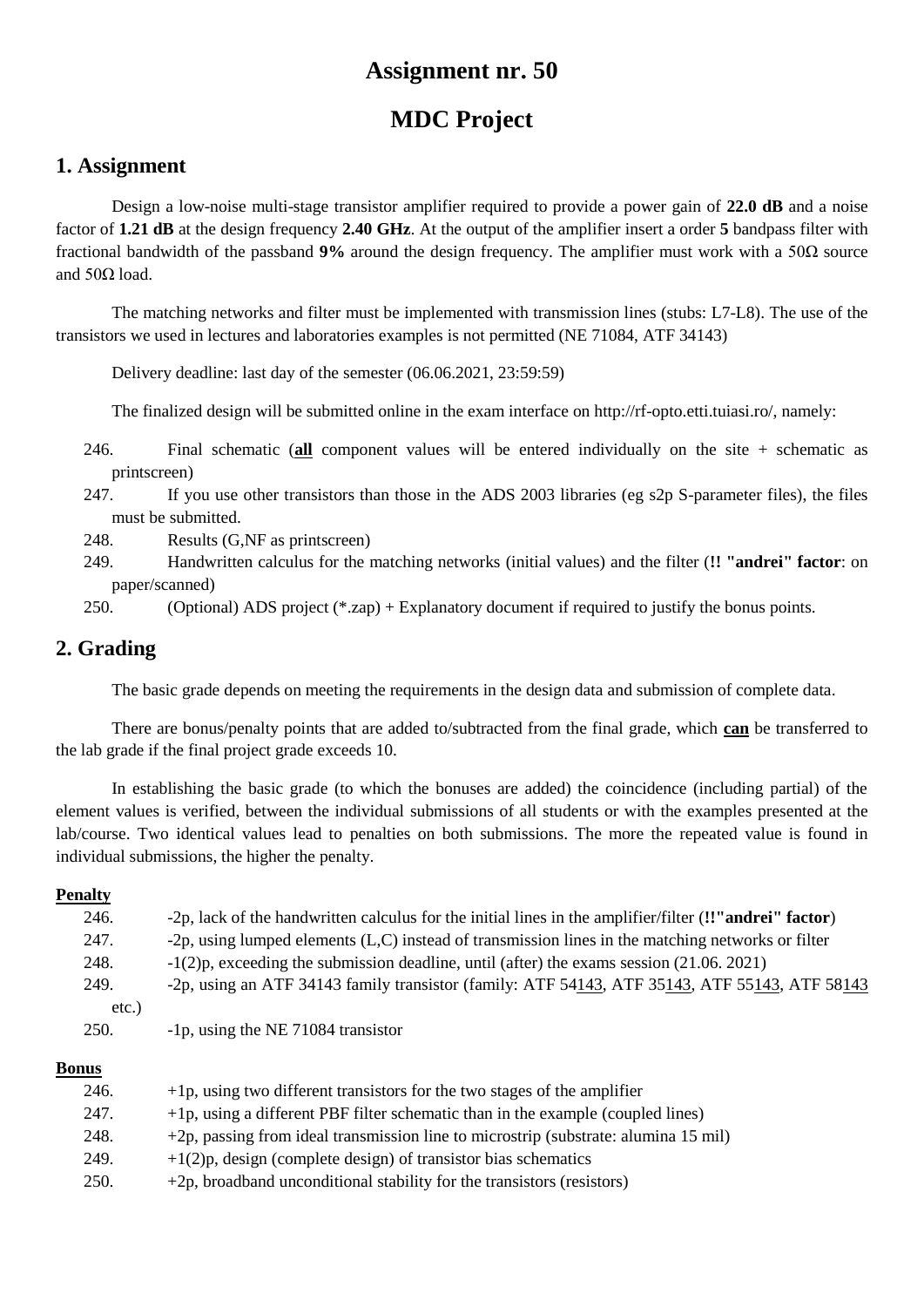# Assignment nr. 50

# MDC Project

## 1. Assignment

Design a low-noise multi-stage transistor amplifier required to provide a power gain of **22.0 dB** and a noise factor of **1.21 dB** at the design frequency **2.40 GHz**. At the output of the amplifier insert a order **5** bandpass filter with fractional bandwidth of the passband **9%** around the design frequency. The amplifier must work with a 50Ω source and 50Ω load.

The matching networks and filter must be implemented with transmission lines (stubs: L7-L8). The use of the transistors we used in lectures and laboratories examples is not permitted (NE 71084, ATF 34143)

Delivery deadline: last day of the semester (06.06.2021, 23:59:59)

The finalized design will be submitted online in the exam interface on http://rf-opto.etti.tuiasi.ro/, namely:

246. Final schematic (<u>**all**</u> component values will be entered individually on the site + schematic as printscreen)
247. If you use other transistors than those in the ADS 2003 libraries (eg s2p S-parameter files), the files must be submitted.
248. Results (G,NF as printscreen)
249. Handwritten calculus for the matching networks (initial values) and the filter (**!! "andrei" factor**: on paper/scanned)
250. (Optional) ADS project (*.zap) + Explanatory document if required to justify the bonus points.

## 2. Grading

The basic grade depends on meeting the requirements in the design data and submission of complete data.

There are bonus/penalty points that are added to/subtracted from the final grade, which <u>**can**</u> be transferred to the lab grade if the final project grade exceeds 10.

In establishing the basic grade (to which the bonuses are added) the coincidence (including partial) of the element values is verified, between the individual submissions of all students or with the examples presented at the lab/course. Two identical values lead to penalties on both submissions. The more the repeated value is found in individual submissions, the higher the penalty.

<u>**Penalty**</u>

246. -2p, lack of the handwritten calculus for the initial lines in the amplifier/filter (**!!"andrei" factor**)
247. -2p, using lumped elements (L,C) instead of transmission lines in the matching networks or filter
248. -1(2)p, exceeding the submission deadline, until (after) the exams session (21.06. 2021)
249. -2p, using an ATF 34143 family transistor (family: ATF 54<u>143</u>, ATF 35<u>143</u>, ATF 55<u>143</u>, ATF 58<u>143</u> etc.)
250. -1p, using the NE 71084 transistor

<u>**Bonus**</u>

246. +1p, using two different transistors for the two stages of the amplifier
247. +1p, using a different PBF filter schematic than in the example (coupled lines)
248. +2p, passing from ideal transmission line to microstrip (substrate: alumina 15 mil)
249. +1(2)p, design (complete design) of transistor bias schematics
250. +2p, broadband unconditional stability for the transistors (resistors)